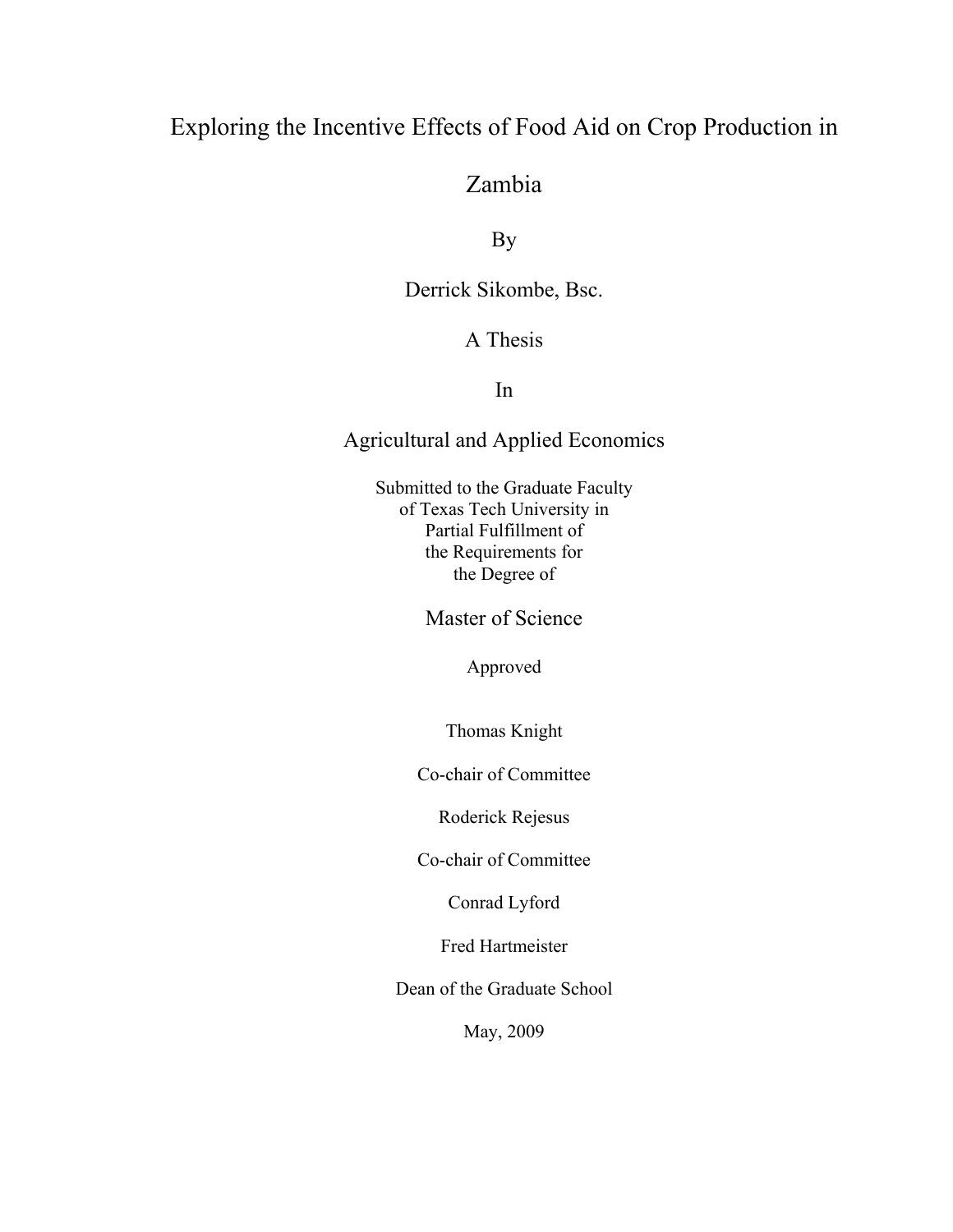# Exploring the Incentive Effects of Food Aid on Crop Production in Zambia

By

Derrick Sikombe, Bsc.

A Thesis

In

Agricultural and Applied Economics

Submitted to the Graduate Faculty
of Texas Tech University in
Partial Fulfillment of
the Requirements for
the Degree of

Master of Science

Approved

Thomas Knight

Co-chair of Committee

Roderick Rejesus

Co-chair of Committee

Conrad Lyford

Fred Hartmeister

Dean of the Graduate School

May, 2009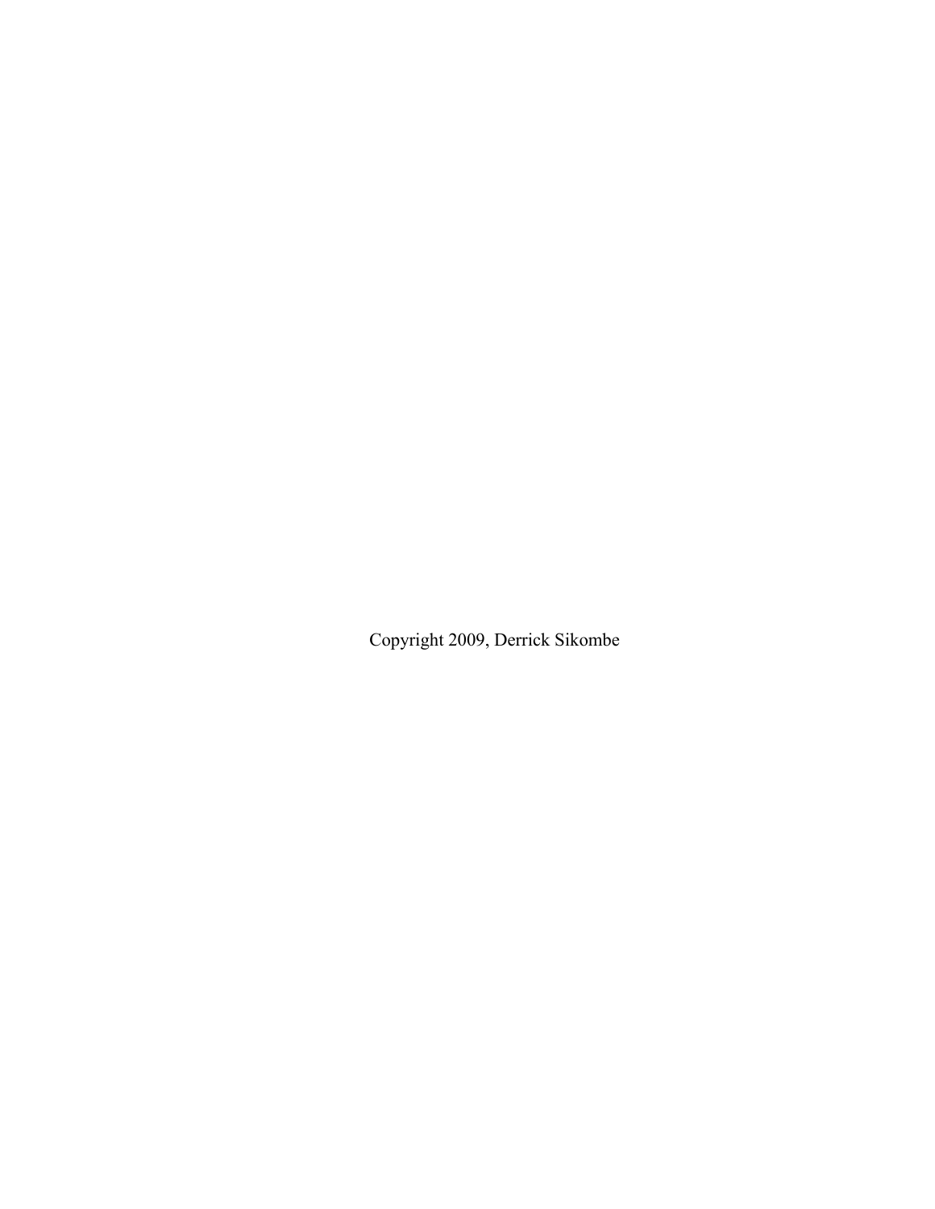Copyright 2009, Derrick Sikombe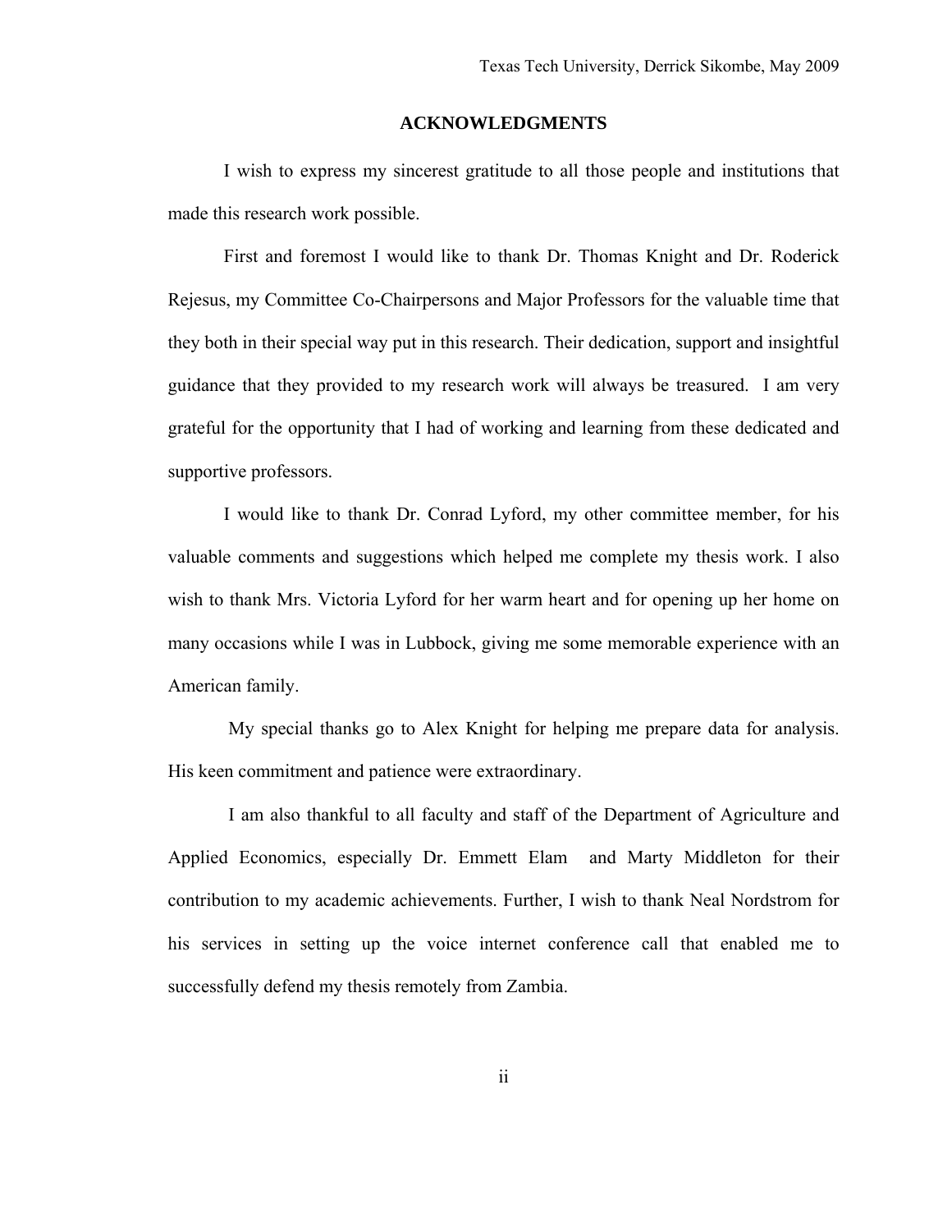## ACKNOWLEDGMENTS

I wish to express my sincerest gratitude to all those people and institutions that made this research work possible.

First and foremost I would like to thank Dr. Thomas Knight and Dr. Roderick Rejesus, my Committee Co-Chairpersons and Major Professors for the valuable time that they both in their special way put in this research. Their dedication, support and insightful guidance that they provided to my research work will always be treasured. I am very grateful for the opportunity that I had of working and learning from these dedicated and supportive professors.

I would like to thank Dr. Conrad Lyford, my other committee member, for his valuable comments and suggestions which helped me complete my thesis work. I also wish to thank Mrs. Victoria Lyford for her warm heart and for opening up her home on many occasions while I was in Lubbock, giving me some memorable experience with an American family.

My special thanks go to Alex Knight for helping me prepare data for analysis. His keen commitment and patience were extraordinary.

I am also thankful to all faculty and staff of the Department of Agriculture and Applied Economics, especially Dr. Emmett Elam and Marty Middleton for their contribution to my academic achievements. Further, I wish to thank Neal Nordstrom for his services in setting up the voice internet conference call that enabled me to successfully defend my thesis remotely from Zambia.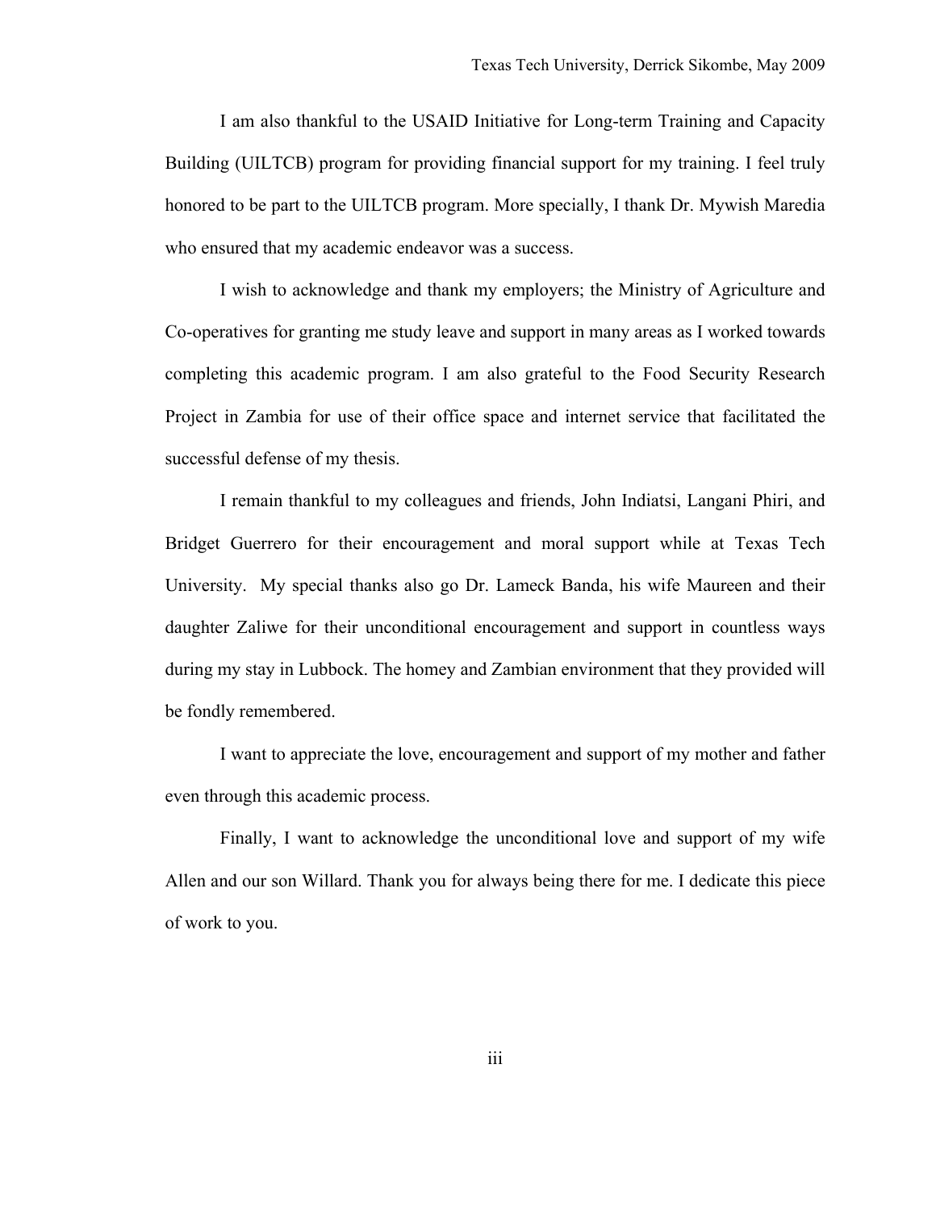I am also thankful to the USAID Initiative for Long-term Training and Capacity Building (UILTCB) program for providing financial support for my training. I feel truly honored to be part to the UILTCB program. More specially, I thank Dr. Mywish Maredia who ensured that my academic endeavor was a success.

I wish to acknowledge and thank my employers; the Ministry of Agriculture and Co-operatives for granting me study leave and support in many areas as I worked towards completing this academic program. I am also grateful to the Food Security Research Project in Zambia for use of their office space and internet service that facilitated the successful defense of my thesis.

I remain thankful to my colleagues and friends, John Indiatsi, Langani Phiri, and Bridget Guerrero for their encouragement and moral support while at Texas Tech University. My special thanks also go Dr. Lameck Banda, his wife Maureen and their daughter Zaliwe for their unconditional encouragement and support in countless ways during my stay in Lubbock. The homey and Zambian environment that they provided will be fondly remembered.

I want to appreciate the love, encouragement and support of my mother and father even through this academic process.

Finally, I want to acknowledge the unconditional love and support of my wife Allen and our son Willard. Thank you for always being there for me. I dedicate this piece of work to you.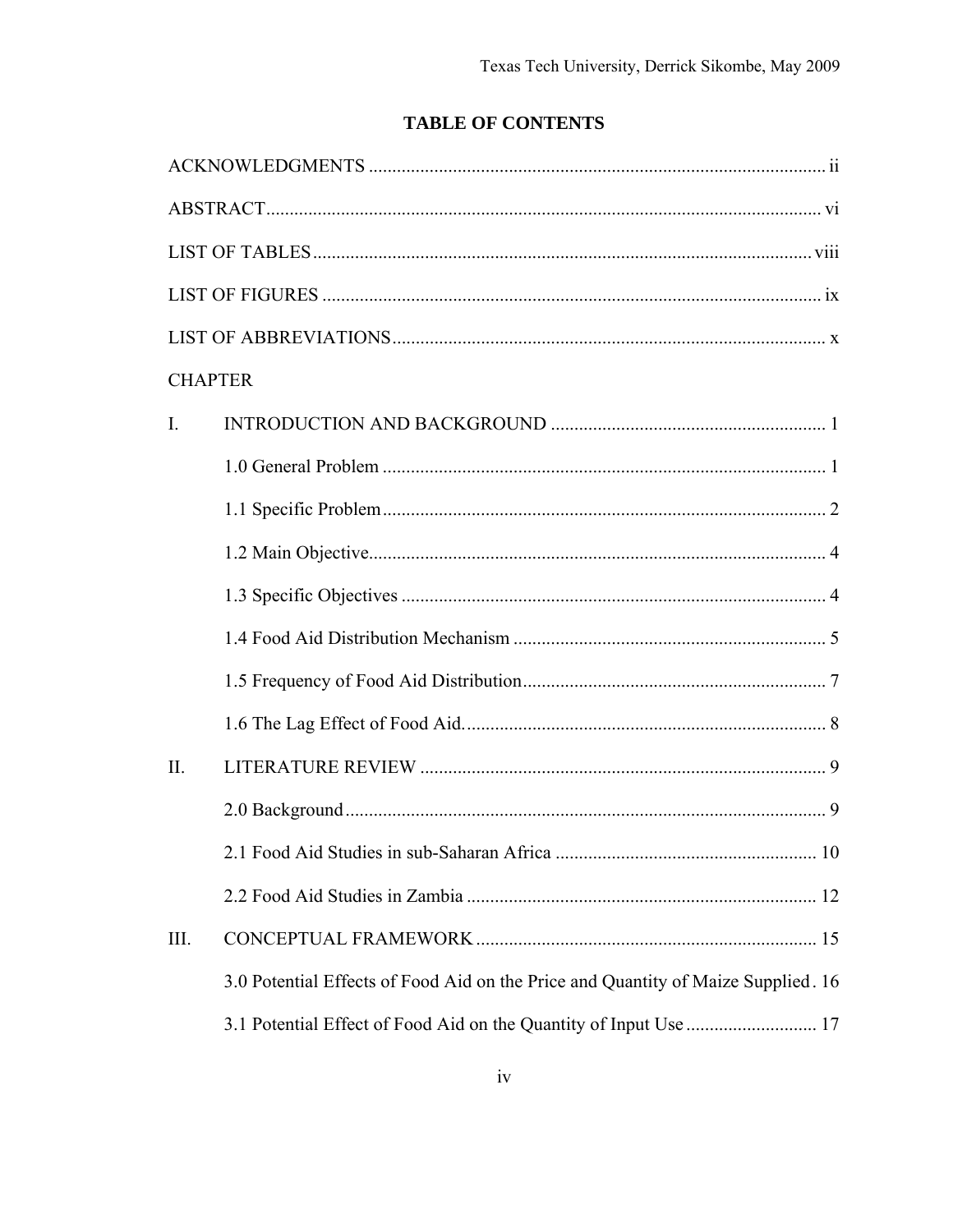# TABLE OF CONTENTS

ACKNOWLEDGMENTS ..... ii

ABSTRACT ..... vi

LIST OF TABLES ..... viii

LIST OF FIGURES ..... ix

LIST OF ABBREVIATIONS ..... x

CHAPTER

I. INTRODUCTION AND BACKGROUND ..... 1

- 1.0 General Problem ..... 1
- 1.1 Specific Problem ..... 2
- 1.2 Main Objective ..... 4
- 1.3 Specific Objectives ..... 4
- 1.4 Food Aid Distribution Mechanism ..... 5
- 1.5 Frequency of Food Aid Distribution ..... 7
- 1.6 The Lag Effect of Food Aid. ..... 8

II. LITERATURE REVIEW ..... 9

- 2.0 Background ..... 9
- 2.1 Food Aid Studies in sub-Saharan Africa ..... 10
- 2.2 Food Aid Studies in Zambia ..... 12

III. CONCEPTUAL FRAMEWORK ..... 15

- 3.0 Potential Effects of Food Aid on the Price and Quantity of Maize Supplied. 16
- 3.1 Potential Effect of Food Aid on the Quantity of Input Use ..... 17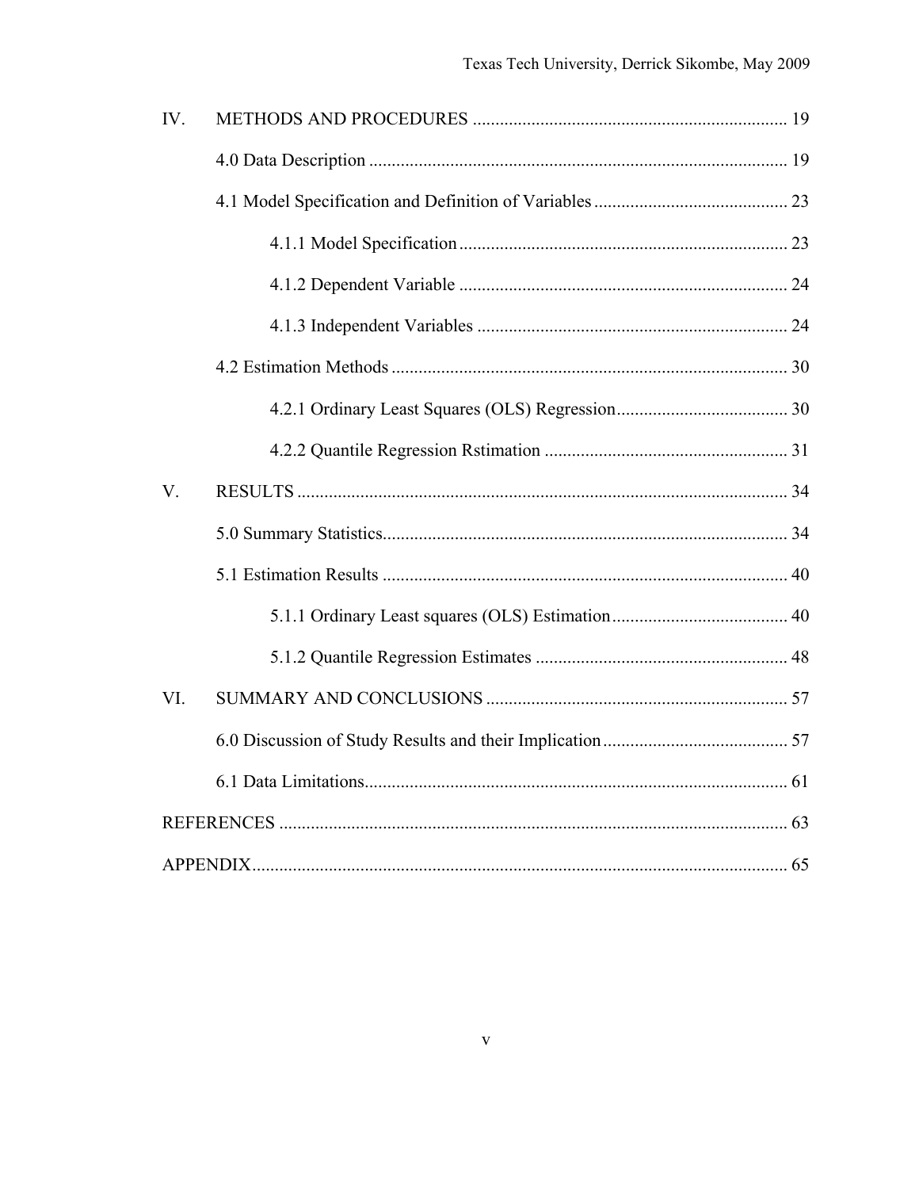IV. METHODS AND PROCEDURES ..................................................................... 19

4.0 Data Description ............................................................................................ 19

4.1 Model Specification and Definition of Variables ........................................... 23

4.1.1 Model Specification ......................................................................... 23

4.1.2 Dependent Variable ......................................................................... 24

4.1.3 Independent Variables ..................................................................... 24

4.2 Estimation Methods ....................................................................................... 30

4.2.1 Ordinary Least Squares (OLS) Regression ...................................... 30

4.2.2 Quantile Regression Rstimation ...................................................... 31

V. RESULTS ............................................................................................................ 34

5.0 Summary Statistics ......................................................................................... 34

5.1 Estimation Results ......................................................................................... 40

5.1.1 Ordinary Least squares (OLS) Estimation ....................................... 40

5.1.2 Quantile Regression Estimates ........................................................ 48

VI. SUMMARY AND CONCLUSIONS .................................................................. 57

6.0 Discussion of Study Results and their Implication ......................................... 57

6.1 Data Limitations ............................................................................................. 61

REFERENCES ................................................................................................................ 63

APPENDIX ...................................................................................................................... 65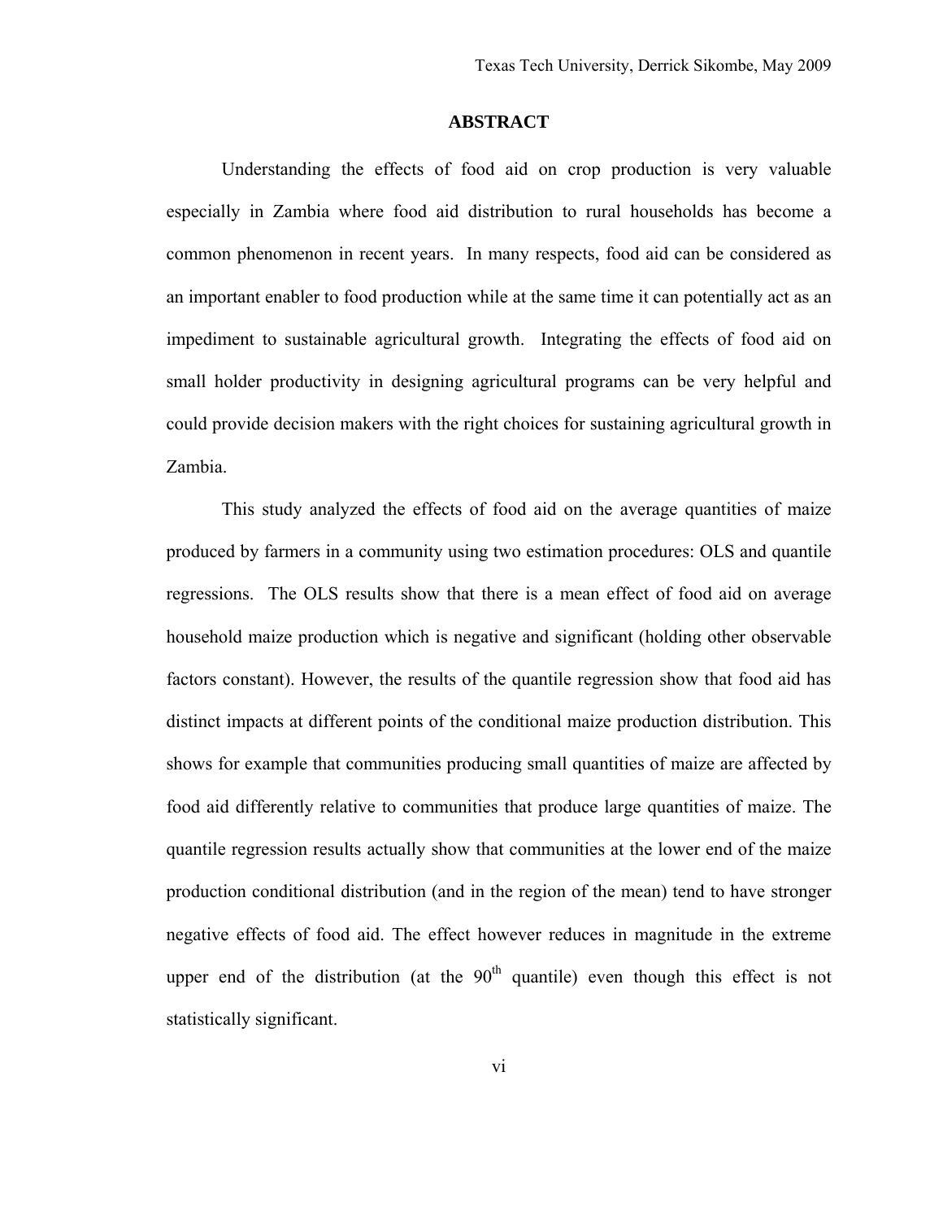## ABSTRACT

Understanding the effects of food aid on crop production is very valuable especially in Zambia where food aid distribution to rural households has become a common phenomenon in recent years. In many respects, food aid can be considered as an important enabler to food production while at the same time it can potentially act as an impediment to sustainable agricultural growth. Integrating the effects of food aid on small holder productivity in designing agricultural programs can be very helpful and could provide decision makers with the right choices for sustaining agricultural growth in Zambia.

This study analyzed the effects of food aid on the average quantities of maize produced by farmers in a community using two estimation procedures: OLS and quantile regressions. The OLS results show that there is a mean effect of food aid on average household maize production which is negative and significant (holding other observable factors constant). However, the results of the quantile regression show that food aid has distinct impacts at different points of the conditional maize production distribution. This shows for example that communities producing small quantities of maize are affected by food aid differently relative to communities that produce large quantities of maize. The quantile regression results actually show that communities at the lower end of the maize production conditional distribution (and in the region of the mean) tend to have stronger negative effects of food aid. The effect however reduces in magnitude in the extreme upper end of the distribution (at the 90th quantile) even though this effect is not statistically significant.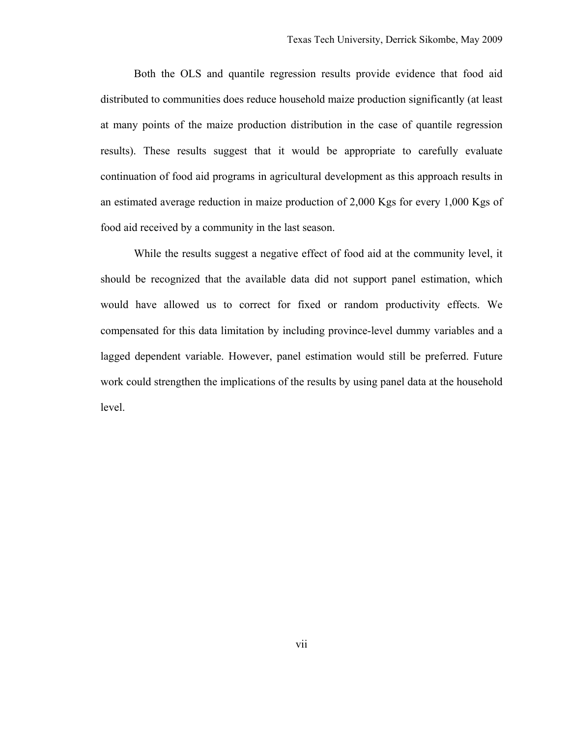Both the OLS and quantile regression results provide evidence that food aid distributed to communities does reduce household maize production significantly (at least at many points of the maize production distribution in the case of quantile regression results). These results suggest that it would be appropriate to carefully evaluate continuation of food aid programs in agricultural development as this approach results in an estimated average reduction in maize production of 2,000 Kgs for every 1,000 Kgs of food aid received by a community in the last season.

While the results suggest a negative effect of food aid at the community level, it should be recognized that the available data did not support panel estimation, which would have allowed us to correct for fixed or random productivity effects. We compensated for this data limitation by including province-level dummy variables and a lagged dependent variable. However, panel estimation would still be preferred. Future work could strengthen the implications of the results by using panel data at the household level.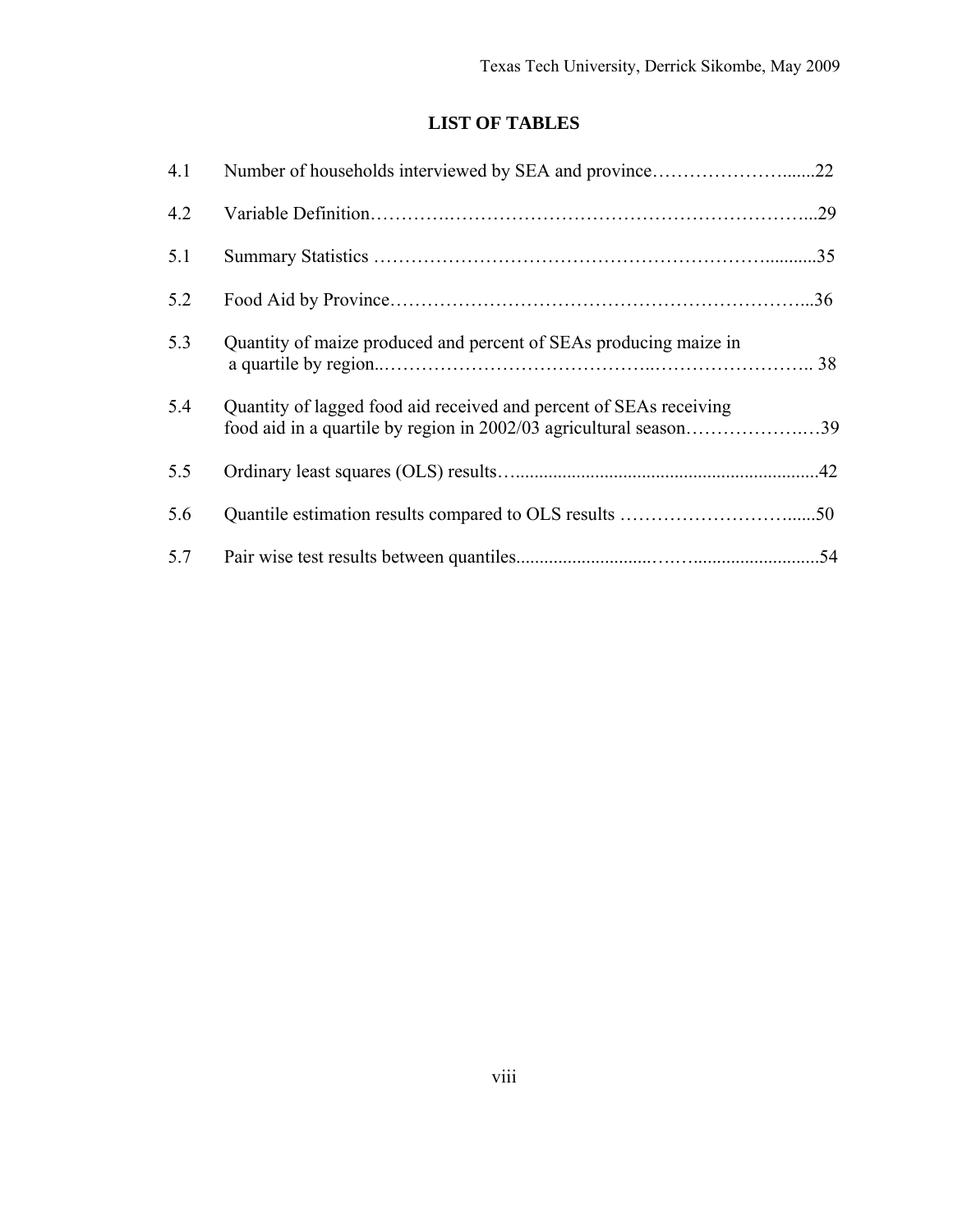## LIST OF TABLES

| | | |
|---|---|---|
| 4.1 | Number of households interviewed by SEA and province | 22 |
| 4.2 | Variable Definition | 29 |
| 5.1 | Summary Statistics | 35 |
| 5.2 | Food Aid by Province | 36 |
| 5.3 | Quantity of maize produced and percent of SEAs producing maize in a quartile by region | 38 |
| 5.4 | Quantity of lagged food aid received and percent of SEAs receiving food aid in a quartile by region in 2002/03 agricultural season | 39 |
| 5.5 | Ordinary least squares (OLS) results | 42 |
| 5.6 | Quantile estimation results compared to OLS results | 50 |
| 5.7 | Pair wise test results between quantiles | 54 |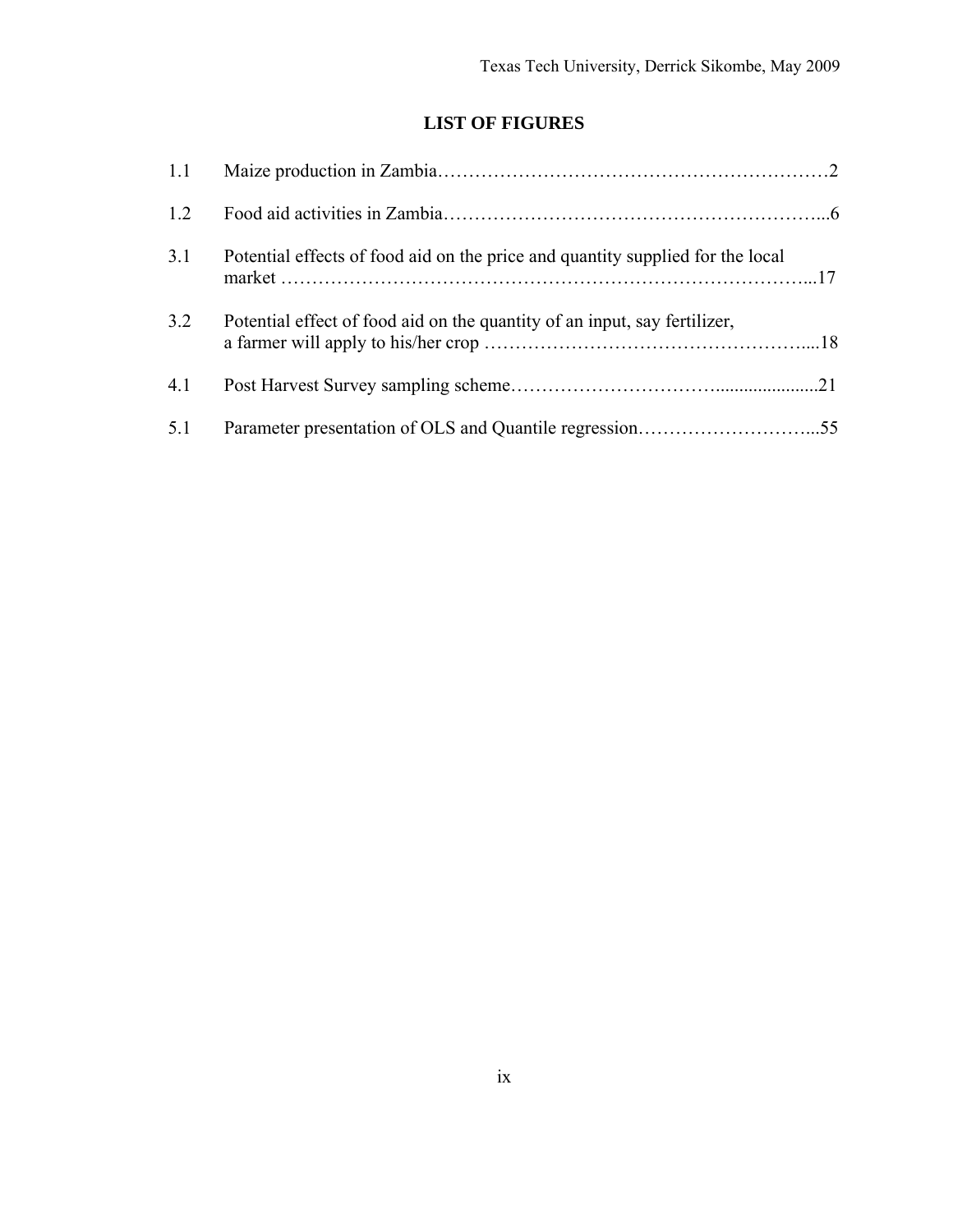# LIST OF FIGURES

| | | |
|---|---|---|
| 1.1 | Maize production in Zambia | 2 |
| 1.2 | Food aid activities in Zambia | 6 |
| 3.1 | Potential effects of food aid on the price and quantity supplied for the local market | 17 |
| 3.2 | Potential effect of food aid on the quantity of an input, say fertilizer, a farmer will apply to his/her crop | 18 |
| 4.1 | Post Harvest Survey sampling scheme | 21 |
| 5.1 | Parameter presentation of OLS and Quantile regression | 55 |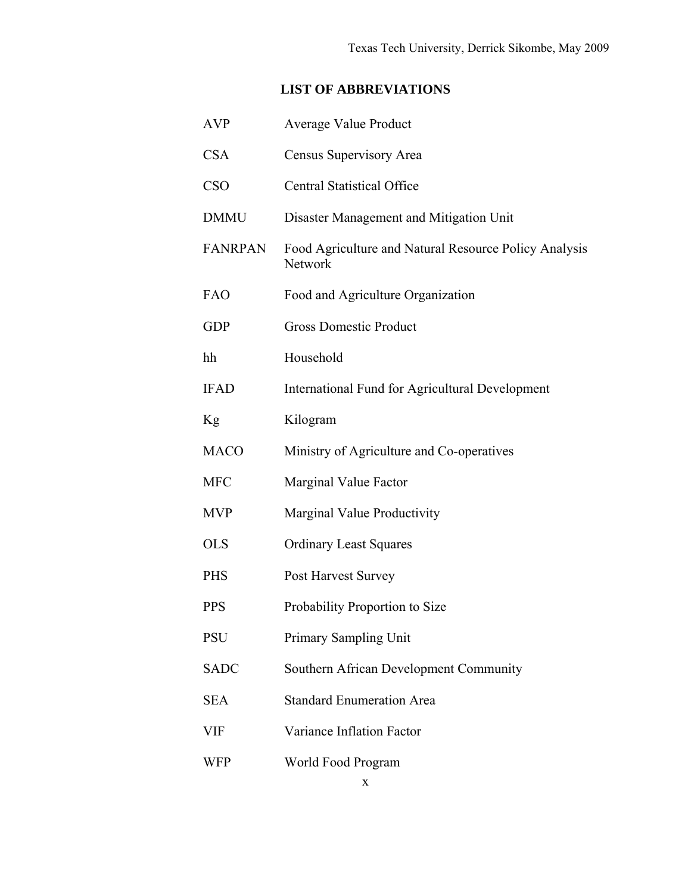# LIST OF ABBREVIATIONS

| | |
|---|---|
| AVP | Average Value Product |
| CSA | Census Supervisory Area |
| CSO | Central Statistical Office |
| DMMU | Disaster Management and Mitigation Unit |
| FANRPAN | Food Agriculture and Natural Resource Policy Analysis Network |
| FAO | Food and Agriculture Organization |
| GDP | Gross Domestic Product |
| hh | Household |
| IFAD | International Fund for Agricultural Development |
| Kg | Kilogram |
| MACO | Ministry of Agriculture and Co-operatives |
| MFC | Marginal Value Factor |
| MVP | Marginal Value Productivity |
| OLS | Ordinary Least Squares |
| PHS | Post Harvest Survey |
| PPS | Probability Proportion to Size |
| PSU | Primary Sampling Unit |
| SADC | Southern African Development Community |
| SEA | Standard Enumeration Area |
| VIF | Variance Inflation Factor |
| WFP | World Food Program |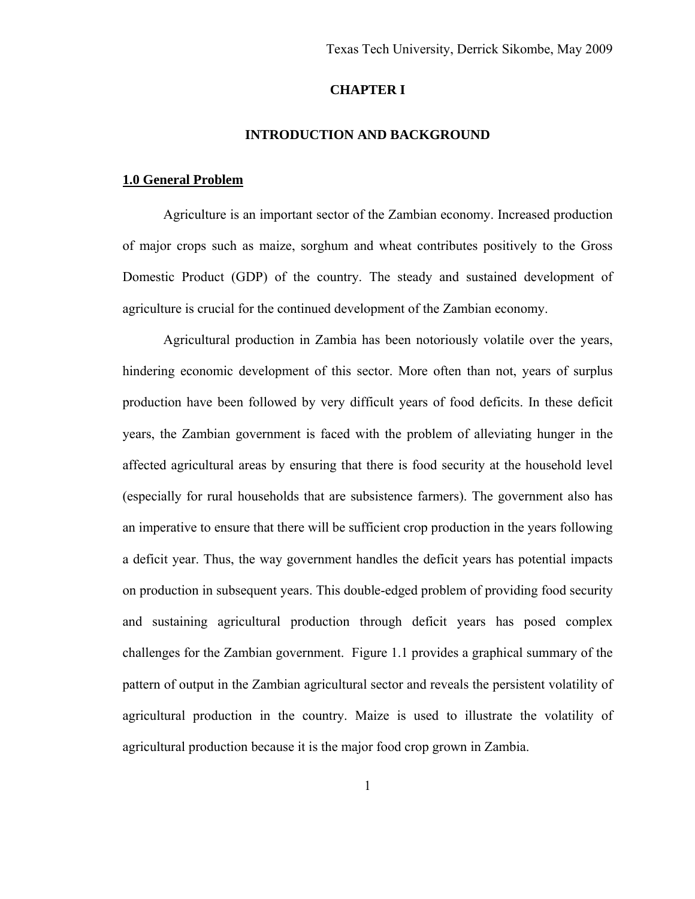# CHAPTER I

## INTRODUCTION AND BACKGROUND

### 1.0 General Problem

Agriculture is an important sector of the Zambian economy. Increased production of major crops such as maize, sorghum and wheat contributes positively to the Gross Domestic Product (GDP) of the country. The steady and sustained development of agriculture is crucial for the continued development of the Zambian economy.

Agricultural production in Zambia has been notoriously volatile over the years, hindering economic development of this sector. More often than not, years of surplus production have been followed by very difficult years of food deficits. In these deficit years, the Zambian government is faced with the problem of alleviating hunger in the affected agricultural areas by ensuring that there is food security at the household level (especially for rural households that are subsistence farmers). The government also has an imperative to ensure that there will be sufficient crop production in the years following a deficit year. Thus, the way government handles the deficit years has potential impacts on production in subsequent years. This double-edged problem of providing food security and sustaining agricultural production through deficit years has posed complex challenges for the Zambian government. Figure 1.1 provides a graphical summary of the pattern of output in the Zambian agricultural sector and reveals the persistent volatility of agricultural production in the country. Maize is used to illustrate the volatility of agricultural production because it is the major food crop grown in Zambia.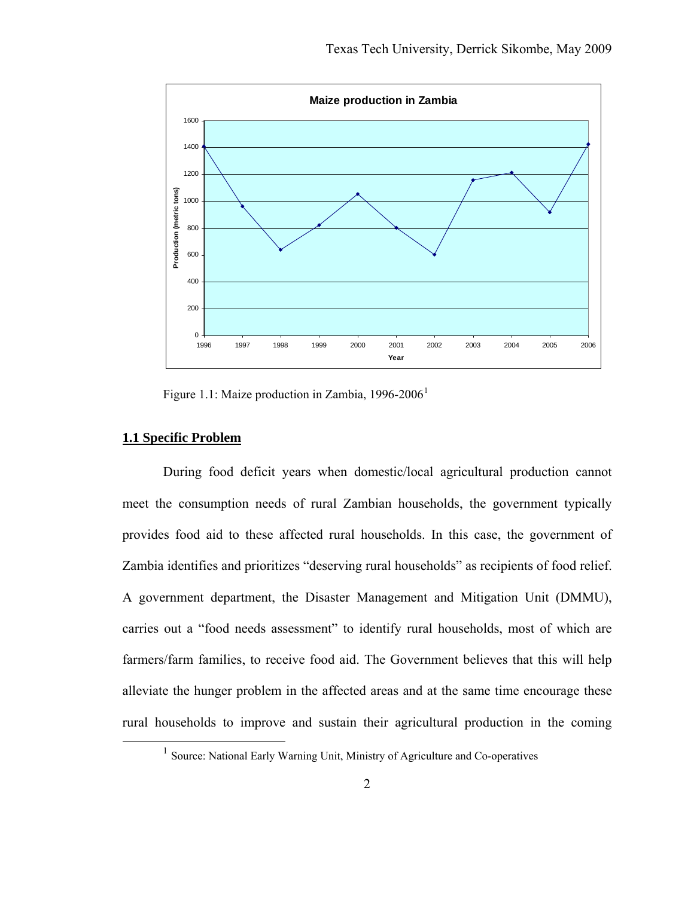Figure 1.1: Maize production in Zambia, 1996-2006[1]

## 1.1 Specific Problem

During food deficit years when domestic/local agricultural production cannot meet the consumption needs of rural Zambian households, the government typically provides food aid to these affected rural households. In this case, the government of Zambia identifies and prioritizes "deserving rural households" as recipients of food relief. A government department, the Disaster Management and Mitigation Unit (DMMU), carries out a "food needs assessment" to identify rural households, most of which are farmers/farm families, to receive food aid. The Government believes that this will help alleviate the hunger problem in the affected areas and at the same time encourage these rural households to improve and sustain their agricultural production in the coming

[1] Source: National Early Warning Unit, Ministry of Agriculture and Co-operatives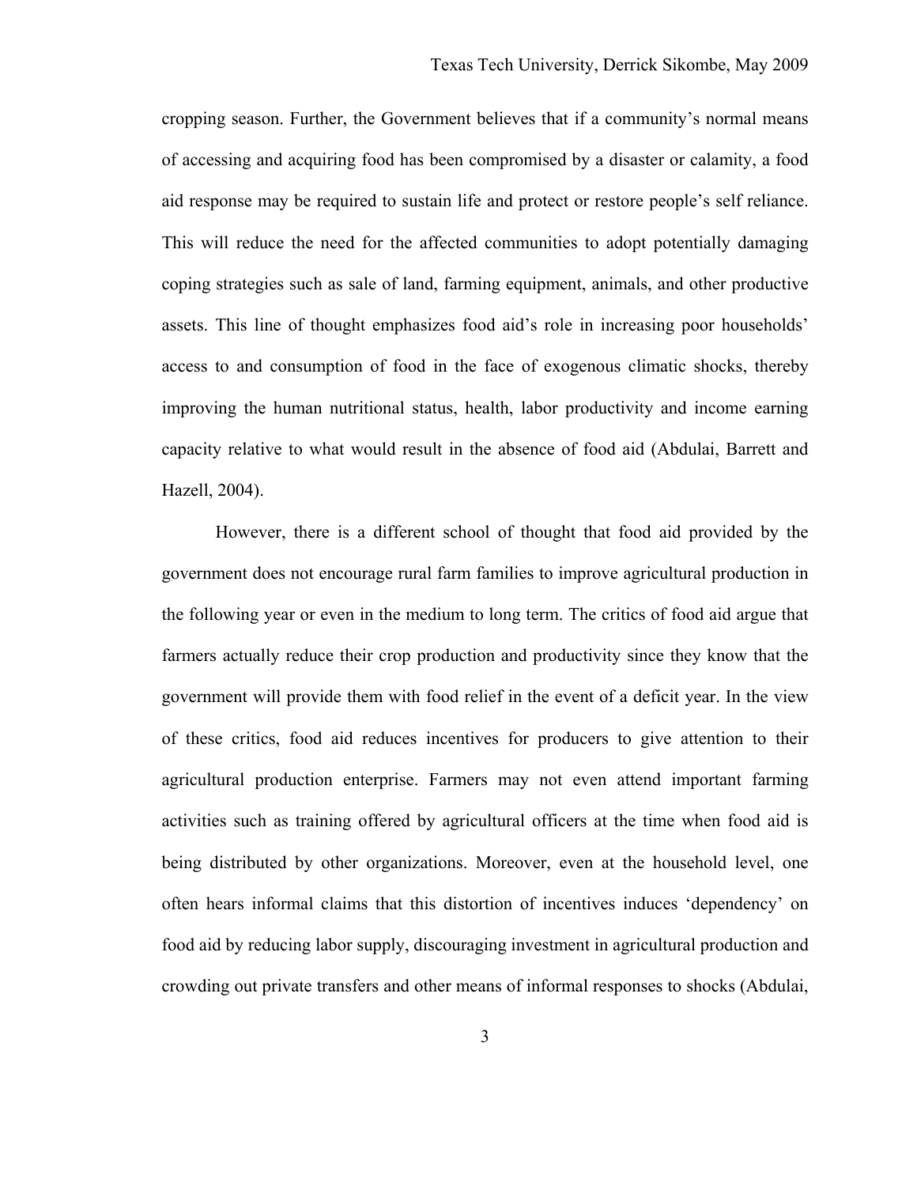cropping season. Further, the Government believes that if a community's normal means of accessing and acquiring food has been compromised by a disaster or calamity, a food aid response may be required to sustain life and protect or restore people's self reliance. This will reduce the need for the affected communities to adopt potentially damaging coping strategies such as sale of land, farming equipment, animals, and other productive assets. This line of thought emphasizes food aid's role in increasing poor households' access to and consumption of food in the face of exogenous climatic shocks, thereby improving the human nutritional status, health, labor productivity and income earning capacity relative to what would result in the absence of food aid (Abdulai, Barrett and Hazell, 2004).

However, there is a different school of thought that food aid provided by the government does not encourage rural farm families to improve agricultural production in the following year or even in the medium to long term. The critics of food aid argue that farmers actually reduce their crop production and productivity since they know that the government will provide them with food relief in the event of a deficit year. In the view of these critics, food aid reduces incentives for producers to give attention to their agricultural production enterprise. Farmers may not even attend important farming activities such as training offered by agricultural officers at the time when food aid is being distributed by other organizations. Moreover, even at the household level, one often hears informal claims that this distortion of incentives induces 'dependency' on food aid by reducing labor supply, discouraging investment in agricultural production and crowding out private transfers and other means of informal responses to shocks (Abdulai,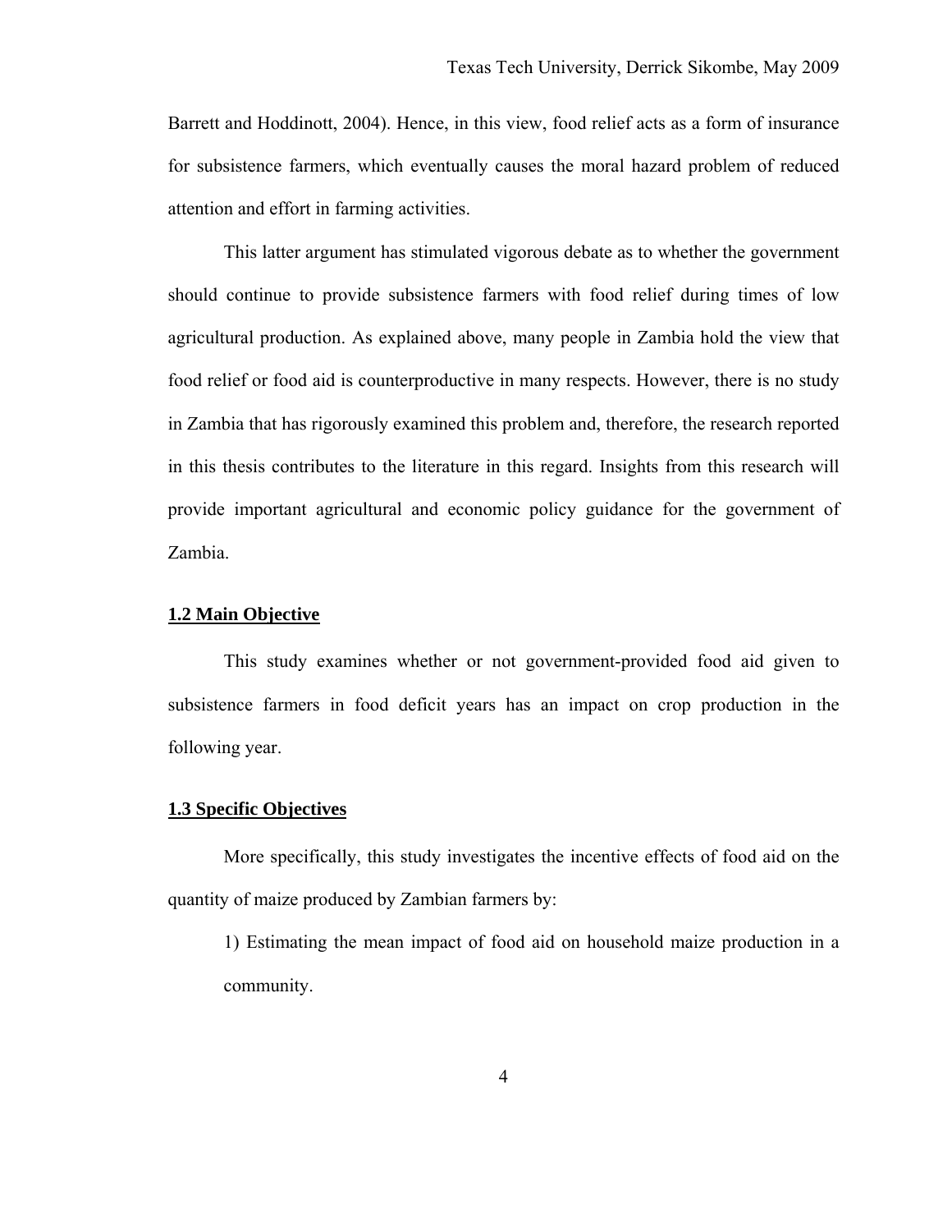Barrett and Hoddinott, 2004). Hence, in this view, food relief acts as a form of insurance for subsistence farmers, which eventually causes the moral hazard problem of reduced attention and effort in farming activities.

This latter argument has stimulated vigorous debate as to whether the government should continue to provide subsistence farmers with food relief during times of low agricultural production. As explained above, many people in Zambia hold the view that food relief or food aid is counterproductive in many respects. However, there is no study in Zambia that has rigorously examined this problem and, therefore, the research reported in this thesis contributes to the literature in this regard. Insights from this research will provide important agricultural and economic policy guidance for the government of Zambia.

## 1.2 Main Objective

This study examines whether or not government-provided food aid given to subsistence farmers in food deficit years has an impact on crop production in the following year.

## 1.3 Specific Objectives

More specifically, this study investigates the incentive effects of food aid on the quantity of maize produced by Zambian farmers by:

1) Estimating the mean impact of food aid on household maize production in a community.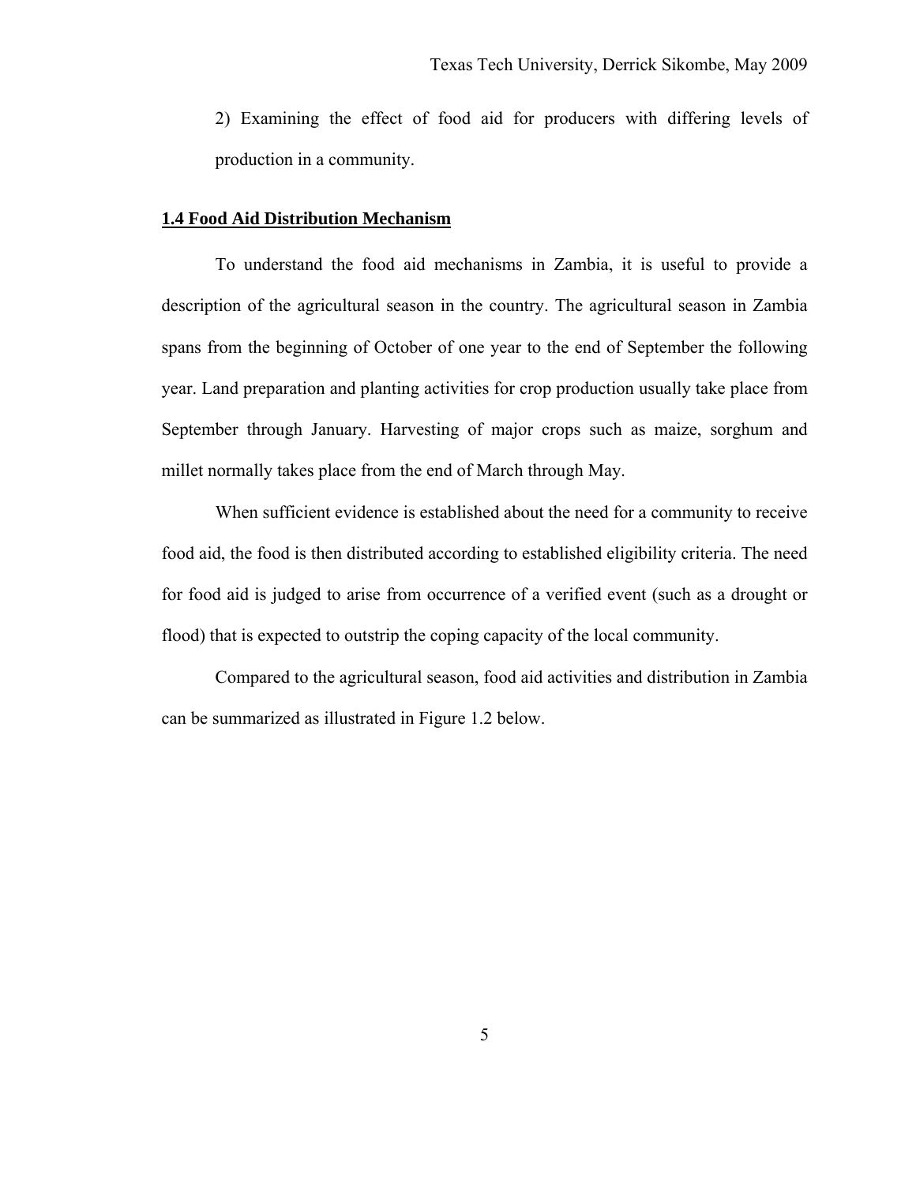2) Examining the effect of food aid for producers with differing levels of production in a community.

## 1.4 Food Aid Distribution Mechanism

To understand the food aid mechanisms in Zambia, it is useful to provide a description of the agricultural season in the country. The agricultural season in Zambia spans from the beginning of October of one year to the end of September the following year. Land preparation and planting activities for crop production usually take place from September through January. Harvesting of major crops such as maize, sorghum and millet normally takes place from the end of March through May.

When sufficient evidence is established about the need for a community to receive food aid, the food is then distributed according to established eligibility criteria. The need for food aid is judged to arise from occurrence of a verified event (such as a drought or flood) that is expected to outstrip the coping capacity of the local community.

Compared to the agricultural season, food aid activities and distribution in Zambia can be summarized as illustrated in Figure 1.2 below.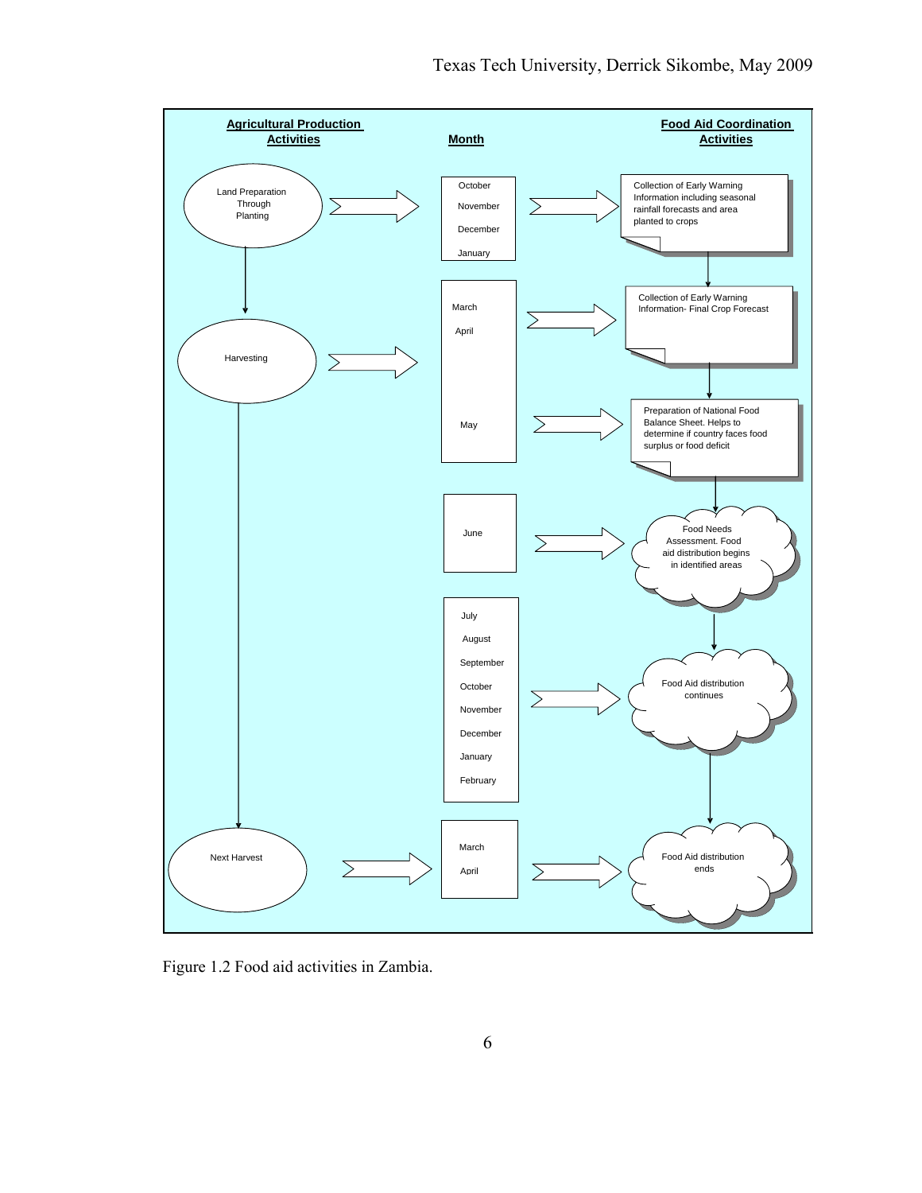**Agricultural Production Activities** | **Month** | **Food Aid Coordination Activities**

| Agricultural Production Activities | Month | Food Aid Coordination Activities |
|---|---|---|
| Land Preparation Through Planting | October, November, December, January | Collection of Early Warning Information including seasonal rainfall forecasts and area planted to crops |
| Harvesting | March, April | Collection of Early Warning Information- Final Crop Forecast |
| | May | Preparation of National Food Balance Sheet. Helps to determine if country faces food surplus or food deficit |
| | June | Food Needs Assessment. Food aid distribution begins in identified areas |
| | July, August, September, October, November, December, January, February | Food Aid distribution continues |
| Next Harvest | March, April | Food Aid distribution ends |

Figure 1.2 Food aid activities in Zambia.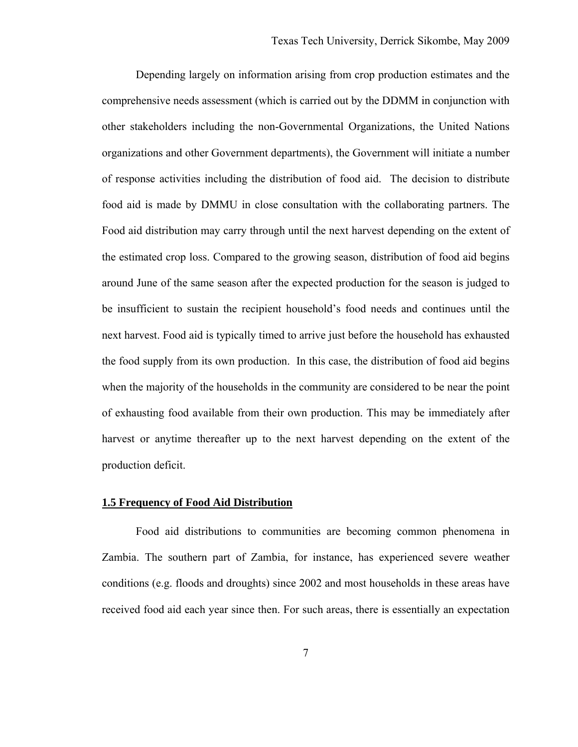Depending largely on information arising from crop production estimates and the comprehensive needs assessment (which is carried out by the DDMM in conjunction with other stakeholders including the non-Governmental Organizations, the United Nations organizations and other Government departments), the Government will initiate a number of response activities including the distribution of food aid. The decision to distribute food aid is made by DMMU in close consultation with the collaborating partners. The Food aid distribution may carry through until the next harvest depending on the extent of the estimated crop loss. Compared to the growing season, distribution of food aid begins around June of the same season after the expected production for the season is judged to be insufficient to sustain the recipient household's food needs and continues until the next harvest. Food aid is typically timed to arrive just before the household has exhausted the food supply from its own production. In this case, the distribution of food aid begins when the majority of the households in the community are considered to be near the point of exhausting food available from their own production. This may be immediately after harvest or anytime thereafter up to the next harvest depending on the extent of the production deficit.

### 1.5 Frequency of Food Aid Distribution

Food aid distributions to communities are becoming common phenomena in Zambia. The southern part of Zambia, for instance, has experienced severe weather conditions (e.g. floods and droughts) since 2002 and most households in these areas have received food aid each year since then. For such areas, there is essentially an expectation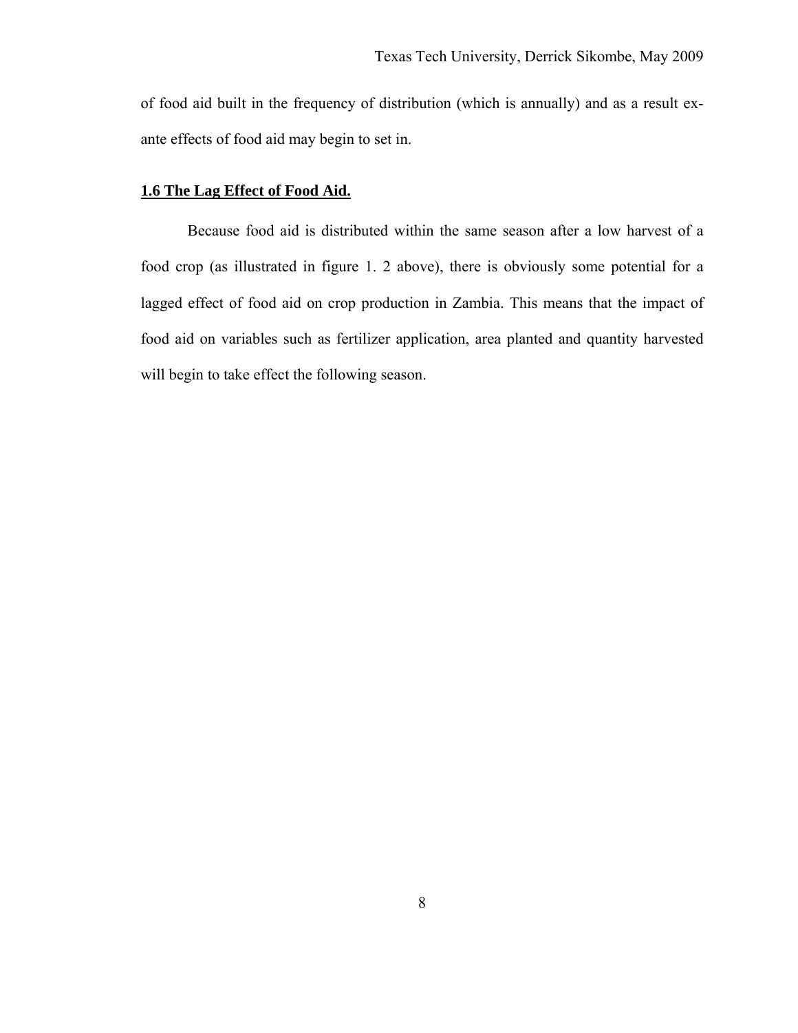of food aid built in the frequency of distribution (which is annually) and as a result ex-ante effects of food aid may begin to set in.

## **1.6 The Lag Effect of Food Aid.**

Because food aid is distributed within the same season after a low harvest of a food crop (as illustrated in figure 1. 2 above), there is obviously some potential for a lagged effect of food aid on crop production in Zambia. This means that the impact of food aid on variables such as fertilizer application, area planted and quantity harvested will begin to take effect the following season.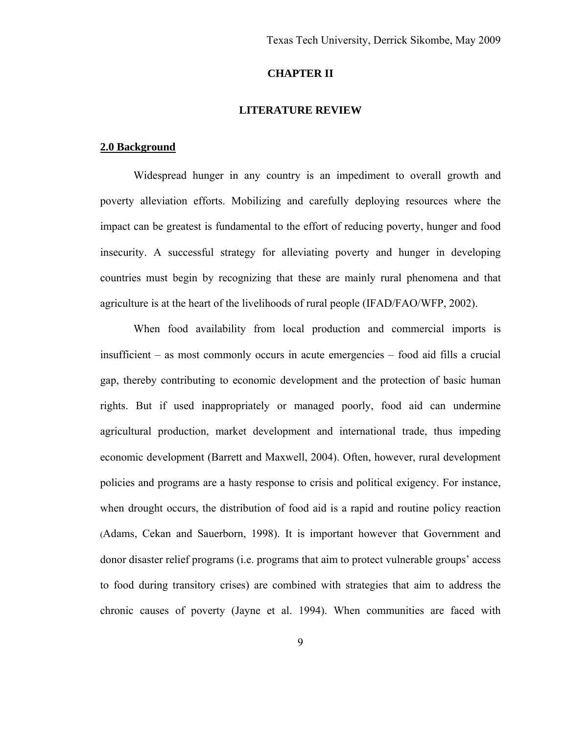# CHAPTER II

# LITERATURE REVIEW

## 2.0 Background

Widespread hunger in any country is an impediment to overall growth and poverty alleviation efforts. Mobilizing and carefully deploying resources where the impact can be greatest is fundamental to the effort of reducing poverty, hunger and food insecurity. A successful strategy for alleviating poverty and hunger in developing countries must begin by recognizing that these are mainly rural phenomena and that agriculture is at the heart of the livelihoods of rural people (IFAD/FAO/WFP, 2002).

When food availability from local production and commercial imports is insufficient – as most commonly occurs in acute emergencies – food aid fills a crucial gap, thereby contributing to economic development and the protection of basic human rights. But if used inappropriately or managed poorly, food aid can undermine agricultural production, market development and international trade, thus impeding economic development (Barrett and Maxwell, 2004). Often, however, rural development policies and programs are a hasty response to crisis and political exigency. For instance, when drought occurs, the distribution of food aid is a rapid and routine policy reaction (Adams, Cekan and Sauerborn, 1998). It is important however that Government and donor disaster relief programs (i.e. programs that aim to protect vulnerable groups' access to food during transitory crises) are combined with strategies that aim to address the chronic causes of poverty (Jayne et al. 1994). When communities are faced with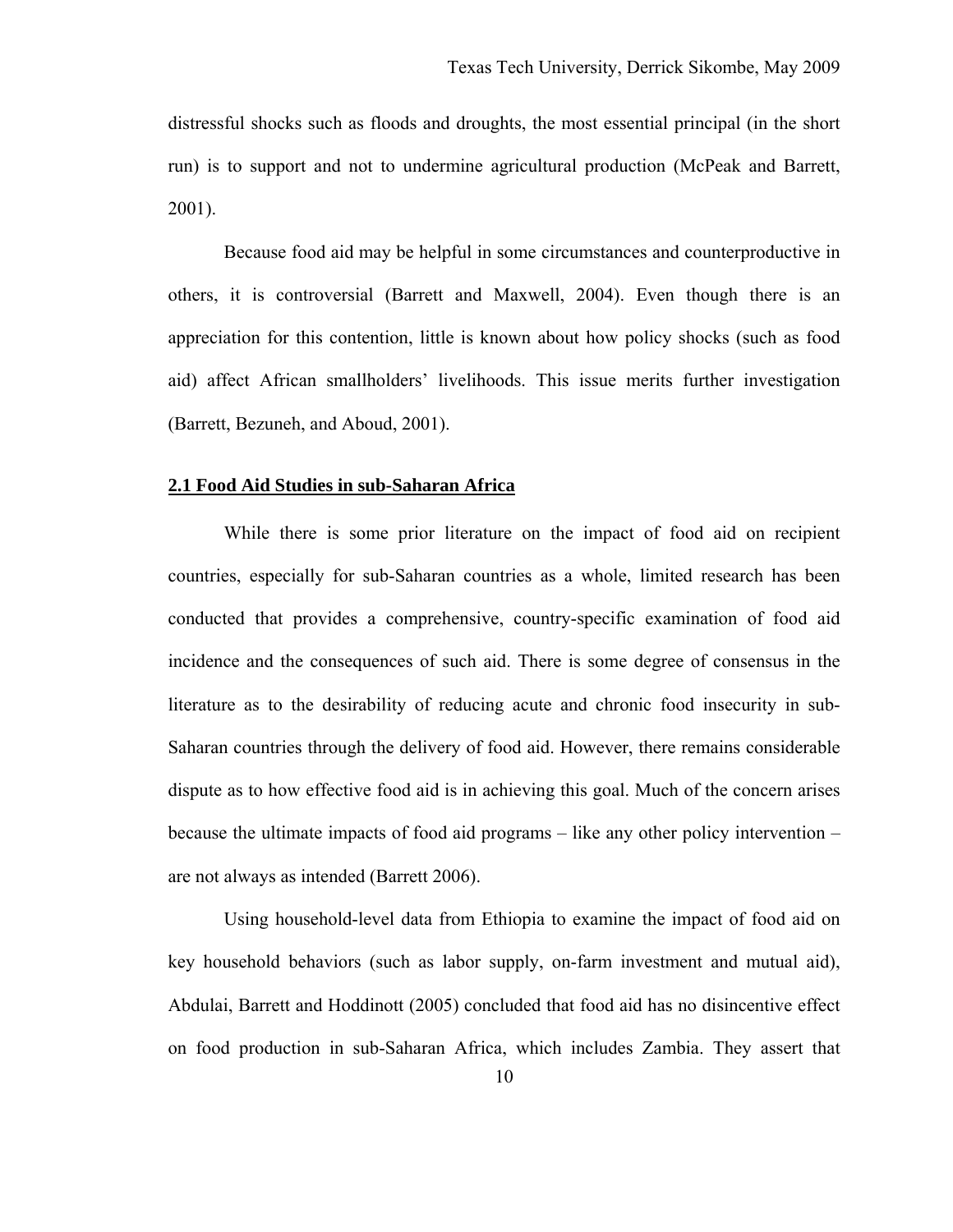distressful shocks such as floods and droughts, the most essential principal (in the short run) is to support and not to undermine agricultural production (McPeak and Barrett, 2001).

Because food aid may be helpful in some circumstances and counterproductive in others, it is controversial (Barrett and Maxwell, 2004). Even though there is an appreciation for this contention, little is known about how policy shocks (such as food aid) affect African smallholders' livelihoods. This issue merits further investigation (Barrett, Bezuneh, and Aboud, 2001).

## 2.1 Food Aid Studies in sub-Saharan Africa

While there is some prior literature on the impact of food aid on recipient countries, especially for sub-Saharan countries as a whole, limited research has been conducted that provides a comprehensive, country-specific examination of food aid incidence and the consequences of such aid. There is some degree of consensus in the literature as to the desirability of reducing acute and chronic food insecurity in sub-Saharan countries through the delivery of food aid. However, there remains considerable dispute as to how effective food aid is in achieving this goal. Much of the concern arises because the ultimate impacts of food aid programs – like any other policy intervention – are not always as intended (Barrett 2006).

Using household-level data from Ethiopia to examine the impact of food aid on key household behaviors (such as labor supply, on-farm investment and mutual aid), Abdulai, Barrett and Hoddinott (2005) concluded that food aid has no disincentive effect on food production in sub-Saharan Africa, which includes Zambia. They assert that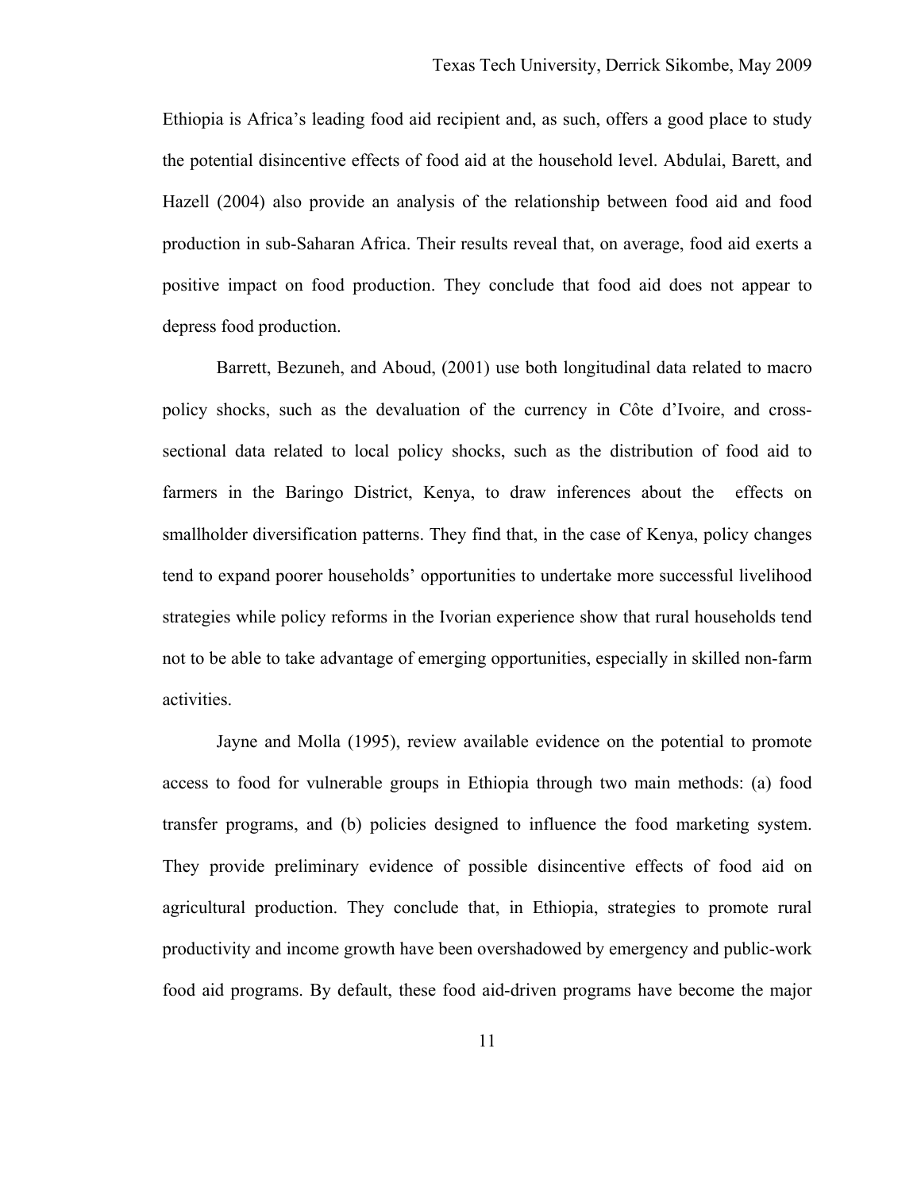Ethiopia is Africa's leading food aid recipient and, as such, offers a good place to study the potential disincentive effects of food aid at the household level. Abdulai, Barett, and Hazell (2004) also provide an analysis of the relationship between food aid and food production in sub-Saharan Africa. Their results reveal that, on average, food aid exerts a positive impact on food production. They conclude that food aid does not appear to depress food production.

Barrett, Bezuneh, and Aboud, (2001) use both longitudinal data related to macro policy shocks, such as the devaluation of the currency in Côte d'Ivoire, and cross-sectional data related to local policy shocks, such as the distribution of food aid to farmers in the Baringo District, Kenya, to draw inferences about the effects on smallholder diversification patterns. They find that, in the case of Kenya, policy changes tend to expand poorer households' opportunities to undertake more successful livelihood strategies while policy reforms in the Ivorian experience show that rural households tend not to be able to take advantage of emerging opportunities, especially in skilled non-farm activities.

Jayne and Molla (1995), review available evidence on the potential to promote access to food for vulnerable groups in Ethiopia through two main methods: (a) food transfer programs, and (b) policies designed to influence the food marketing system. They provide preliminary evidence of possible disincentive effects of food aid on agricultural production. They conclude that, in Ethiopia, strategies to promote rural productivity and income growth have been overshadowed by emergency and public-work food aid programs. By default, these food aid-driven programs have become the major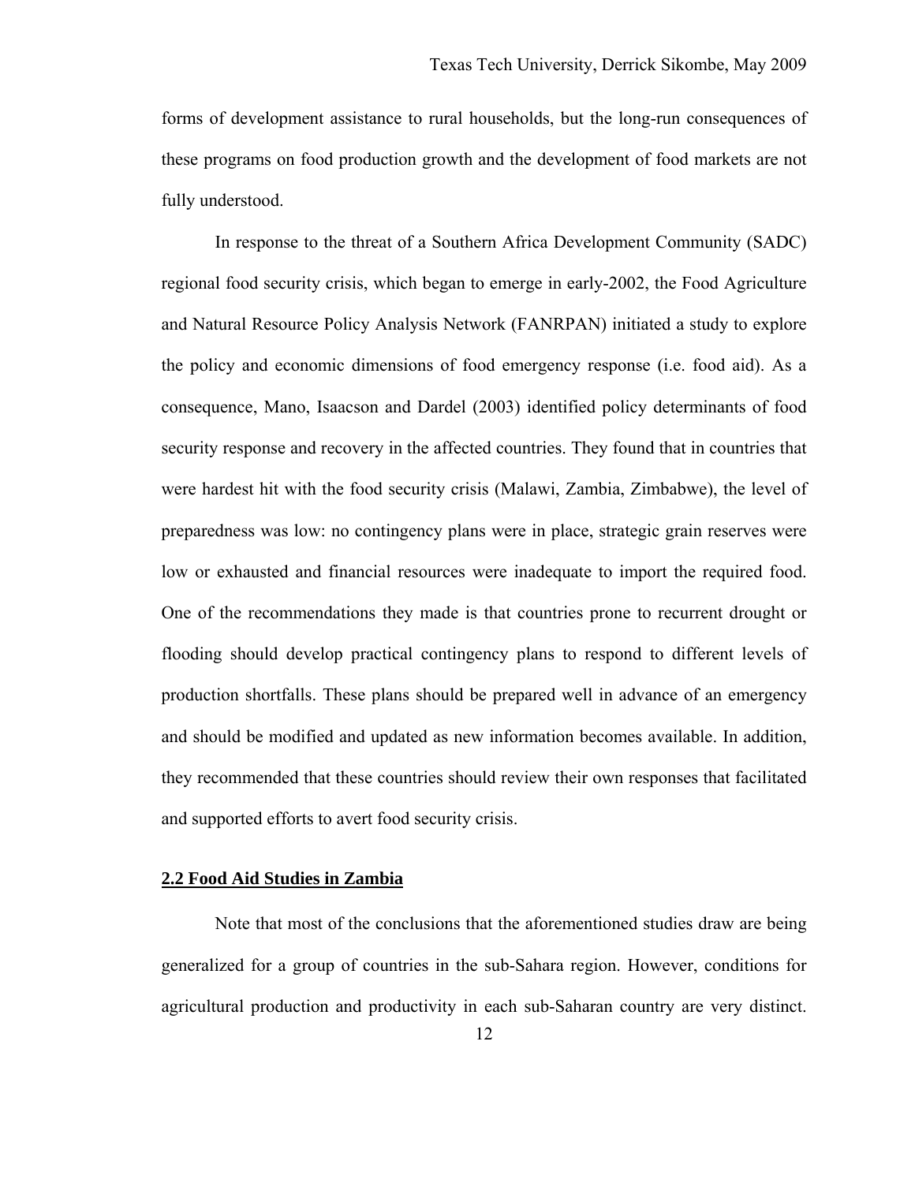forms of development assistance to rural households, but the long-run consequences of these programs on food production growth and the development of food markets are not fully understood.

In response to the threat of a Southern Africa Development Community (SADC) regional food security crisis, which began to emerge in early-2002, the Food Agriculture and Natural Resource Policy Analysis Network (FANRPAN) initiated a study to explore the policy and economic dimensions of food emergency response (i.e. food aid). As a consequence, Mano, Isaacson and Dardel (2003) identified policy determinants of food security response and recovery in the affected countries. They found that in countries that were hardest hit with the food security crisis (Malawi, Zambia, Zimbabwe), the level of preparedness was low: no contingency plans were in place, strategic grain reserves were low or exhausted and financial resources were inadequate to import the required food. One of the recommendations they made is that countries prone to recurrent drought or flooding should develop practical contingency plans to respond to different levels of production shortfalls. These plans should be prepared well in advance of an emergency and should be modified and updated as new information becomes available. In addition, they recommended that these countries should review their own responses that facilitated and supported efforts to avert food security crisis.

## 2.2 Food Aid Studies in Zambia

Note that most of the conclusions that the aforementioned studies draw are being generalized for a group of countries in the sub-Sahara region. However, conditions for agricultural production and productivity in each sub-Saharan country are very distinct.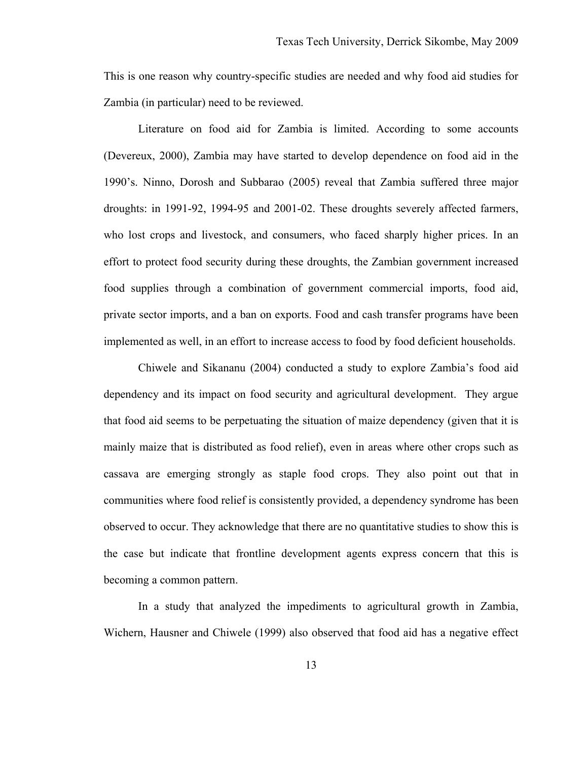This is one reason why country-specific studies are needed and why food aid studies for Zambia (in particular) need to be reviewed.

Literature on food aid for Zambia is limited. According to some accounts (Devereux, 2000), Zambia may have started to develop dependence on food aid in the 1990's. Ninno, Dorosh and Subbarao (2005) reveal that Zambia suffered three major droughts: in 1991-92, 1994-95 and 2001-02. These droughts severely affected farmers, who lost crops and livestock, and consumers, who faced sharply higher prices. In an effort to protect food security during these droughts, the Zambian government increased food supplies through a combination of government commercial imports, food aid, private sector imports, and a ban on exports. Food and cash transfer programs have been implemented as well, in an effort to increase access to food by food deficient households.

Chiwele and Sikananu (2004) conducted a study to explore Zambia's food aid dependency and its impact on food security and agricultural development. They argue that food aid seems to be perpetuating the situation of maize dependency (given that it is mainly maize that is distributed as food relief), even in areas where other crops such as cassava are emerging strongly as staple food crops. They also point out that in communities where food relief is consistently provided, a dependency syndrome has been observed to occur. They acknowledge that there are no quantitative studies to show this is the case but indicate that frontline development agents express concern that this is becoming a common pattern.

In a study that analyzed the impediments to agricultural growth in Zambia, Wichern, Hausner and Chiwele (1999) also observed that food aid has a negative effect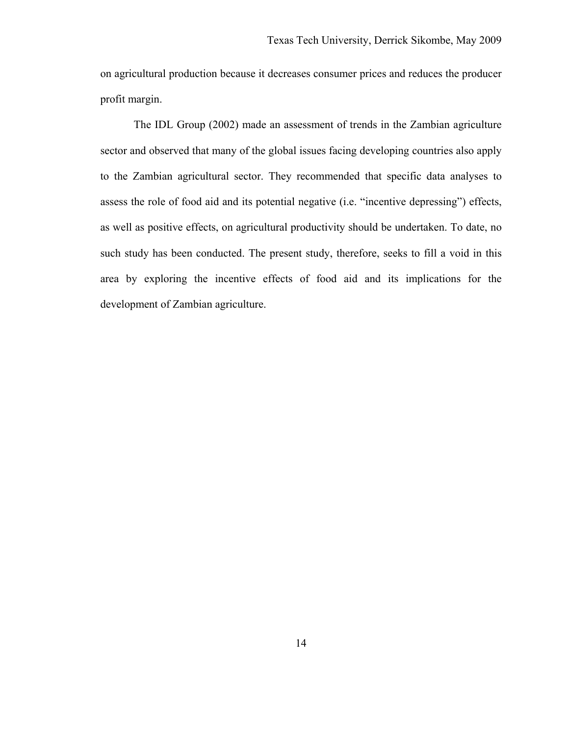on agricultural production because it decreases consumer prices and reduces the producer profit margin.

The IDL Group (2002) made an assessment of trends in the Zambian agriculture sector and observed that many of the global issues facing developing countries also apply to the Zambian agricultural sector. They recommended that specific data analyses to assess the role of food aid and its potential negative (i.e. "incentive depressing") effects, as well as positive effects, on agricultural productivity should be undertaken. To date, no such study has been conducted. The present study, therefore, seeks to fill a void in this area by exploring the incentive effects of food aid and its implications for the development of Zambian agriculture.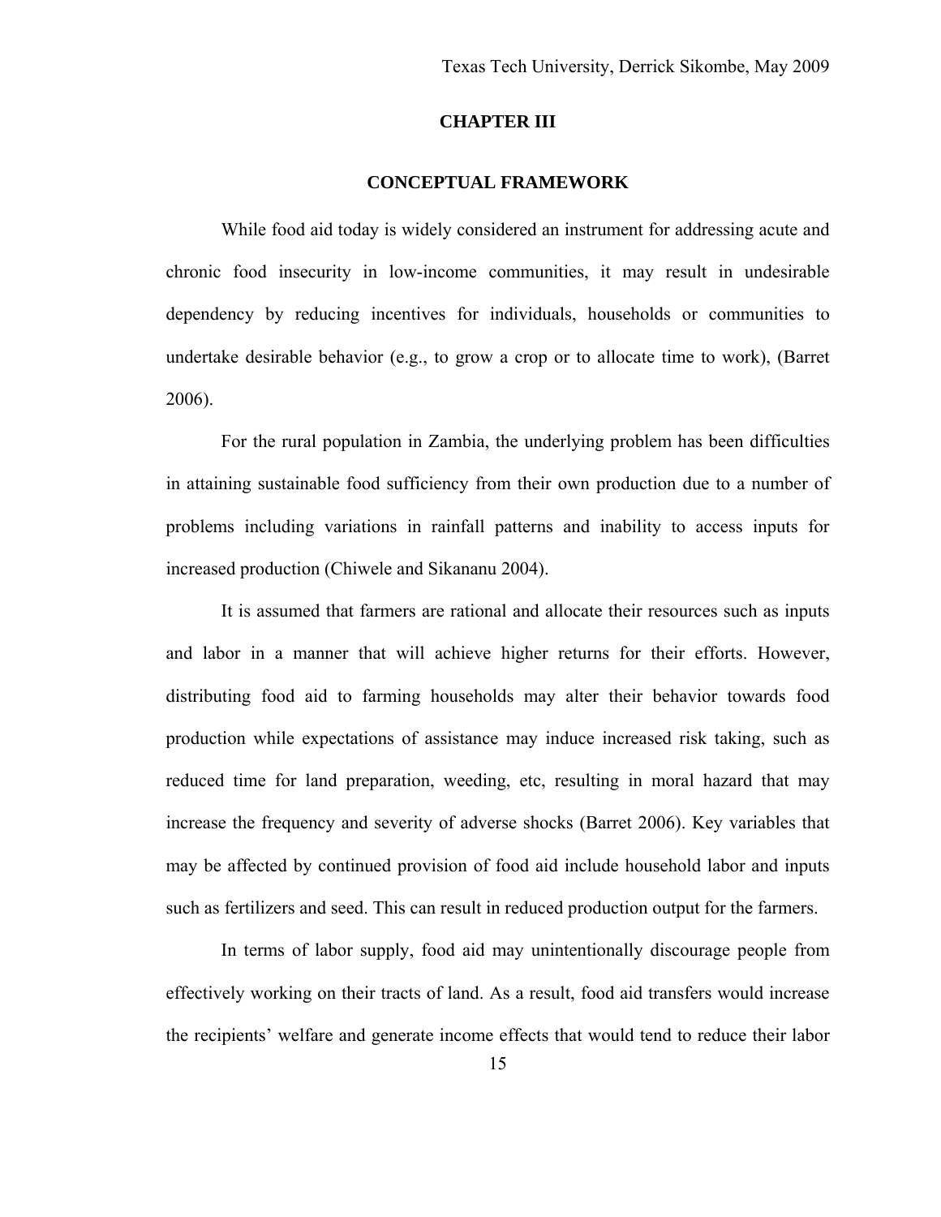# CHAPTER III

## CONCEPTUAL FRAMEWORK

While food aid today is widely considered an instrument for addressing acute and chronic food insecurity in low-income communities, it may result in undesirable dependency by reducing incentives for individuals, households or communities to undertake desirable behavior (e.g., to grow a crop or to allocate time to work), (Barret 2006).

For the rural population in Zambia, the underlying problem has been difficulties in attaining sustainable food sufficiency from their own production due to a number of problems including variations in rainfall patterns and inability to access inputs for increased production (Chiwele and Sikananu 2004).

It is assumed that farmers are rational and allocate their resources such as inputs and labor in a manner that will achieve higher returns for their efforts. However, distributing food aid to farming households may alter their behavior towards food production while expectations of assistance may induce increased risk taking, such as reduced time for land preparation, weeding, etc, resulting in moral hazard that may increase the frequency and severity of adverse shocks (Barret 2006). Key variables that may be affected by continued provision of food aid include household labor and inputs such as fertilizers and seed. This can result in reduced production output for the farmers.

In terms of labor supply, food aid may unintentionally discourage people from effectively working on their tracts of land. As a result, food aid transfers would increase the recipients' welfare and generate income effects that would tend to reduce their labor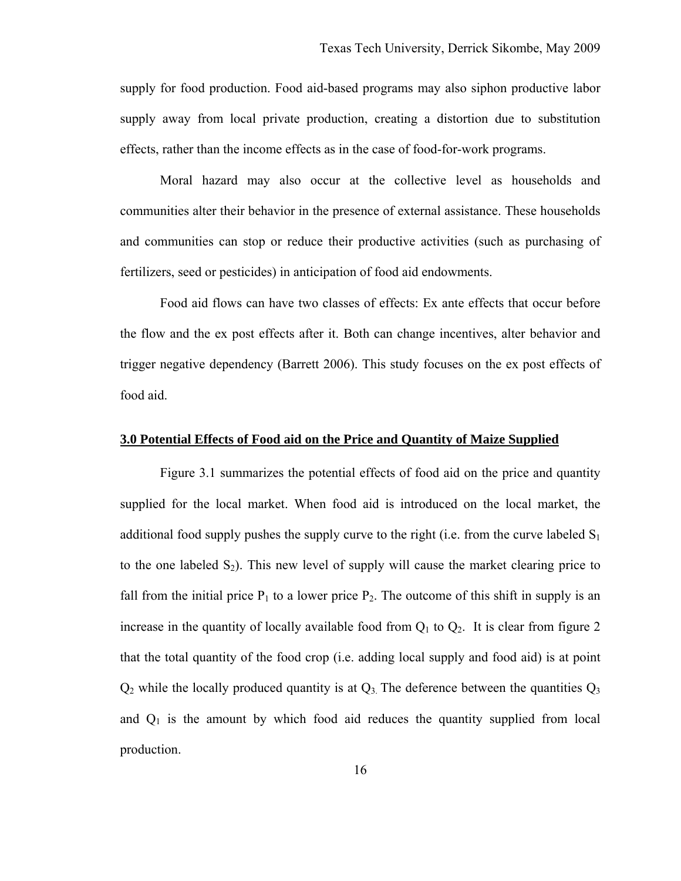supply for food production. Food aid-based programs may also siphon productive labor supply away from local private production, creating a distortion due to substitution effects, rather than the income effects as in the case of food-for-work programs.

Moral hazard may also occur at the collective level as households and communities alter their behavior in the presence of external assistance. These households and communities can stop or reduce their productive activities (such as purchasing of fertilizers, seed or pesticides) in anticipation of food aid endowments.

Food aid flows can have two classes of effects: Ex ante effects that occur before the flow and the ex post effects after it. Both can change incentives, alter behavior and trigger negative dependency (Barrett 2006). This study focuses on the ex post effects of food aid.

## 3.0 Potential Effects of Food aid on the Price and Quantity of Maize Supplied

Figure 3.1 summarizes the potential effects of food aid on the price and quantity supplied for the local market. When food aid is introduced on the local market, the additional food supply pushes the supply curve to the right (i.e. from the curve labeled $S_1$ to the one labeled $S_2$). This new level of supply will cause the market clearing price to fall from the initial price $P_1$ to a lower price $P_2$. The outcome of this shift in supply is an increase in the quantity of locally available food from $Q_1$ to $Q_2$. It is clear from figure 2 that the total quantity of the food crop (i.e. adding local supply and food aid) is at point $Q_2$ while the locally produced quantity is at $Q_3$. The deference between the quantities $Q_3$ and $Q_1$ is the amount by which food aid reduces the quantity supplied from local production.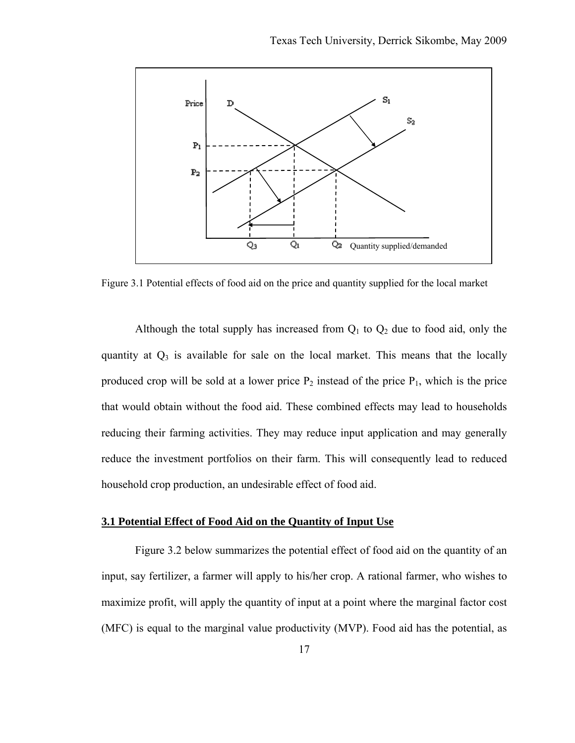Figure 3.1 Potential effects of food aid on the price and quantity supplied for the local market

Although the total supply has increased from $Q_1$ to $Q_2$ due to food aid, only the quantity at $Q_3$ is available for sale on the local market. This means that the locally produced crop will be sold at a lower price $P_2$ instead of the price $P_1$, which is the price that would obtain without the food aid. These combined effects may lead to households reducing their farming activities. They may reduce input application and may generally reduce the investment portfolios on their farm. This will consequently lead to reduced household crop production, an undesirable effect of food aid.

## 3.1 Potential Effect of Food Aid on the Quantity of Input Use

Figure 3.2 below summarizes the potential effect of food aid on the quantity of an input, say fertilizer, a farmer will apply to his/her crop. A rational farmer, who wishes to maximize profit, will apply the quantity of input at a point where the marginal factor cost (MFC) is equal to the marginal value productivity (MVP). Food aid has the potential, as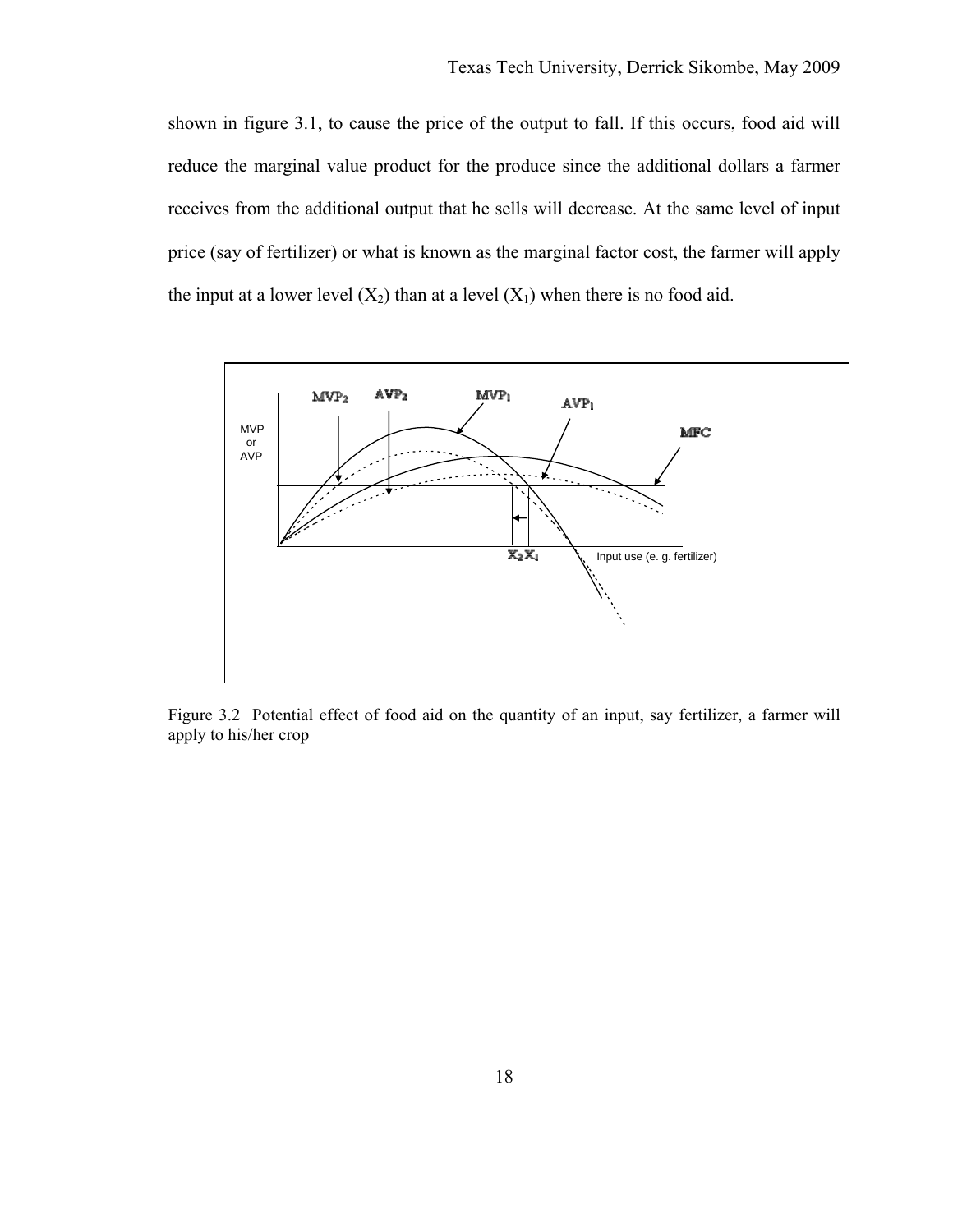shown in figure 3.1, to cause the price of the output to fall. If this occurs, food aid will reduce the marginal value product for the produce since the additional dollars a farmer receives from the additional output that he sells will decrease. At the same level of input price (say of fertilizer) or what is known as the marginal factor cost, the farmer will apply the input at a lower level ($X_2$) than at a level ($X_1$) when there is no food aid.

Figure 3.2 Potential effect of food aid on the quantity of an input, say fertilizer, a farmer will apply to his/her crop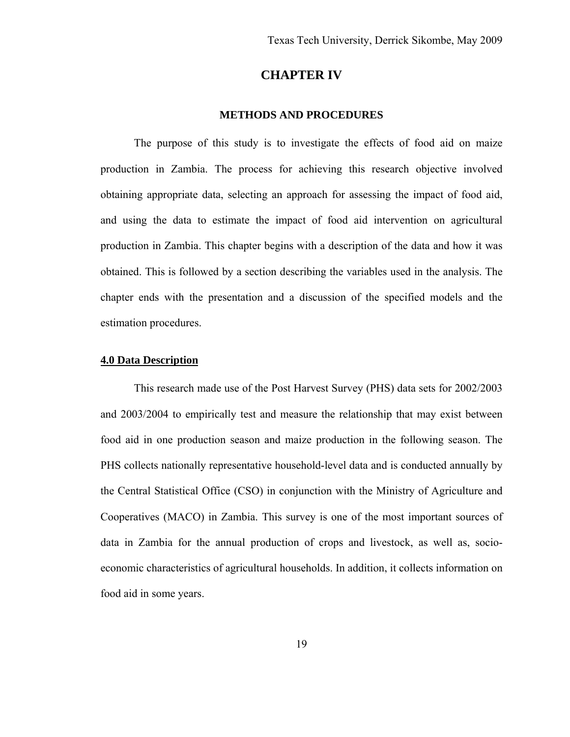# CHAPTER IV

## METHODS AND PROCEDURES

The purpose of this study is to investigate the effects of food aid on maize production in Zambia. The process for achieving this research objective involved obtaining appropriate data, selecting an approach for assessing the impact of food aid, and using the data to estimate the impact of food aid intervention on agricultural production in Zambia. This chapter begins with a description of the data and how it was obtained. This is followed by a section describing the variables used in the analysis. The chapter ends with the presentation and a discussion of the specified models and the estimation procedures.

### 4.0 Data Description

This research made use of the Post Harvest Survey (PHS) data sets for 2002/2003 and 2003/2004 to empirically test and measure the relationship that may exist between food aid in one production season and maize production in the following season. The PHS collects nationally representative household-level data and is conducted annually by the Central Statistical Office (CSO) in conjunction with the Ministry of Agriculture and Cooperatives (MACO) in Zambia. This survey is one of the most important sources of data in Zambia for the annual production of crops and livestock, as well as, socio-economic characteristics of agricultural households. In addition, it collects information on food aid in some years.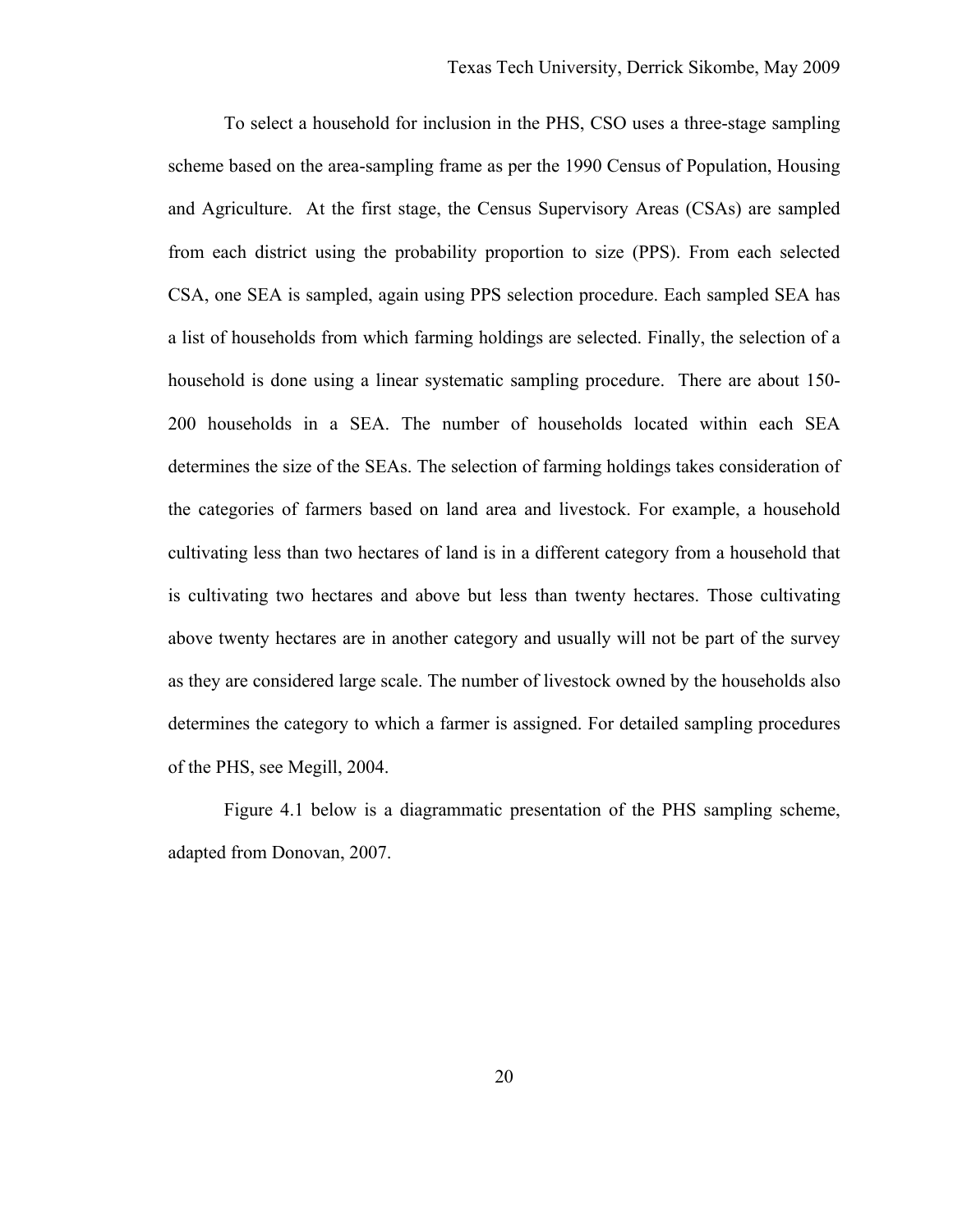To select a household for inclusion in the PHS, CSO uses a three-stage sampling scheme based on the area-sampling frame as per the 1990 Census of Population, Housing and Agriculture. At the first stage, the Census Supervisory Areas (CSAs) are sampled from each district using the probability proportion to size (PPS). From each selected CSA, one SEA is sampled, again using PPS selection procedure. Each sampled SEA has a list of households from which farming holdings are selected. Finally, the selection of a household is done using a linear systematic sampling procedure. There are about 150-200 households in a SEA. The number of households located within each SEA determines the size of the SEAs. The selection of farming holdings takes consideration of the categories of farmers based on land area and livestock. For example, a household cultivating less than two hectares of land is in a different category from a household that is cultivating two hectares and above but less than twenty hectares. Those cultivating above twenty hectares are in another category and usually will not be part of the survey as they are considered large scale. The number of livestock owned by the households also determines the category to which a farmer is assigned. For detailed sampling procedures of the PHS, see Megill, 2004.

Figure 4.1 below is a diagrammatic presentation of the PHS sampling scheme, adapted from Donovan, 2007.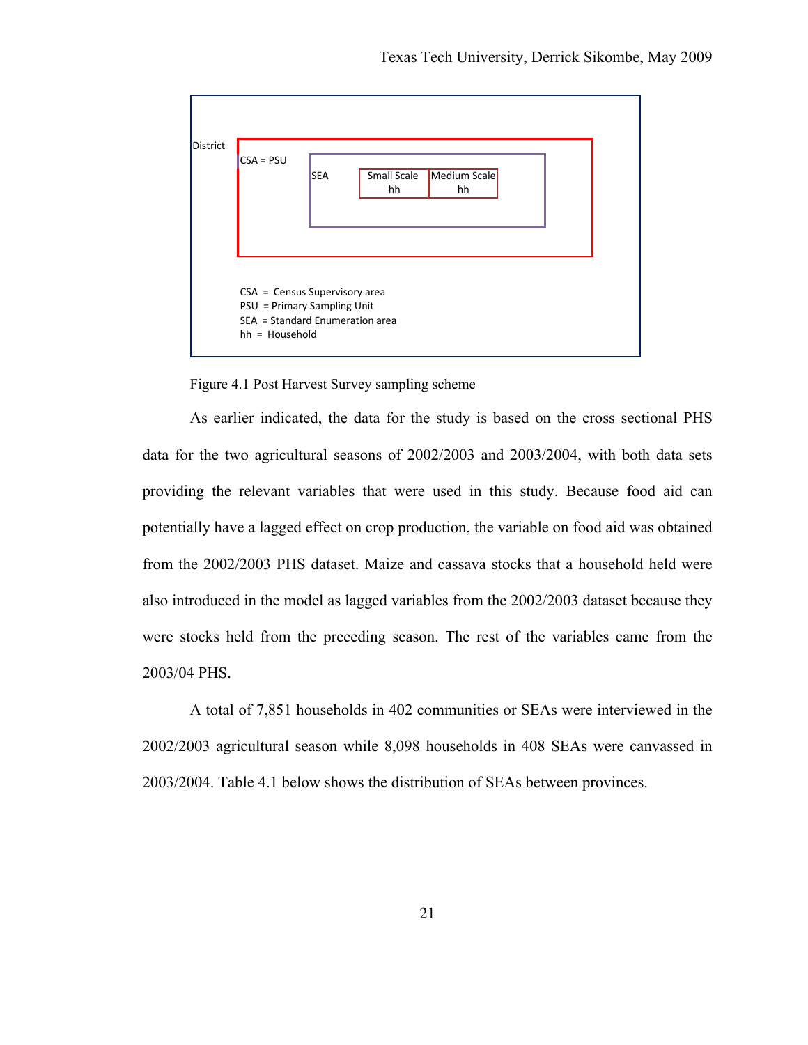District

CSA = PSU

SEA

Small Scale hh | Medium Scale hh

CSA = Census Supervisory area
PSU = Primary Sampling Unit
SEA = Standard Enumeration area
hh = Household

Figure 4.1 Post Harvest Survey sampling scheme

As earlier indicated, the data for the study is based on the cross sectional PHS data for the two agricultural seasons of 2002/2003 and 2003/2004, with both data sets providing the relevant variables that were used in this study. Because food aid can potentially have a lagged effect on crop production, the variable on food aid was obtained from the 2002/2003 PHS dataset. Maize and cassava stocks that a household held were also introduced in the model as lagged variables from the 2002/2003 dataset because they were stocks held from the preceding season. The rest of the variables came from the 2003/04 PHS.

A total of 7,851 households in 402 communities or SEAs were interviewed in the 2002/2003 agricultural season while 8,098 households in 408 SEAs were canvassed in 2003/2004. Table 4.1 below shows the distribution of SEAs between provinces.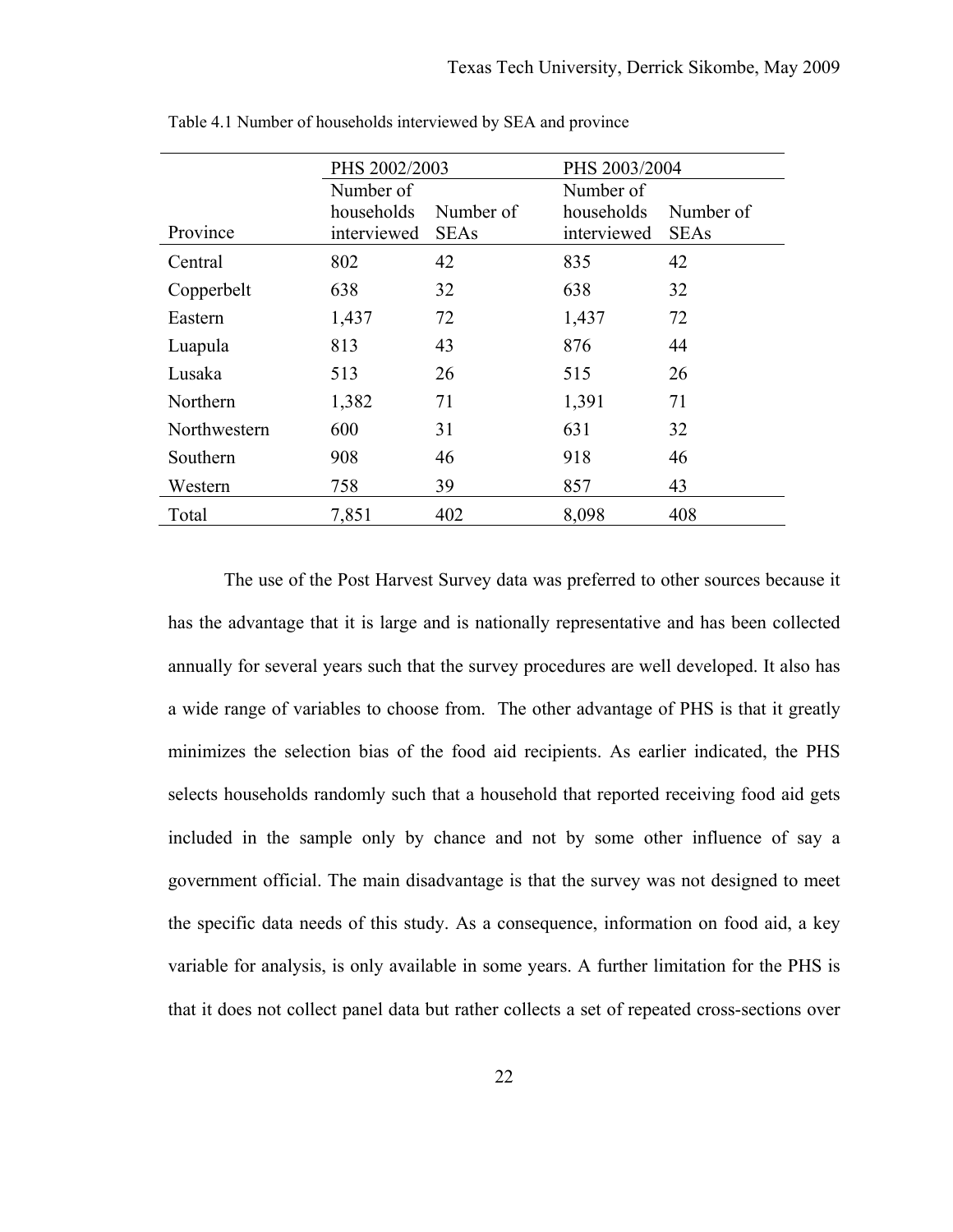Table 4.1 Number of households interviewed by SEA and province

| | PHS 2002/2003 | | PHS 2003/2004 | |
|---|---|---|---|---|
| Province | Number of households interviewed | Number of SEAs | Number of households interviewed | Number of SEAs |
| Central | 802 | 42 | 835 | 42 |
| Copperbelt | 638 | 32 | 638 | 32 |
| Eastern | 1,437 | 72 | 1,437 | 72 |
| Luapula | 813 | 43 | 876 | 44 |
| Lusaka | 513 | 26 | 515 | 26 |
| Northern | 1,382 | 71 | 1,391 | 71 |
| Northwestern | 600 | 31 | 631 | 32 |
| Southern | 908 | 46 | 918 | 46 |
| Western | 758 | 39 | 857 | 43 |
| Total | 7,851 | 402 | 8,098 | 408 |

The use of the Post Harvest Survey data was preferred to other sources because it has the advantage that it is large and is nationally representative and has been collected annually for several years such that the survey procedures are well developed. It also has a wide range of variables to choose from. The other advantage of PHS is that it greatly minimizes the selection bias of the food aid recipients. As earlier indicated, the PHS selects households randomly such that a household that reported receiving food aid gets included in the sample only by chance and not by some other influence of say a government official. The main disadvantage is that the survey was not designed to meet the specific data needs of this study. As a consequence, information on food aid, a key variable for analysis, is only available in some years. A further limitation for the PHS is that it does not collect panel data but rather collects a set of repeated cross-sections over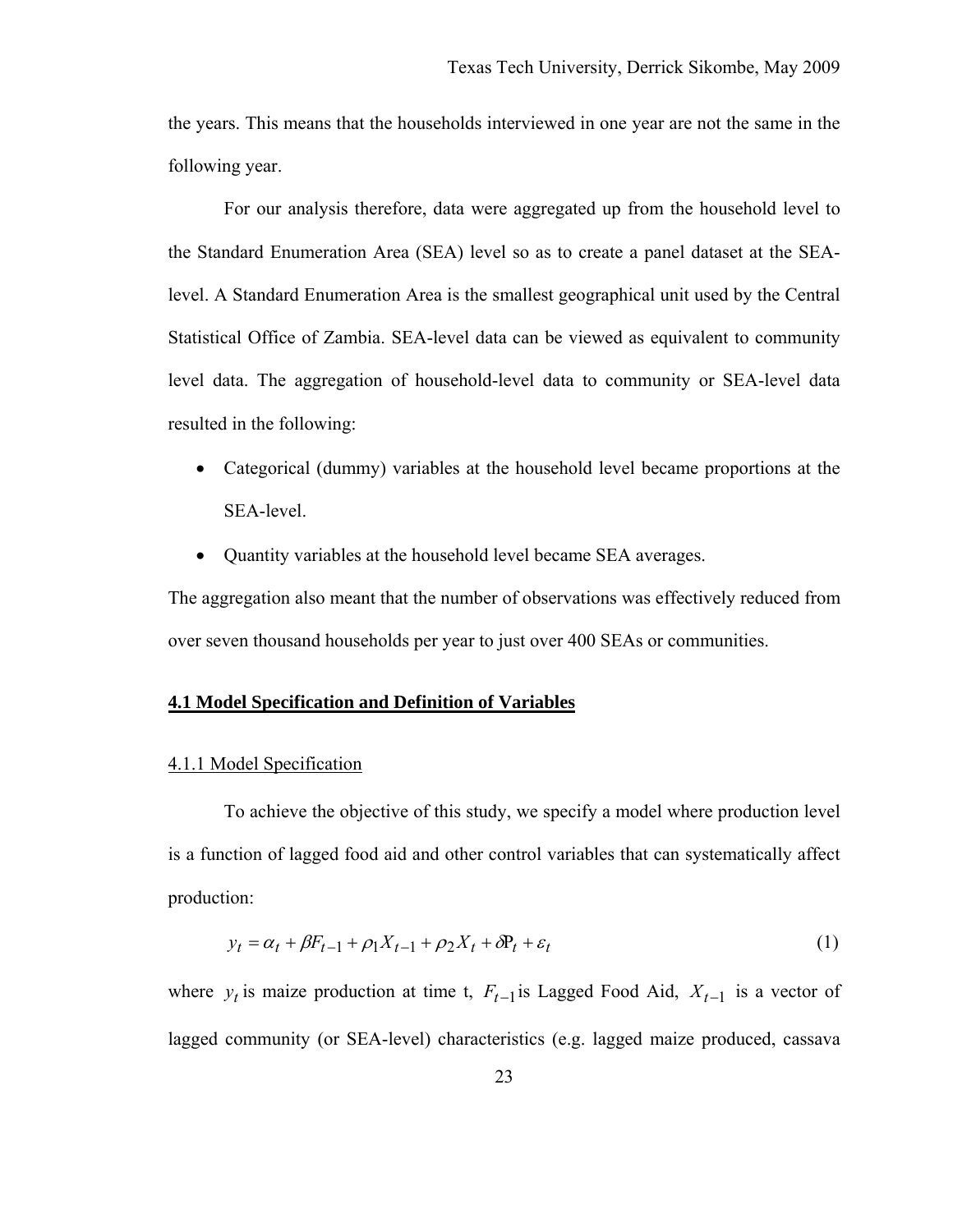the years. This means that the households interviewed in one year are not the same in the following year.

For our analysis therefore, data were aggregated up from the household level to the Standard Enumeration Area (SEA) level so as to create a panel dataset at the SEA-level. A Standard Enumeration Area is the smallest geographical unit used by the Central Statistical Office of Zambia. SEA-level data can be viewed as equivalent to community level data. The aggregation of household-level data to community or SEA-level data resulted in the following:

- Categorical (dummy) variables at the household level became proportions at the SEA-level.
- Quantity variables at the household level became SEA averages.

The aggregation also meant that the number of observations was effectively reduced from over seven thousand households per year to just over 400 SEAs or communities.

## 4.1 Model Specification and Definition of Variables

### 4.1.1 Model Specification

To achieve the objective of this study, we specify a model where production level is a function of lagged food aid and other control variables that can systematically affect production:

$$y_t = \alpha_t + \beta F_{t-1} + \rho_1 X_{t-1} + \rho_2 X_t + \delta \mathrm{P}_t + \varepsilon_t \tag{1}$$

where $y_t$ is maize production at time t, $F_{t-1}$ is Lagged Food Aid, $X_{t-1}$ is a vector of lagged community (or SEA-level) characteristics (e.g. lagged maize produced, cassava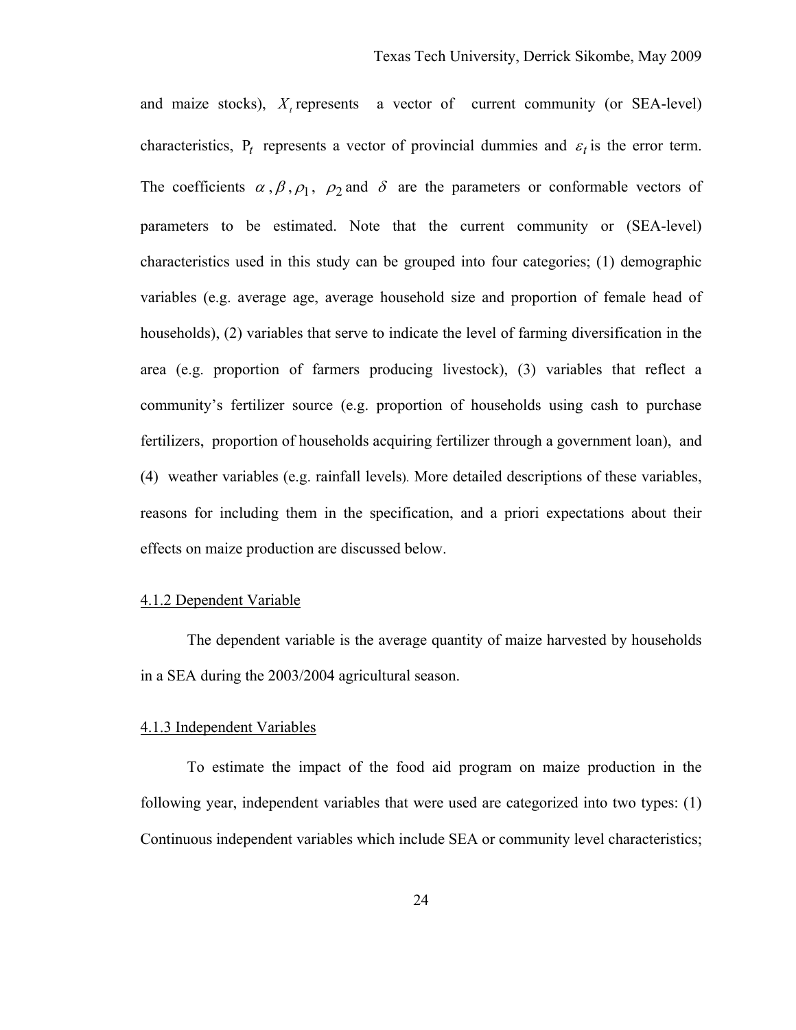and maize stocks), $X_t$ represents a vector of current community (or SEA-level) characteristics, $P_t$ represents a vector of provincial dummies and $\varepsilon_t$ is the error term. The coefficients $\alpha$, $\beta$, $\rho_1$, $\rho_2$ and $\delta$ are the parameters or conformable vectors of parameters to be estimated. Note that the current community or (SEA-level) characteristics used in this study can be grouped into four categories; (1) demographic variables (e.g. average age, average household size and proportion of female head of households), (2) variables that serve to indicate the level of farming diversification in the area (e.g. proportion of farmers producing livestock), (3) variables that reflect a community's fertilizer source (e.g. proportion of households using cash to purchase fertilizers, proportion of households acquiring fertilizer through a government loan), and (4) weather variables (e.g. rainfall levels). More detailed descriptions of these variables, reasons for including them in the specification, and a priori expectations about their effects on maize production are discussed below.

### 4.1.2 Dependent Variable

The dependent variable is the average quantity of maize harvested by households in a SEA during the 2003/2004 agricultural season.

### 4.1.3 Independent Variables

To estimate the impact of the food aid program on maize production in the following year, independent variables that were used are categorized into two types: (1) Continuous independent variables which include SEA or community level characteristics;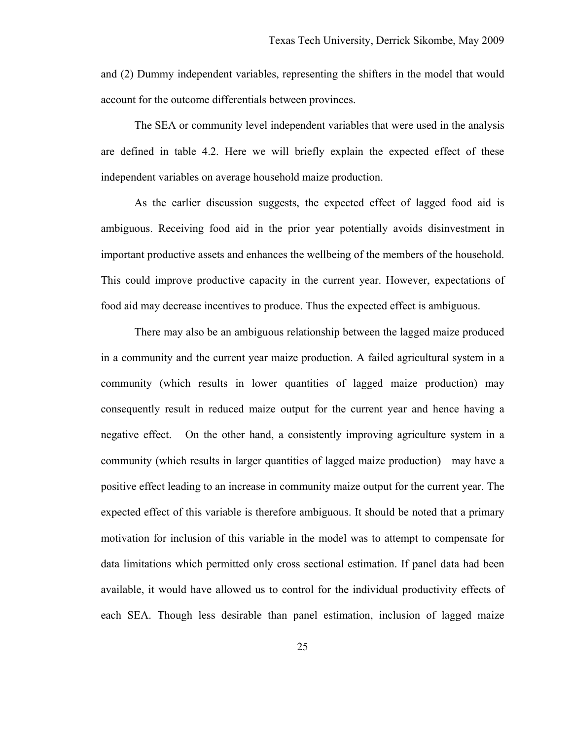and (2) Dummy independent variables, representing the shifters in the model that would account for the outcome differentials between provinces.

The SEA or community level independent variables that were used in the analysis are defined in table 4.2. Here we will briefly explain the expected effect of these independent variables on average household maize production.

As the earlier discussion suggests, the expected effect of lagged food aid is ambiguous. Receiving food aid in the prior year potentially avoids disinvestment in important productive assets and enhances the wellbeing of the members of the household. This could improve productive capacity in the current year. However, expectations of food aid may decrease incentives to produce. Thus the expected effect is ambiguous.

There may also be an ambiguous relationship between the lagged maize produced in a community and the current year maize production. A failed agricultural system in a community (which results in lower quantities of lagged maize production) may consequently result in reduced maize output for the current year and hence having a negative effect. On the other hand, a consistently improving agriculture system in a community (which results in larger quantities of lagged maize production) may have a positive effect leading to an increase in community maize output for the current year. The expected effect of this variable is therefore ambiguous. It should be noted that a primary motivation for inclusion of this variable in the model was to attempt to compensate for data limitations which permitted only cross sectional estimation. If panel data had been available, it would have allowed us to control for the individual productivity effects of each SEA. Though less desirable than panel estimation, inclusion of lagged maize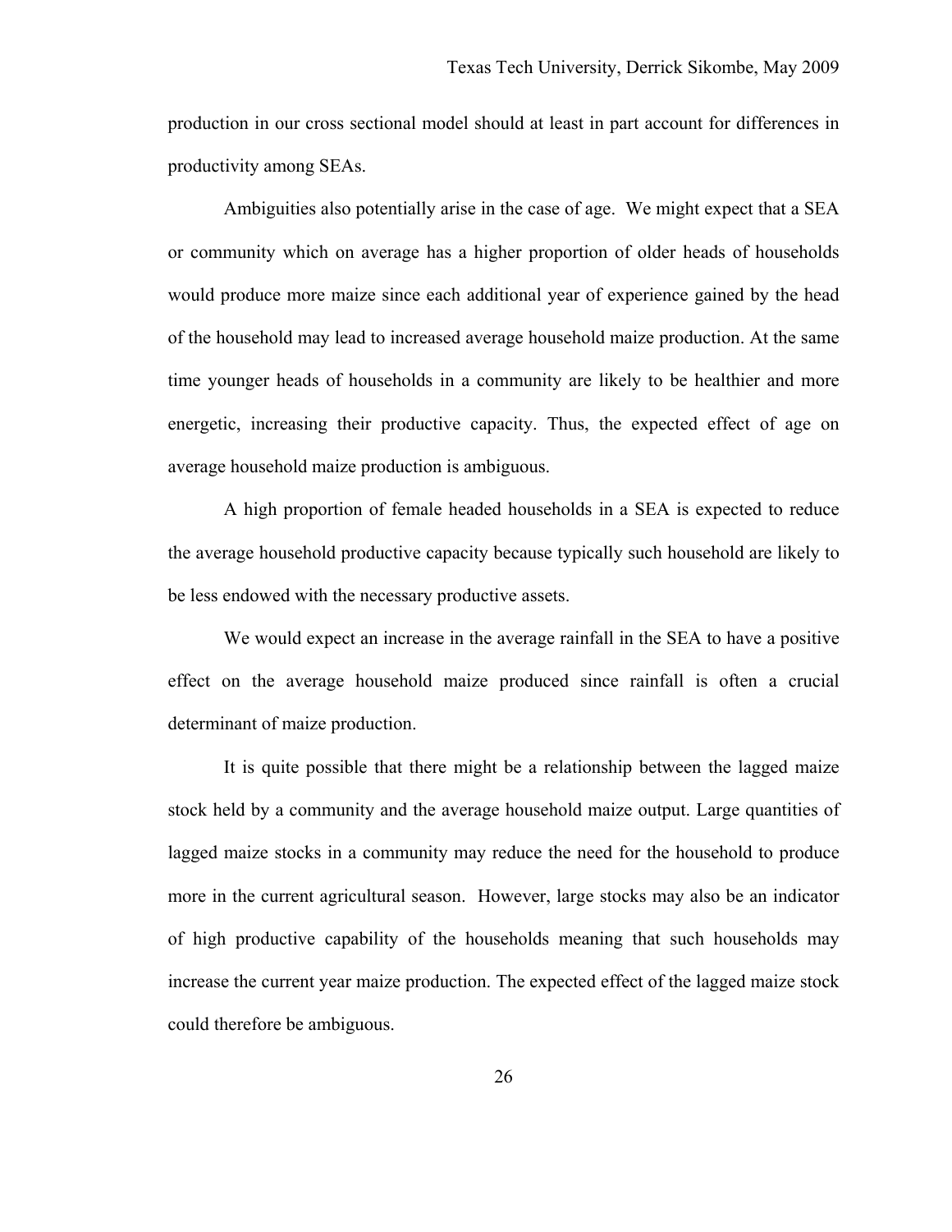production in our cross sectional model should at least in part account for differences in productivity among SEAs.

Ambiguities also potentially arise in the case of age. We might expect that a SEA or community which on average has a higher proportion of older heads of households would produce more maize since each additional year of experience gained by the head of the household may lead to increased average household maize production. At the same time younger heads of households in a community are likely to be healthier and more energetic, increasing their productive capacity. Thus, the expected effect of age on average household maize production is ambiguous.

A high proportion of female headed households in a SEA is expected to reduce the average household productive capacity because typically such household are likely to be less endowed with the necessary productive assets.

We would expect an increase in the average rainfall in the SEA to have a positive effect on the average household maize produced since rainfall is often a crucial determinant of maize production.

It is quite possible that there might be a relationship between the lagged maize stock held by a community and the average household maize output. Large quantities of lagged maize stocks in a community may reduce the need for the household to produce more in the current agricultural season. However, large stocks may also be an indicator of high productive capability of the households meaning that such households may increase the current year maize production. The expected effect of the lagged maize stock could therefore be ambiguous.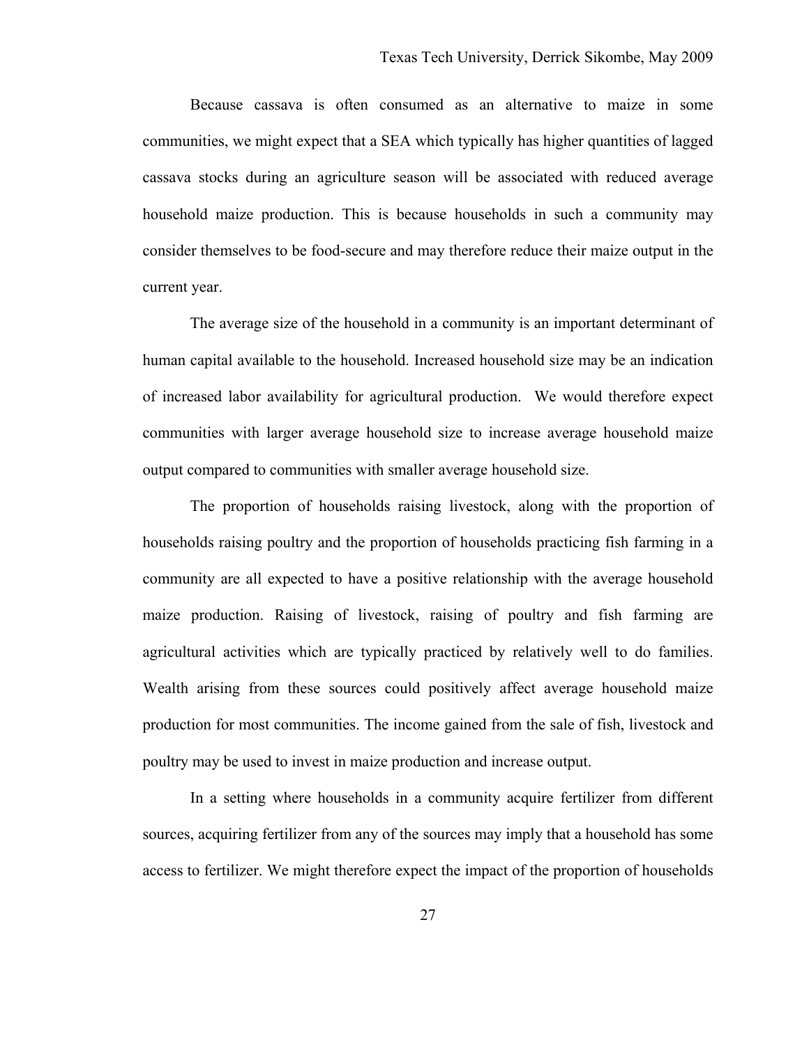Because cassava is often consumed as an alternative to maize in some communities, we might expect that a SEA which typically has higher quantities of lagged cassava stocks during an agriculture season will be associated with reduced average household maize production. This is because households in such a community may consider themselves to be food-secure and may therefore reduce their maize output in the current year.

The average size of the household in a community is an important determinant of human capital available to the household. Increased household size may be an indication of increased labor availability for agricultural production. We would therefore expect communities with larger average household size to increase average household maize output compared to communities with smaller average household size.

The proportion of households raising livestock, along with the proportion of households raising poultry and the proportion of households practicing fish farming in a community are all expected to have a positive relationship with the average household maize production. Raising of livestock, raising of poultry and fish farming are agricultural activities which are typically practiced by relatively well to do families. Wealth arising from these sources could positively affect average household maize production for most communities. The income gained from the sale of fish, livestock and poultry may be used to invest in maize production and increase output.

In a setting where households in a community acquire fertilizer from different sources, acquiring fertilizer from any of the sources may imply that a household has some access to fertilizer. We might therefore expect the impact of the proportion of households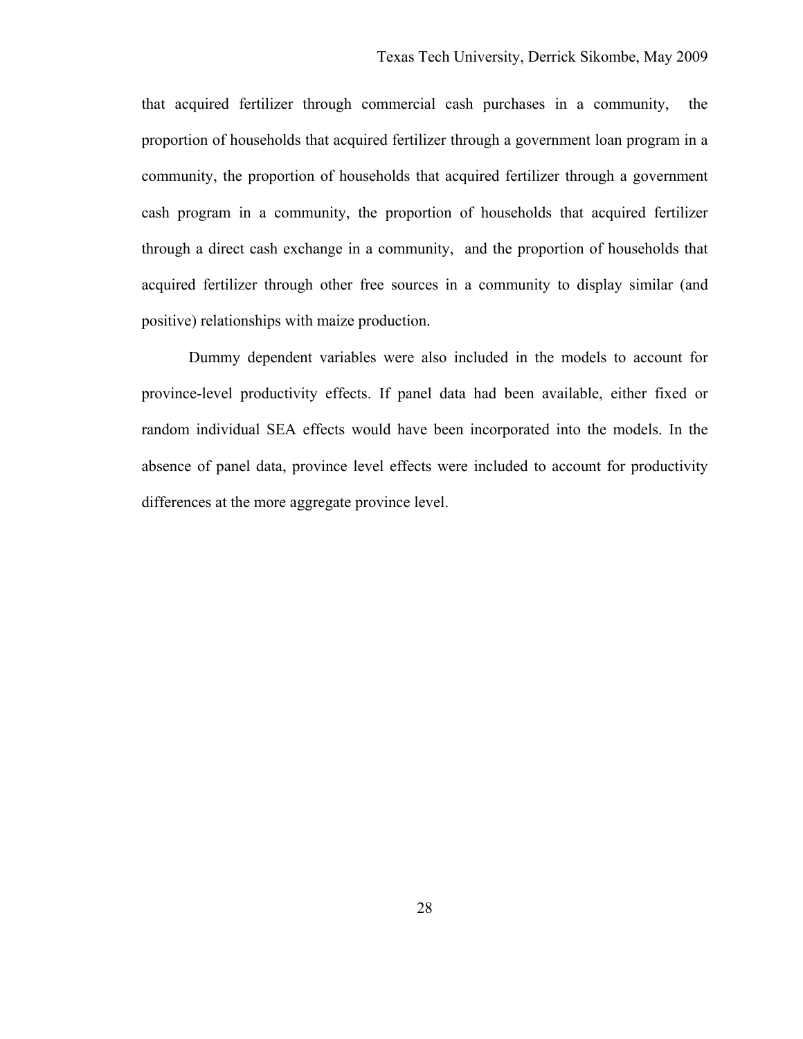that acquired fertilizer through commercial cash purchases in a community, the proportion of households that acquired fertilizer through a government loan program in a community, the proportion of households that acquired fertilizer through a government cash program in a community, the proportion of households that acquired fertilizer through a direct cash exchange in a community, and the proportion of households that acquired fertilizer through other free sources in a community to display similar (and positive) relationships with maize production.

Dummy dependent variables were also included in the models to account for province-level productivity effects. If panel data had been available, either fixed or random individual SEA effects would have been incorporated into the models. In the absence of panel data, province level effects were included to account for productivity differences at the more aggregate province level.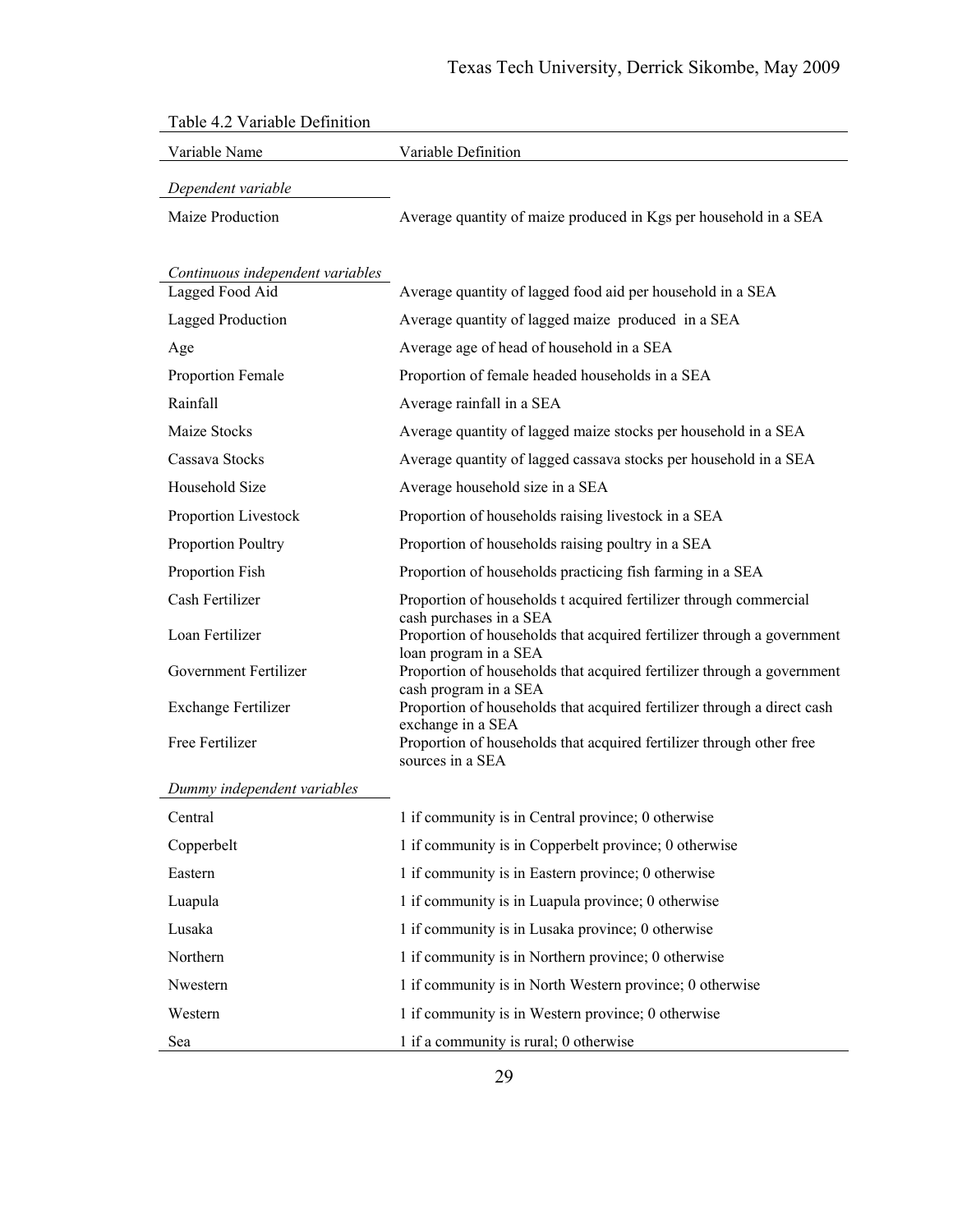Table 4.2 Variable Definition

| Variable Name | Variable Definition |
|---|---|
| *Dependent variable* | |
| Maize Production | Average quantity of maize produced in Kgs per household in a SEA |
| *Continuous independent variables* | |
| Lagged Food Aid | Average quantity of lagged food aid per household in a SEA |
| Lagged Production | Average quantity of lagged maize produced in a SEA |
| Age | Average age of head of household in a SEA |
| Proportion Female | Proportion of female headed households in a SEA |
| Rainfall | Average rainfall in a SEA |
| Maize Stocks | Average quantity of lagged maize stocks per household in a SEA |
| Cassava Stocks | Average quantity of lagged cassava stocks per household in a SEA |
| Household Size | Average household size in a SEA |
| Proportion Livestock | Proportion of households raising livestock in a SEA |
| Proportion Poultry | Proportion of households raising poultry in a SEA |
| Proportion Fish | Proportion of households practicing fish farming in a SEA |
| Cash Fertilizer | Proportion of households t acquired fertilizer through commercial cash purchases in a SEA |
| Loan Fertilizer | Proportion of households that acquired fertilizer through a government loan program in a SEA |
| Government Fertilizer | Proportion of households that acquired fertilizer through a government cash program in a SEA |
| Exchange Fertilizer | Proportion of households that acquired fertilizer through a direct cash exchange in a SEA |
| Free Fertilizer | Proportion of households that acquired fertilizer through other free sources in a SEA |
| *Dummy independent variables* | |
| Central | 1 if community is in Central province; 0 otherwise |
| Copperbelt | 1 if community is in Copperbelt province; 0 otherwise |
| Eastern | 1 if community is in Eastern province; 0 otherwise |
| Luapula | 1 if community is in Luapula province; 0 otherwise |
| Lusaka | 1 if community is in Lusaka province; 0 otherwise |
| Northern | 1 if community is in Northern province; 0 otherwise |
| Nwestern | 1 if community is in North Western province; 0 otherwise |
| Western | 1 if community is in Western province; 0 otherwise |
| Sea | 1 if a community is rural; 0 otherwise |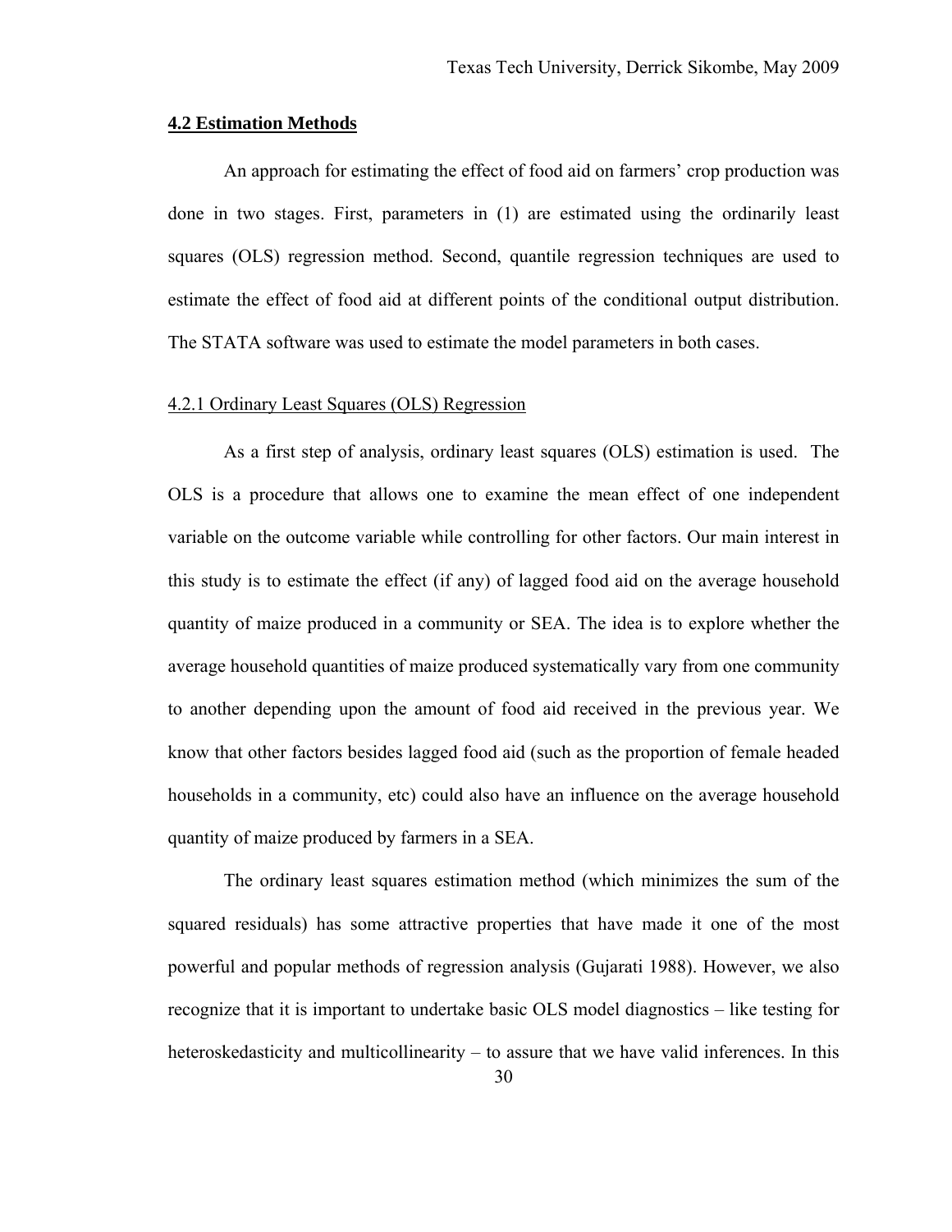## 4.2 Estimation Methods

An approach for estimating the effect of food aid on farmers' crop production was done in two stages. First, parameters in (1) are estimated using the ordinarily least squares (OLS) regression method. Second, quantile regression techniques are used to estimate the effect of food aid at different points of the conditional output distribution. The STATA software was used to estimate the model parameters in both cases.

### 4.2.1 Ordinary Least Squares (OLS) Regression

As a first step of analysis, ordinary least squares (OLS) estimation is used. The OLS is a procedure that allows one to examine the mean effect of one independent variable on the outcome variable while controlling for other factors. Our main interest in this study is to estimate the effect (if any) of lagged food aid on the average household quantity of maize produced in a community or SEA. The idea is to explore whether the average household quantities of maize produced systematically vary from one community to another depending upon the amount of food aid received in the previous year. We know that other factors besides lagged food aid (such as the proportion of female headed households in a community, etc) could also have an influence on the average household quantity of maize produced by farmers in a SEA.

The ordinary least squares estimation method (which minimizes the sum of the squared residuals) has some attractive properties that have made it one of the most powerful and popular methods of regression analysis (Gujarati 1988). However, we also recognize that it is important to undertake basic OLS model diagnostics – like testing for heteroskedasticity and multicollinearity – to assure that we have valid inferences. In this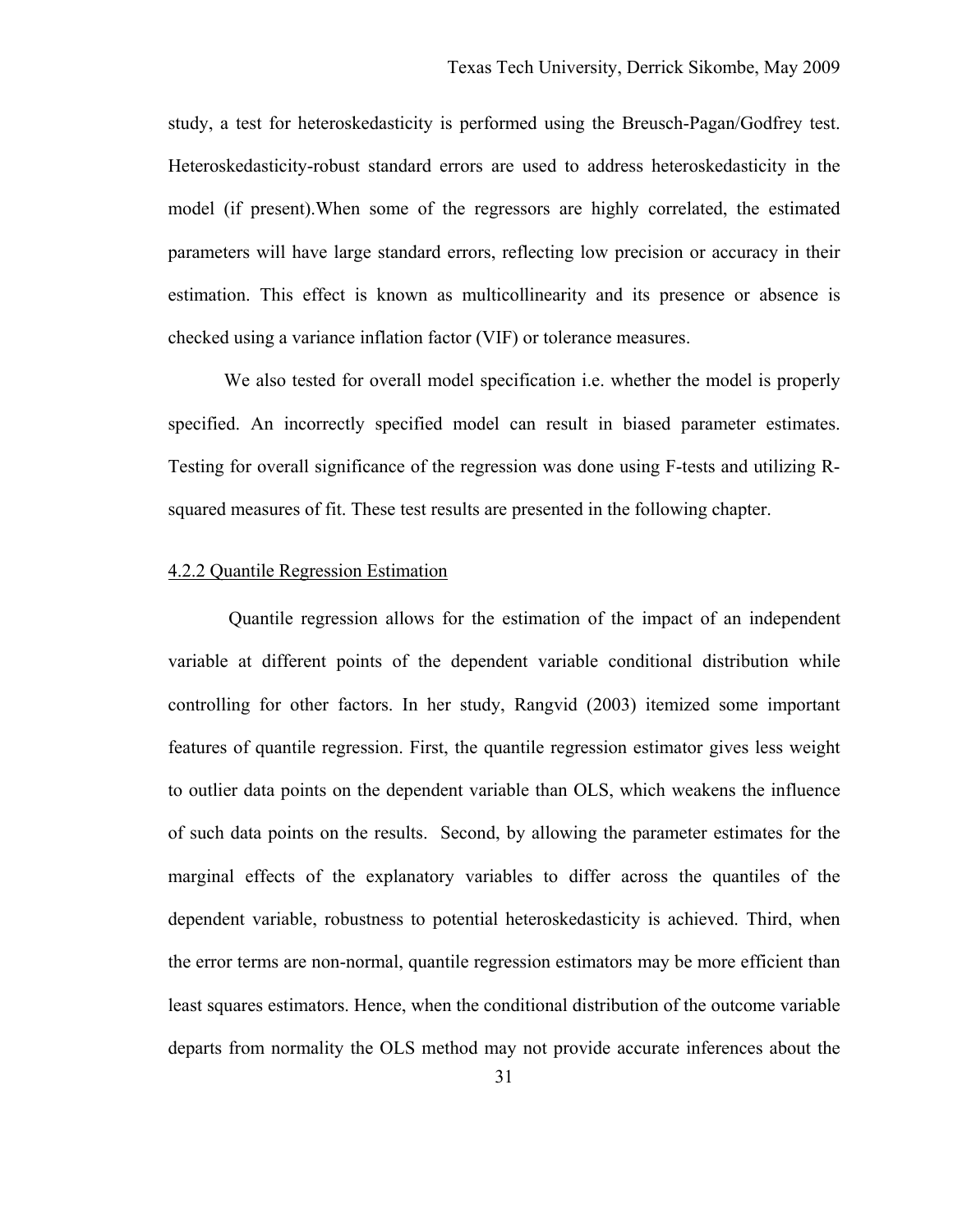study, a test for heteroskedasticity is performed using the Breusch-Pagan/Godfrey test. Heteroskedasticity-robust standard errors are used to address heteroskedasticity in the model (if present).When some of the regressors are highly correlated, the estimated parameters will have large standard errors, reflecting low precision or accuracy in their estimation. This effect is known as multicollinearity and its presence or absence is checked using a variance inflation factor (VIF) or tolerance measures.

We also tested for overall model specification i.e. whether the model is properly specified. An incorrectly specified model can result in biased parameter estimates. Testing for overall significance of the regression was done using F-tests and utilizing R-squared measures of fit. These test results are presented in the following chapter.

### 4.2.2 Quantile Regression Estimation

Quantile regression allows for the estimation of the impact of an independent variable at different points of the dependent variable conditional distribution while controlling for other factors. In her study, Rangvid (2003) itemized some important features of quantile regression. First, the quantile regression estimator gives less weight to outlier data points on the dependent variable than OLS, which weakens the influence of such data points on the results. Second, by allowing the parameter estimates for the marginal effects of the explanatory variables to differ across the quantiles of the dependent variable, robustness to potential heteroskedasticity is achieved. Third, when the error terms are non-normal, quantile regression estimators may be more efficient than least squares estimators. Hence, when the conditional distribution of the outcome variable departs from normality the OLS method may not provide accurate inferences about the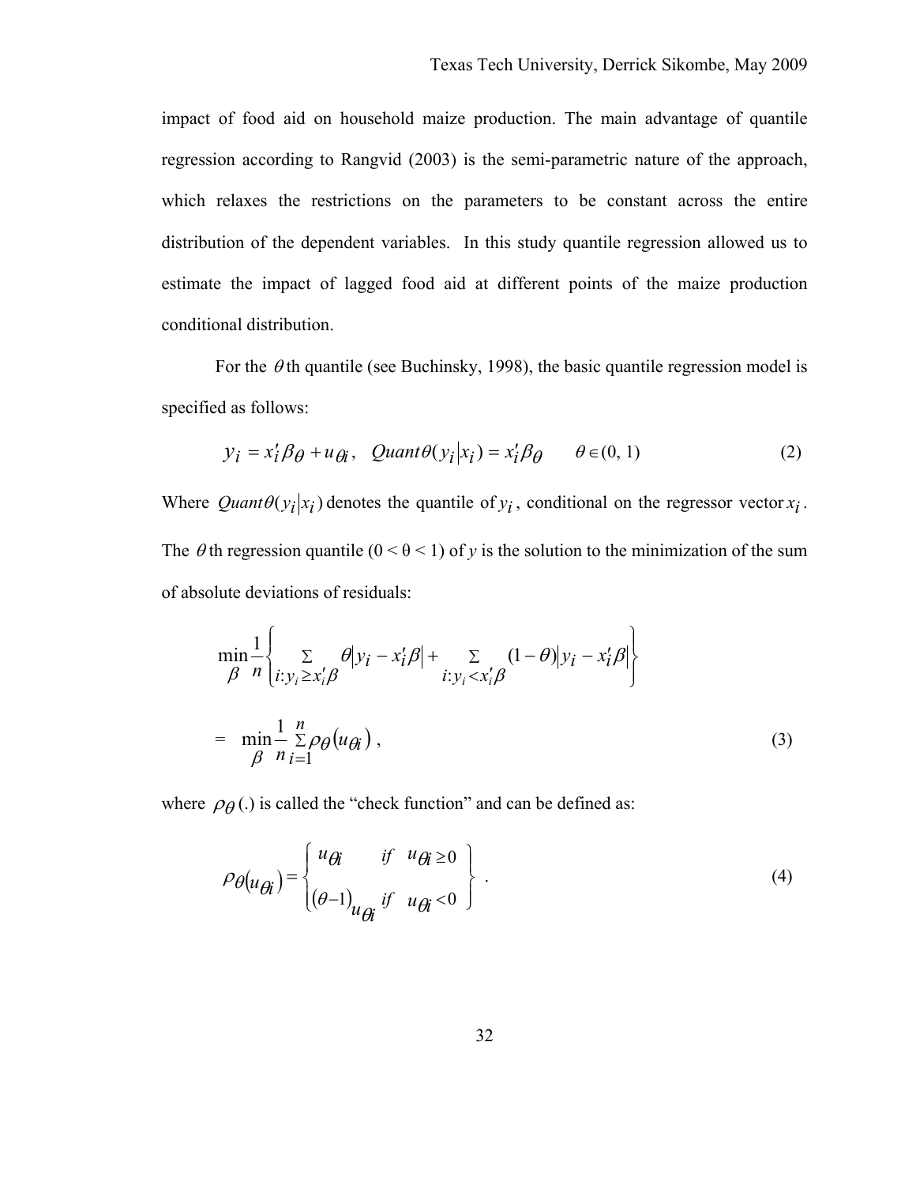impact of food aid on household maize production. The main advantage of quantile regression according to Rangvid (2003) is the semi-parametric nature of the approach, which relaxes the restrictions on the parameters to be constant across the entire distribution of the dependent variables. In this study quantile regression allowed us to estimate the impact of lagged food aid at different points of the maize production conditional distribution.

For the $\theta$th quantile (see Buchinsky, 1998), the basic quantile regression model is specified as follows:

$$y_i = x_i' \beta_\theta + u_{\theta i}, \quad Quant\theta(y_i | x_i) = x_i' \beta_\theta \qquad \theta \in (0, 1) \tag{2}$$

Where $Quant\theta(y_i | x_i)$ denotes the quantile of $y_i$, conditional on the regressor vector $x_i$. The $\theta$th regression quantile ($0 < \theta < 1$) of $y$ is the solution to the minimization of the sum of absolute deviations of residuals:

$$\min_{\beta} \frac{1}{n} \left\{ \sum_{i: y_i \geq x_i' \beta} \theta \left| y_i - x_i' \beta \right| + \sum_{i: y_i < x_i' \beta} (1 - \theta) \left| y_i - x_i' \beta \right| \right\}$$

$$= \min_{\beta} \frac{1}{n} \sum_{i=1}^{n} \rho_\theta \left( u_{\theta i} \right), \tag{3}$$

where $\rho_\theta(.)$ is called the "check function" and can be defined as:

$$\rho_\theta \left( u_{\theta i} \right) = \left\{ \begin{array}{ll} u_{\theta i} & if \quad u_{\theta i} \geq 0 \\ (\theta - 1) u_{\theta i} & if \quad u_{\theta i} < 0 \end{array} \right\} . \tag{4}$$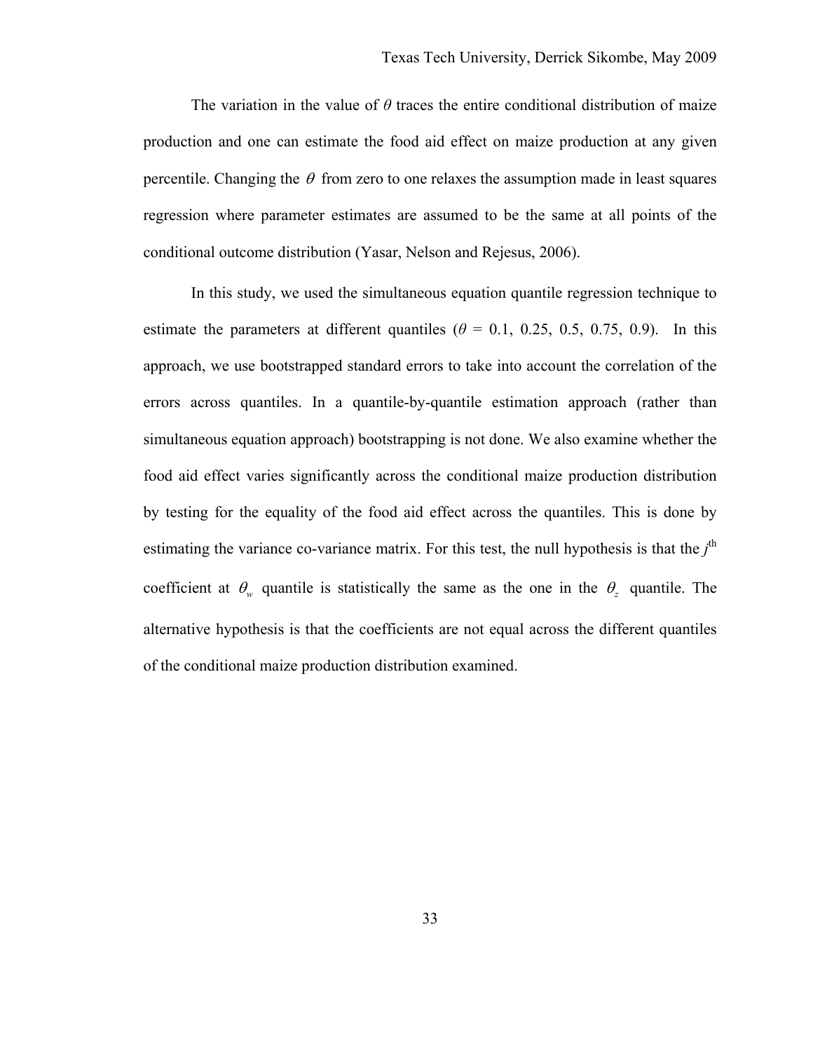The variation in the value of $\theta$ traces the entire conditional distribution of maize production and one can estimate the food aid effect on maize production at any given percentile. Changing the $\theta$ from zero to one relaxes the assumption made in least squares regression where parameter estimates are assumed to be the same at all points of the conditional outcome distribution (Yasar, Nelson and Rejesus, 2006).

In this study, we used the simultaneous equation quantile regression technique to estimate the parameters at different quantiles ($\theta$ = 0.1, 0.25, 0.5, 0.75, 0.9). In this approach, we use bootstrapped standard errors to take into account the correlation of the errors across quantiles. In a quantile-by-quantile estimation approach (rather than simultaneous equation approach) bootstrapping is not done. We also examine whether the food aid effect varies significantly across the conditional maize production distribution by testing for the equality of the food aid effect across the quantiles. This is done by estimating the variance co-variance matrix. For this test, the null hypothesis is that the $j^{th}$ coefficient at $\theta_w$ quantile is statistically the same as the one in the $\theta_z$ quantile. The alternative hypothesis is that the coefficients are not equal across the different quantiles of the conditional maize production distribution examined.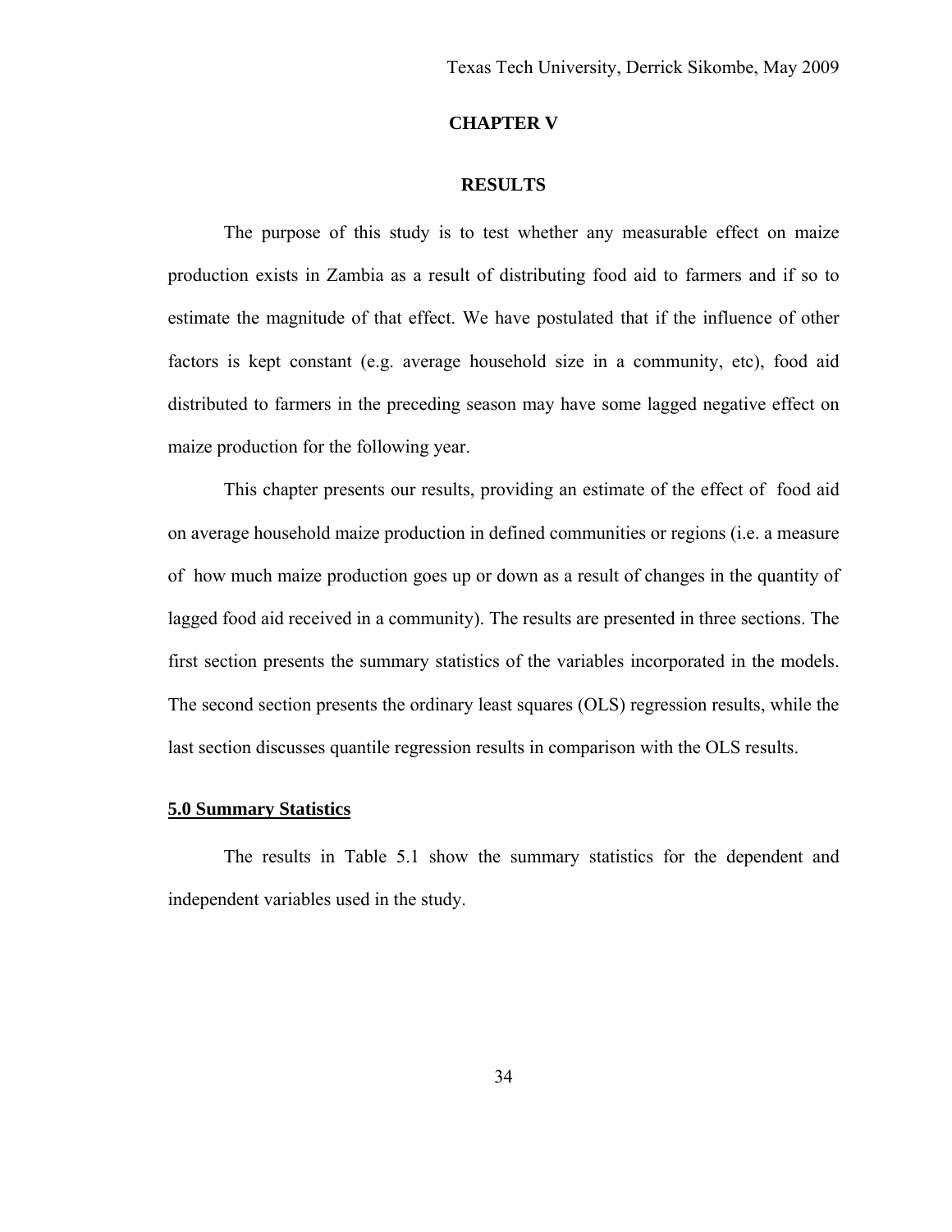# CHAPTER V

## RESULTS

The purpose of this study is to test whether any measurable effect on maize production exists in Zambia as a result of distributing food aid to farmers and if so to estimate the magnitude of that effect. We have postulated that if the influence of other factors is kept constant (e.g. average household size in a community, etc), food aid distributed to farmers in the preceding season may have some lagged negative effect on maize production for the following year.

This chapter presents our results, providing an estimate of the effect of food aid on average household maize production in defined communities or regions (i.e. a measure of how much maize production goes up or down as a result of changes in the quantity of lagged food aid received in a community). The results are presented in three sections. The first section presents the summary statistics of the variables incorporated in the models. The second section presents the ordinary least squares (OLS) regression results, while the last section discusses quantile regression results in comparison with the OLS results.

### 5.0 Summary Statistics

The results in Table 5.1 show the summary statistics for the dependent and independent variables used in the study.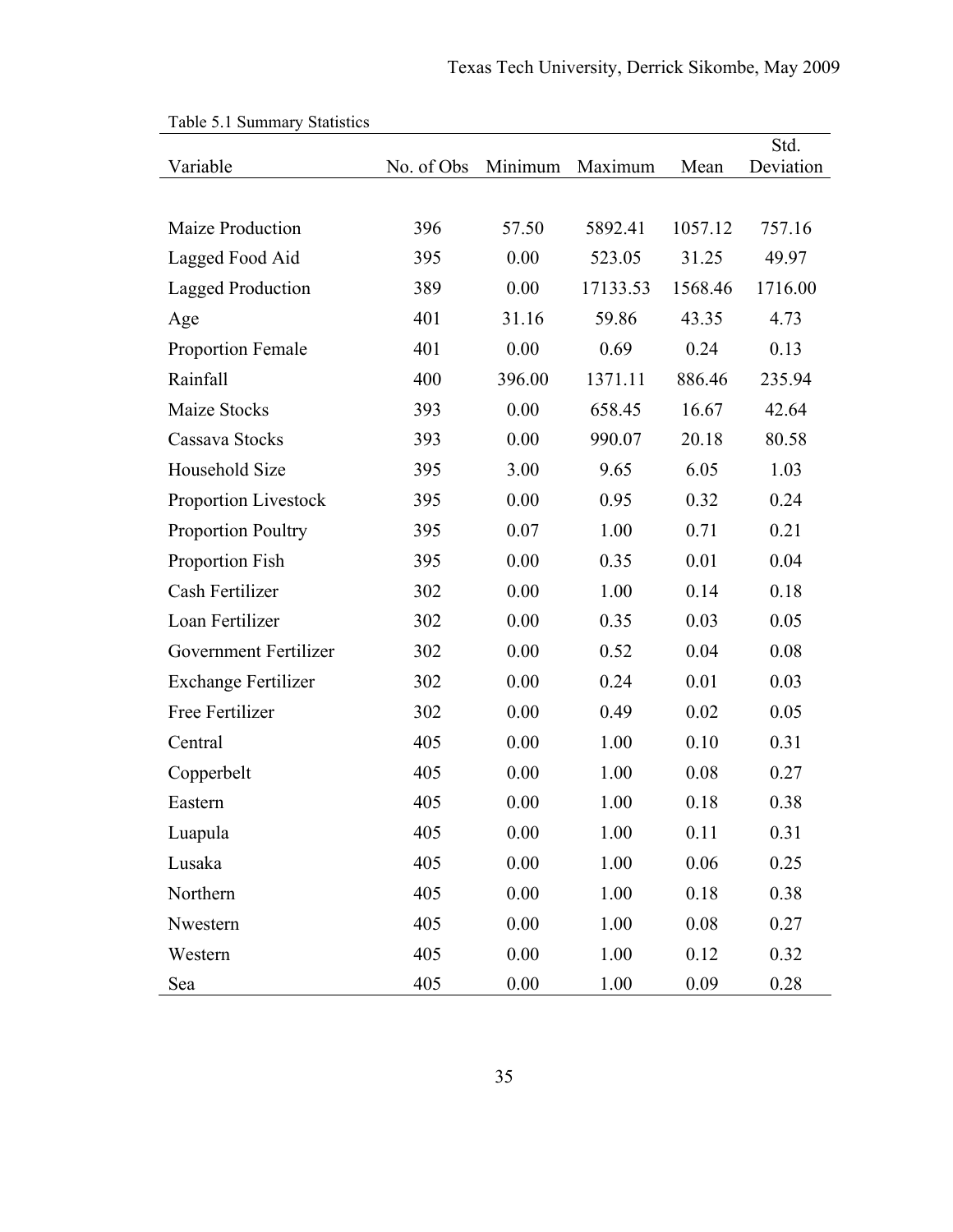Table 5.1 Summary Statistics

| Variable | No. of Obs | Minimum | Maximum | Mean | Std. Deviation |
|---|---|---|---|---|---|
| Maize Production | 396 | 57.50 | 5892.41 | 1057.12 | 757.16 |
| Lagged Food Aid | 395 | 0.00 | 523.05 | 31.25 | 49.97 |
| Lagged Production | 389 | 0.00 | 17133.53 | 1568.46 | 1716.00 |
| Age | 401 | 31.16 | 59.86 | 43.35 | 4.73 |
| Proportion Female | 401 | 0.00 | 0.69 | 0.24 | 0.13 |
| Rainfall | 400 | 396.00 | 1371.11 | 886.46 | 235.94 |
| Maize Stocks | 393 | 0.00 | 658.45 | 16.67 | 42.64 |
| Cassava Stocks | 393 | 0.00 | 990.07 | 20.18 | 80.58 |
| Household Size | 395 | 3.00 | 9.65 | 6.05 | 1.03 |
| Proportion Livestock | 395 | 0.00 | 0.95 | 0.32 | 0.24 |
| Proportion Poultry | 395 | 0.07 | 1.00 | 0.71 | 0.21 |
| Proportion Fish | 395 | 0.00 | 0.35 | 0.01 | 0.04 |
| Cash Fertilizer | 302 | 0.00 | 1.00 | 0.14 | 0.18 |
| Loan Fertilizer | 302 | 0.00 | 0.35 | 0.03 | 0.05 |
| Government Fertilizer | 302 | 0.00 | 0.52 | 0.04 | 0.08 |
| Exchange Fertilizer | 302 | 0.00 | 0.24 | 0.01 | 0.03 |
| Free Fertilizer | 302 | 0.00 | 0.49 | 0.02 | 0.05 |
| Central | 405 | 0.00 | 1.00 | 0.10 | 0.31 |
| Copperbelt | 405 | 0.00 | 1.00 | 0.08 | 0.27 |
| Eastern | 405 | 0.00 | 1.00 | 0.18 | 0.38 |
| Luapula | 405 | 0.00 | 1.00 | 0.11 | 0.31 |
| Lusaka | 405 | 0.00 | 1.00 | 0.06 | 0.25 |
| Northern | 405 | 0.00 | 1.00 | 0.18 | 0.38 |
| Nwestern | 405 | 0.00 | 1.00 | 0.08 | 0.27 |
| Western | 405 | 0.00 | 1.00 | 0.12 | 0.32 |
| Sea | 405 | 0.00 | 1.00 | 0.09 | 0.28 |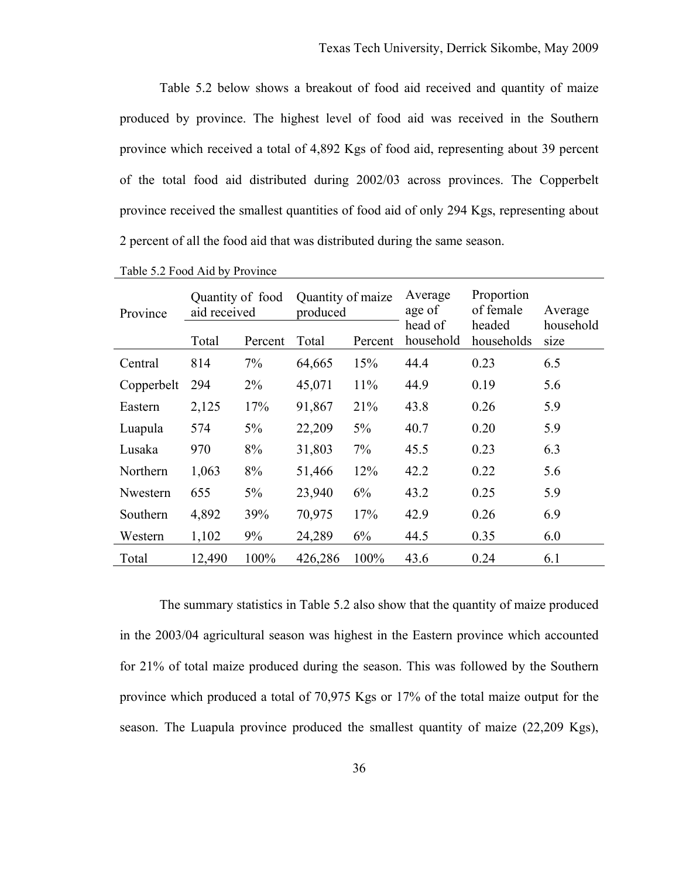Table 5.2 below shows a breakout of food aid received and quantity of maize produced by province. The highest level of food aid was received in the Southern province which received a total of 4,892 Kgs of food aid, representing about 39 percent of the total food aid distributed during 2002/03 across provinces. The Copperbelt province received the smallest quantities of food aid of only 294 Kgs, representing about 2 percent of all the food aid that was distributed during the same season.

Table 5.2 Food Aid by Province

| Province | Quantity of food aid received | | Quantity of maize produced | | Average age of head of household | Proportion of female headed households | Average household size |
|---|---|---|---|---|---|---|---|
| | Total | Percent | Total | Percent | | | |
| Central | 814 | 7% | 64,665 | 15% | 44.4 | 0.23 | 6.5 |
| Copperbelt | 294 | 2% | 45,071 | 11% | 44.9 | 0.19 | 5.6 |
| Eastern | 2,125 | 17% | 91,867 | 21% | 43.8 | 0.26 | 5.9 |
| Luapula | 574 | 5% | 22,209 | 5% | 40.7 | 0.20 | 5.9 |
| Lusaka | 970 | 8% | 31,803 | 7% | 45.5 | 0.23 | 6.3 |
| Northern | 1,063 | 8% | 51,466 | 12% | 42.2 | 0.22 | 5.6 |
| Nwestern | 655 | 5% | 23,940 | 6% | 43.2 | 0.25 | 5.9 |
| Southern | 4,892 | 39% | 70,975 | 17% | 42.9 | 0.26 | 6.9 |
| Western | 1,102 | 9% | 24,289 | 6% | 44.5 | 0.35 | 6.0 |
| Total | 12,490 | 100% | 426,286 | 100% | 43.6 | 0.24 | 6.1 |

The summary statistics in Table 5.2 also show that the quantity of maize produced in the 2003/04 agricultural season was highest in the Eastern province which accounted for 21% of total maize produced during the season. This was followed by the Southern province which produced a total of 70,975 Kgs or 17% of the total maize output for the season. The Luapula province produced the smallest quantity of maize (22,209 Kgs),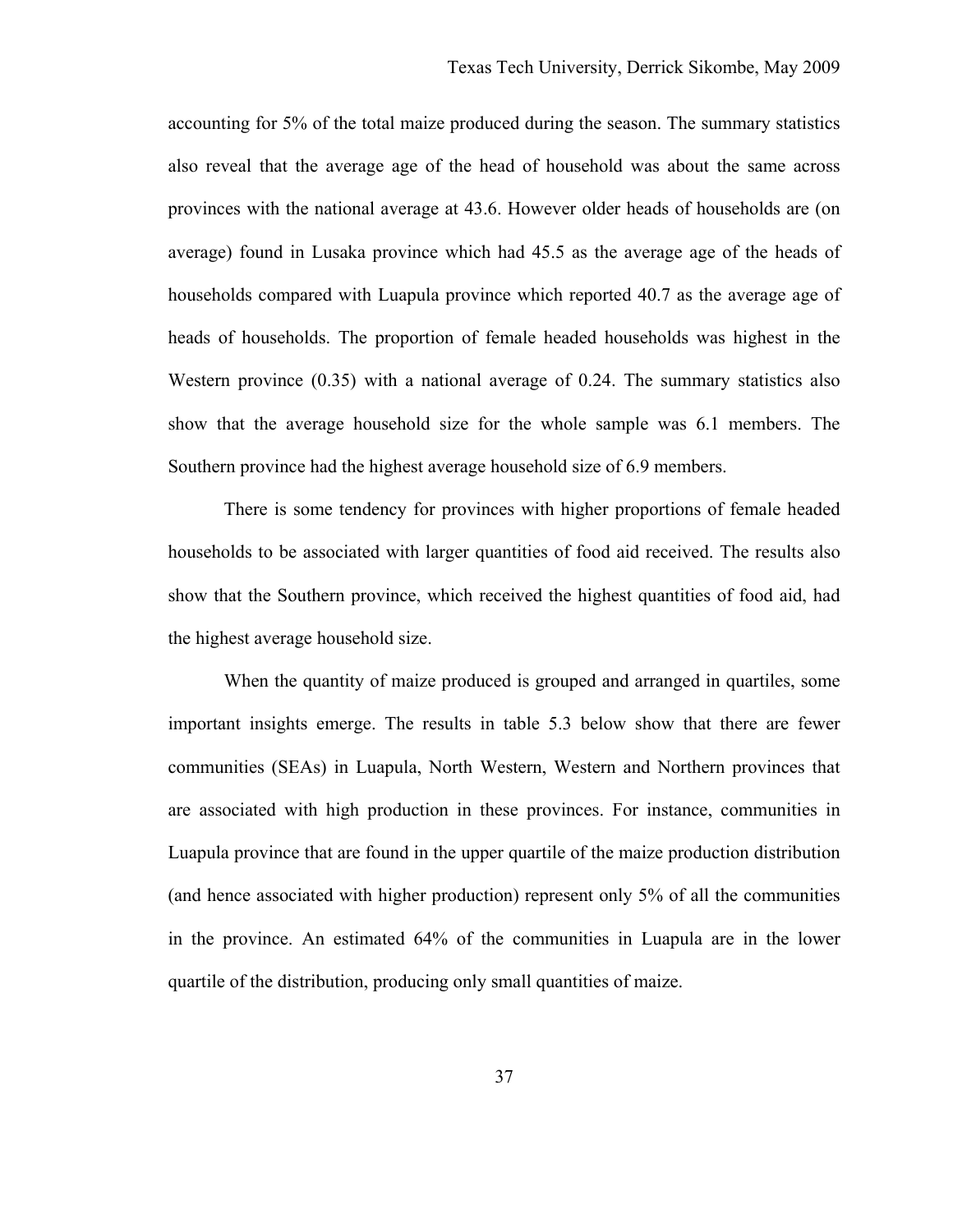accounting for 5% of the total maize produced during the season. The summary statistics also reveal that the average age of the head of household was about the same across provinces with the national average at 43.6. However older heads of households are (on average) found in Lusaka province which had 45.5 as the average age of the heads of households compared with Luapula province which reported 40.7 as the average age of heads of households. The proportion of female headed households was highest in the Western province (0.35) with a national average of 0.24. The summary statistics also show that the average household size for the whole sample was 6.1 members. The Southern province had the highest average household size of 6.9 members.

There is some tendency for provinces with higher proportions of female headed households to be associated with larger quantities of food aid received. The results also show that the Southern province, which received the highest quantities of food aid, had the highest average household size.

When the quantity of maize produced is grouped and arranged in quartiles, some important insights emerge. The results in table 5.3 below show that there are fewer communities (SEAs) in Luapula, North Western, Western and Northern provinces that are associated with high production in these provinces. For instance, communities in Luapula province that are found in the upper quartile of the maize production distribution (and hence associated with higher production) represent only 5% of all the communities in the province. An estimated 64% of the communities in Luapula are in the lower quartile of the distribution, producing only small quantities of maize.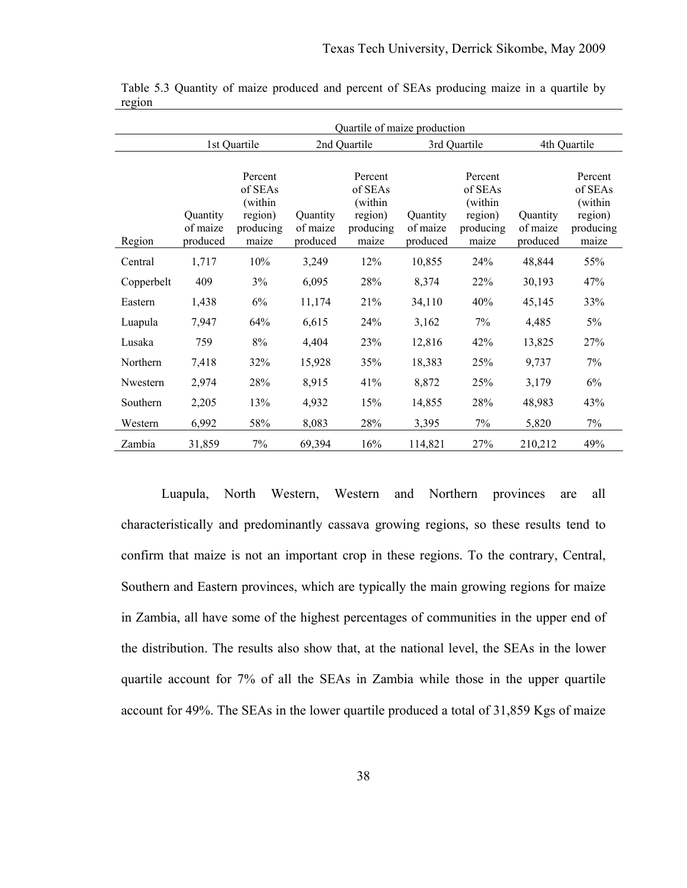Table 5.3 Quantity of maize produced and percent of SEAs producing maize in a quartile by region

| | Quartile of maize production | | | | | | | |
|---|---|---|---|---|---|---|---|---|
| | 1st Quartile | | 2nd Quartile | | 3rd Quartile | | 4th Quartile | |
| Region | Quantity of maize produced | Percent of SEAs (within region) producing maize | Quantity of maize produced | Percent of SEAs (within region) producing maize | Quantity of maize produced | Percent of SEAs (within region) producing maize | Quantity of maize produced | Percent of SEAs (within region) producing maize |
| Central | 1,717 | 10% | 3,249 | 12% | 10,855 | 24% | 48,844 | 55% |
| Copperbelt | 409 | 3% | 6,095 | 28% | 8,374 | 22% | 30,193 | 47% |
| Eastern | 1,438 | 6% | 11,174 | 21% | 34,110 | 40% | 45,145 | 33% |
| Luapula | 7,947 | 64% | 6,615 | 24% | 3,162 | 7% | 4,485 | 5% |
| Lusaka | 759 | 8% | 4,404 | 23% | 12,816 | 42% | 13,825 | 27% |
| Northern | 7,418 | 32% | 15,928 | 35% | 18,383 | 25% | 9,737 | 7% |
| Nwestern | 2,974 | 28% | 8,915 | 41% | 8,872 | 25% | 3,179 | 6% |
| Southern | 2,205 | 13% | 4,932 | 15% | 14,855 | 28% | 48,983 | 43% |
| Western | 6,992 | 58% | 8,083 | 28% | 3,395 | 7% | 5,820 | 7% |
| Zambia | 31,859 | 7% | 69,394 | 16% | 114,821 | 27% | 210,212 | 49% |

Luapula, North Western, Western and Northern provinces are all characteristically and predominantly cassava growing regions, so these results tend to confirm that maize is not an important crop in these regions. To the contrary, Central, Southern and Eastern provinces, which are typically the main growing regions for maize in Zambia, all have some of the highest percentages of communities in the upper end of the distribution. The results also show that, at the national level, the SEAs in the lower quartile account for 7% of all the SEAs in Zambia while those in the upper quartile account for 49%. The SEAs in the lower quartile produced a total of 31,859 Kgs of maize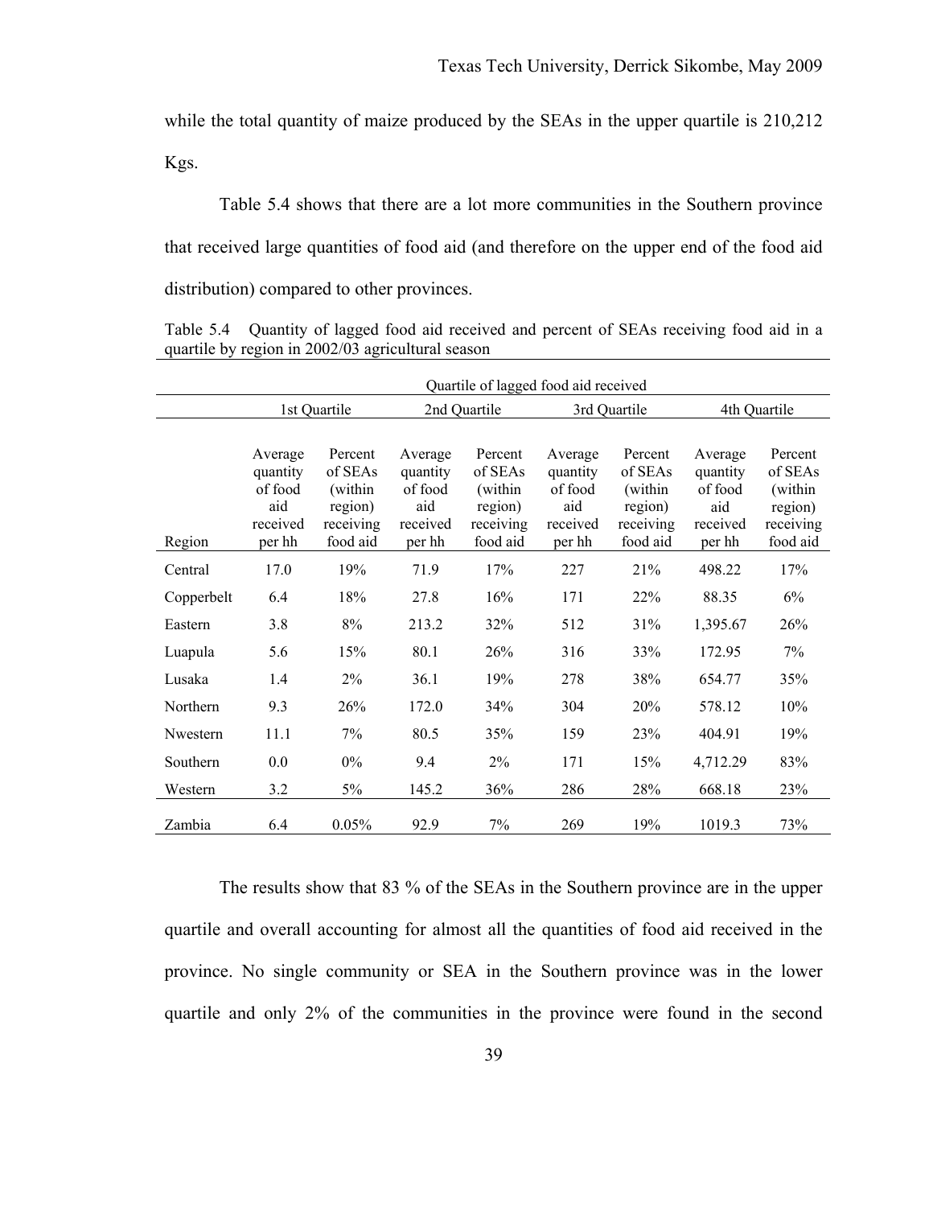while the total quantity of maize produced by the SEAs in the upper quartile is 210,212 Kgs.

Table 5.4 shows that there are a lot more communities in the Southern province that received large quantities of food aid (and therefore on the upper end of the food aid distribution) compared to other provinces.

Table 5.4 Quantity of lagged food aid received and percent of SEAs receiving food aid in a quartile by region in 2002/03 agricultural season

| | Quartile of lagged food aid received | | | | | | | |
|---|---|---|---|---|---|---|---|---|
| | 1st Quartile | | 2nd Quartile | | 3rd Quartile | | 4th Quartile | |
| Region | Average quantity of food aid received per hh | Percent of SEAs (within region) receiving food aid | Average quantity of food aid received per hh | Percent of SEAs (within region) receiving food aid | Average quantity of food aid received per hh | Percent of SEAs (within region) receiving food aid | Average quantity of food aid received per hh | Percent of SEAs (within region) receiving food aid |
| Central | 17.0 | 19% | 71.9 | 17% | 227 | 21% | 498.22 | 17% |
| Copperbelt | 6.4 | 18% | 27.8 | 16% | 171 | 22% | 88.35 | 6% |
| Eastern | 3.8 | 8% | 213.2 | 32% | 512 | 31% | 1,395.67 | 26% |
| Luapula | 5.6 | 15% | 80.1 | 26% | 316 | 33% | 172.95 | 7% |
| Lusaka | 1.4 | 2% | 36.1 | 19% | 278 | 38% | 654.77 | 35% |
| Northern | 9.3 | 26% | 172.0 | 34% | 304 | 20% | 578.12 | 10% |
| Nwestern | 11.1 | 7% | 80.5 | 35% | 159 | 23% | 404.91 | 19% |
| Southern | 0.0 | 0% | 9.4 | 2% | 171 | 15% | 4,712.29 | 83% |
| Western | 3.2 | 5% | 145.2 | 36% | 286 | 28% | 668.18 | 23% |
| Zambia | 6.4 | 0.05% | 92.9 | 7% | 269 | 19% | 1019.3 | 73% |

The results show that 83 % of the SEAs in the Southern province are in the upper quartile and overall accounting for almost all the quantities of food aid received in the province. No single community or SEA in the Southern province was in the lower quartile and only 2% of the communities in the province were found in the second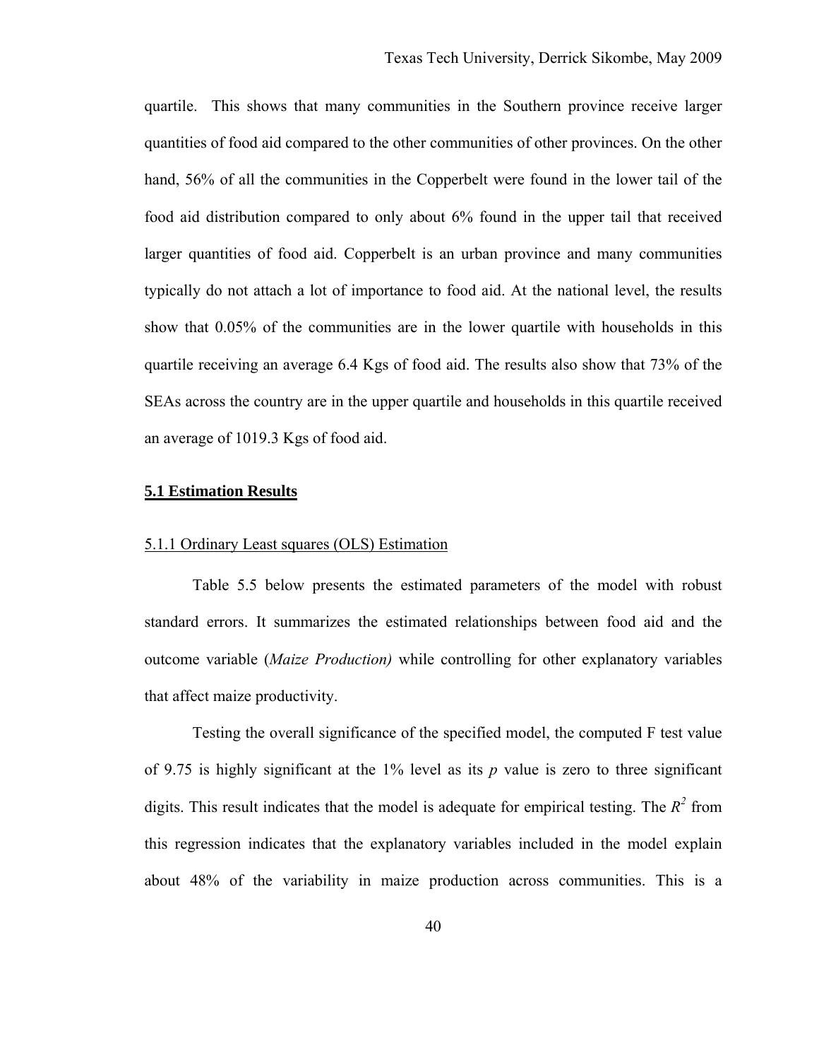quartile. This shows that many communities in the Southern province receive larger quantities of food aid compared to the other communities of other provinces. On the other hand, 56% of all the communities in the Copperbelt were found in the lower tail of the food aid distribution compared to only about 6% found in the upper tail that received larger quantities of food aid. Copperbelt is an urban province and many communities typically do not attach a lot of importance to food aid. At the national level, the results show that 0.05% of the communities are in the lower quartile with households in this quartile receiving an average 6.4 Kgs of food aid. The results also show that 73% of the SEAs across the country are in the upper quartile and households in this quartile received an average of 1019.3 Kgs of food aid.

## **5.1 Estimation Results**

### 5.1.1 Ordinary Least squares (OLS) Estimation

Table 5.5 below presents the estimated parameters of the model with robust standard errors. It summarizes the estimated relationships between food aid and the outcome variable (*Maize Production)* while controlling for other explanatory variables that affect maize productivity.

Testing the overall significance of the specified model, the computed F test value of 9.75 is highly significant at the 1% level as its *p* value is zero to three significant digits. This result indicates that the model is adequate for empirical testing. The $R^2$ from this regression indicates that the explanatory variables included in the model explain about 48% of the variability in maize production across communities. This is a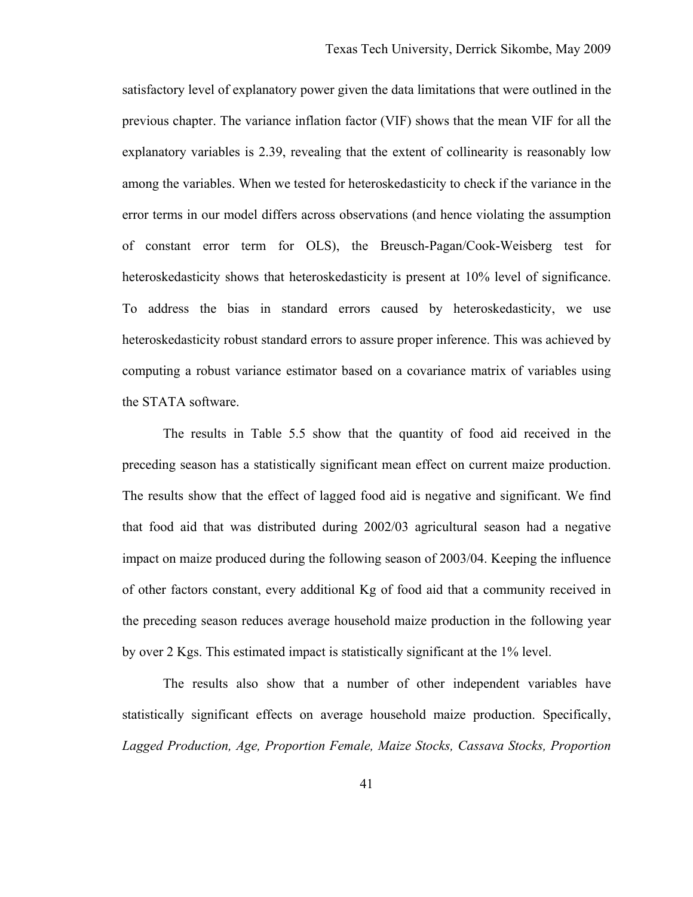satisfactory level of explanatory power given the data limitations that were outlined in the previous chapter. The variance inflation factor (VIF) shows that the mean VIF for all the explanatory variables is 2.39, revealing that the extent of collinearity is reasonably low among the variables. When we tested for heteroskedasticity to check if the variance in the error terms in our model differs across observations (and hence violating the assumption of constant error term for OLS), the Breusch-Pagan/Cook-Weisberg test for heteroskedasticity shows that heteroskedasticity is present at 10% level of significance. To address the bias in standard errors caused by heteroskedasticity, we use heteroskedasticity robust standard errors to assure proper inference. This was achieved by computing a robust variance estimator based on a covariance matrix of variables using the STATA software.

The results in Table 5.5 show that the quantity of food aid received in the preceding season has a statistically significant mean effect on current maize production. The results show that the effect of lagged food aid is negative and significant. We find that food aid that was distributed during 2002/03 agricultural season had a negative impact on maize produced during the following season of 2003/04. Keeping the influence of other factors constant, every additional Kg of food aid that a community received in the preceding season reduces average household maize production in the following year by over 2 Kgs. This estimated impact is statistically significant at the 1% level.

The results also show that a number of other independent variables have statistically significant effects on average household maize production. Specifically, *Lagged Production, Age, Proportion Female, Maize Stocks, Cassava Stocks, Proportion*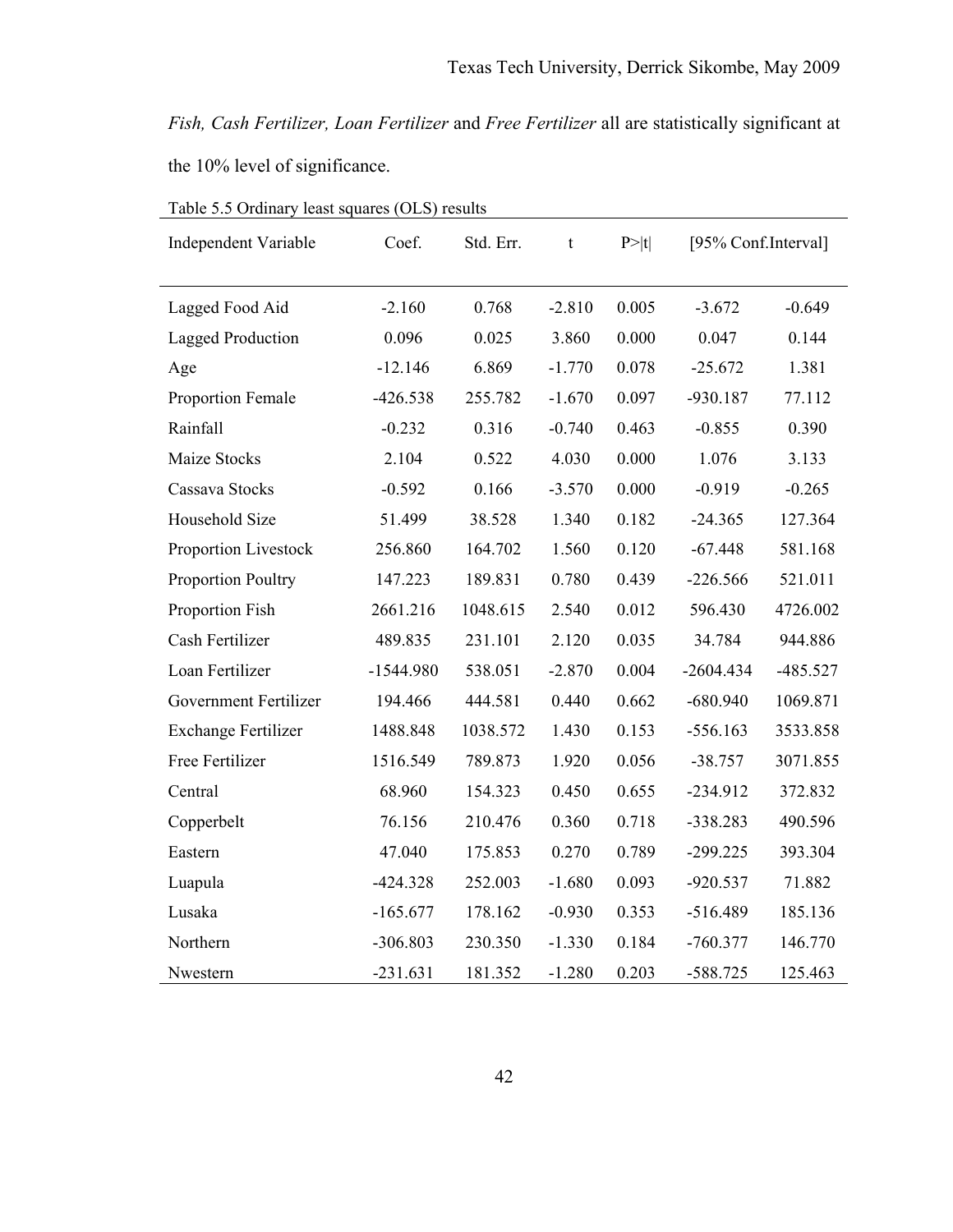*Fish, Cash Fertilizer, Loan Fertilizer* and *Free Fertilizer* all are statistically significant at the 10% level of significance.

Table 5.5 Ordinary least squares (OLS) results

| Independent Variable | Coef. | Std. Err. | t | P>\|t\| | [95% Conf.Interval] | |
|---|---|---|---|---|---|---|
| Lagged Food Aid | -2.160 | 0.768 | -2.810 | 0.005 | -3.672 | -0.649 |
| Lagged Production | 0.096 | 0.025 | 3.860 | 0.000 | 0.047 | 0.144 |
| Age | -12.146 | 6.869 | -1.770 | 0.078 | -25.672 | 1.381 |
| Proportion Female | -426.538 | 255.782 | -1.670 | 0.097 | -930.187 | 77.112 |
| Rainfall | -0.232 | 0.316 | -0.740 | 0.463 | -0.855 | 0.390 |
| Maize Stocks | 2.104 | 0.522 | 4.030 | 0.000 | 1.076 | 3.133 |
| Cassava Stocks | -0.592 | 0.166 | -3.570 | 0.000 | -0.919 | -0.265 |
| Household Size | 51.499 | 38.528 | 1.340 | 0.182 | -24.365 | 127.364 |
| Proportion Livestock | 256.860 | 164.702 | 1.560 | 0.120 | -67.448 | 581.168 |
| Proportion Poultry | 147.223 | 189.831 | 0.780 | 0.439 | -226.566 | 521.011 |
| Proportion Fish | 2661.216 | 1048.615 | 2.540 | 0.012 | 596.430 | 4726.002 |
| Cash Fertilizer | 489.835 | 231.101 | 2.120 | 0.035 | 34.784 | 944.886 |
| Loan Fertilizer | -1544.980 | 538.051 | -2.870 | 0.004 | -2604.434 | -485.527 |
| Government Fertilizer | 194.466 | 444.581 | 0.440 | 0.662 | -680.940 | 1069.871 |
| Exchange Fertilizer | 1488.848 | 1038.572 | 1.430 | 0.153 | -556.163 | 3533.858 |
| Free Fertilizer | 1516.549 | 789.873 | 1.920 | 0.056 | -38.757 | 3071.855 |
| Central | 68.960 | 154.323 | 0.450 | 0.655 | -234.912 | 372.832 |
| Copperbelt | 76.156 | 210.476 | 0.360 | 0.718 | -338.283 | 490.596 |
| Eastern | 47.040 | 175.853 | 0.270 | 0.789 | -299.225 | 393.304 |
| Luapula | -424.328 | 252.003 | -1.680 | 0.093 | -920.537 | 71.882 |
| Lusaka | -165.677 | 178.162 | -0.930 | 0.353 | -516.489 | 185.136 |
| Northern | -306.803 | 230.350 | -1.330 | 0.184 | -760.377 | 146.770 |
| Nwestern | -231.631 | 181.352 | -1.280 | 0.203 | -588.725 | 125.463 |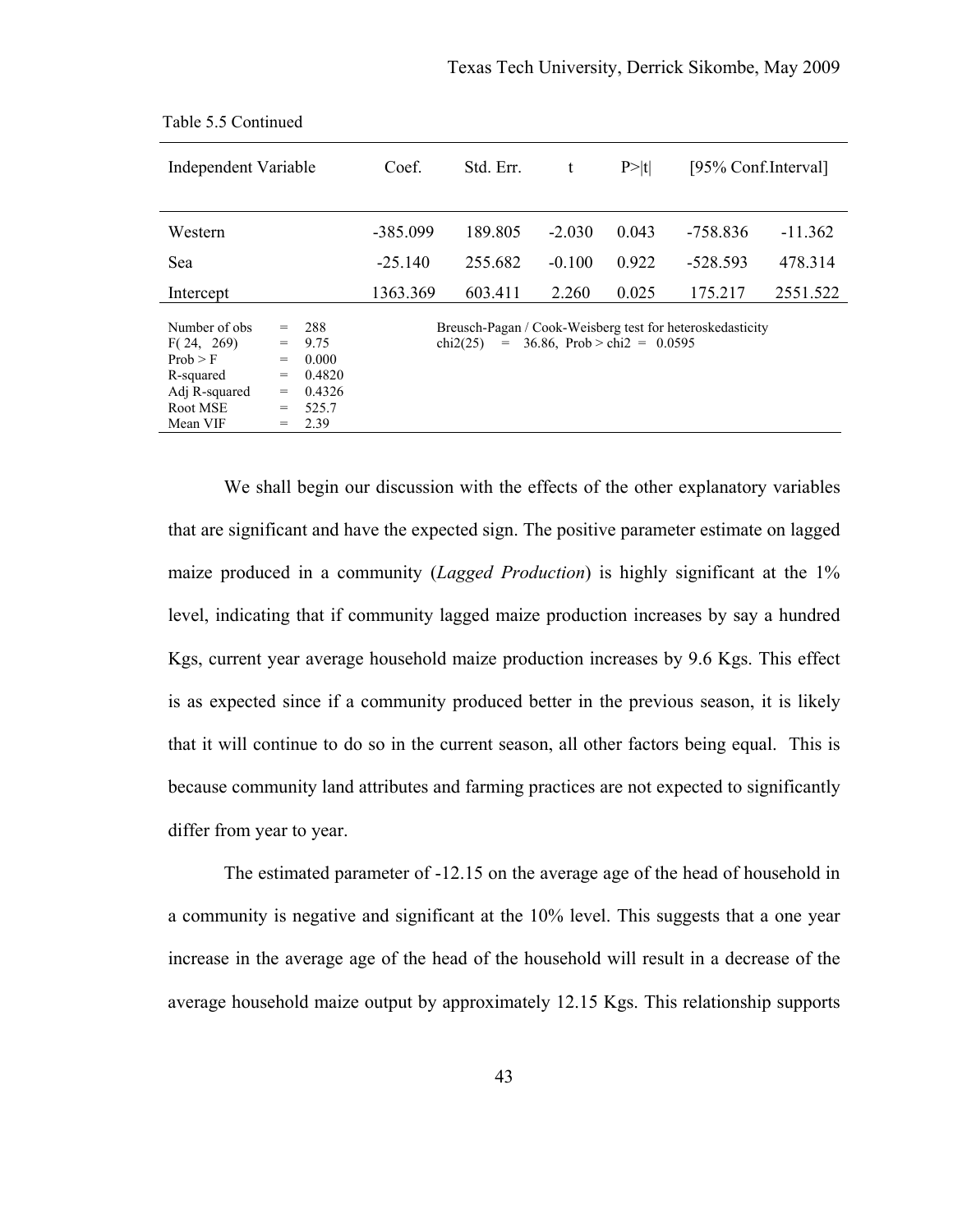Table 5.5 Continued

| Independent Variable | Coef. | Std. Err. | t | P>\|t\| | [95% Conf.Interval] | |
|---|---|---|---|---|---|---|
| Western | -385.099 | 189.805 | -2.030 | 0.043 | -758.836 | -11.362 |
| Sea | -25.140 | 255.682 | -0.100 | 0.922 | -528.593 | 478.314 |
| Intercept | 1363.369 | 603.411 | 2.260 | 0.025 | 175.217 | 2551.522 |

Number of obs = 288
F( 24, 269) = 9.75
Prob > F = 0.000
R-squared = 0.4820
Adj R-squared = 0.4326
Root MSE = 525.7
Mean VIF = 2.39

Breusch-Pagan / Cook-Weisberg test for heteroskedasticity
chi2(25) = 36.86, Prob > chi2 = 0.0595

We shall begin our discussion with the effects of the other explanatory variables that are significant and have the expected sign. The positive parameter estimate on lagged maize produced in a community (*Lagged Production*) is highly significant at the 1% level, indicating that if community lagged maize production increases by say a hundred Kgs, current year average household maize production increases by 9.6 Kgs. This effect is as expected since if a community produced better in the previous season, it is likely that it will continue to do so in the current season, all other factors being equal. This is because community land attributes and farming practices are not expected to significantly differ from year to year.

The estimated parameter of -12.15 on the average age of the head of household in a community is negative and significant at the 10% level. This suggests that a one year increase in the average age of the head of the household will result in a decrease of the average household maize output by approximately 12.15 Kgs. This relationship supports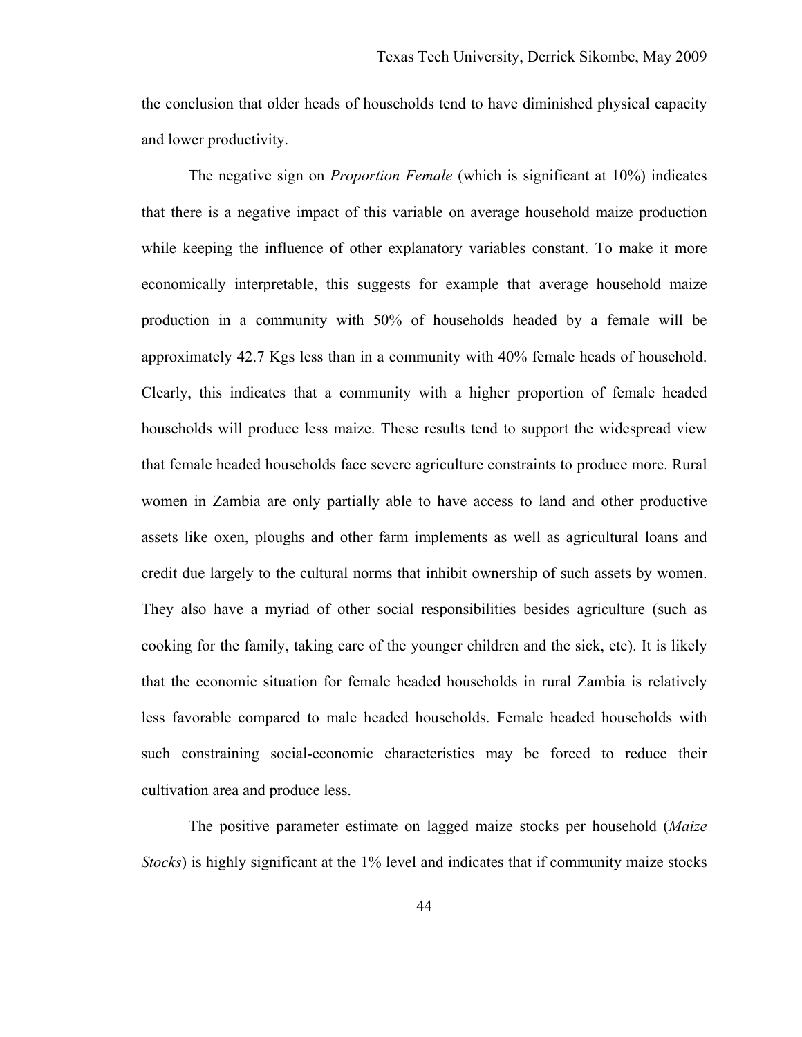the conclusion that older heads of households tend to have diminished physical capacity and lower productivity.

The negative sign on *Proportion Female* (which is significant at 10%) indicates that there is a negative impact of this variable on average household maize production while keeping the influence of other explanatory variables constant. To make it more economically interpretable, this suggests for example that average household maize production in a community with 50% of households headed by a female will be approximately 42.7 Kgs less than in a community with 40% female heads of household. Clearly, this indicates that a community with a higher proportion of female headed households will produce less maize. These results tend to support the widespread view that female headed households face severe agriculture constraints to produce more. Rural women in Zambia are only partially able to have access to land and other productive assets like oxen, ploughs and other farm implements as well as agricultural loans and credit due largely to the cultural norms that inhibit ownership of such assets by women. They also have a myriad of other social responsibilities besides agriculture (such as cooking for the family, taking care of the younger children and the sick, etc). It is likely that the economic situation for female headed households in rural Zambia is relatively less favorable compared to male headed households. Female headed households with such constraining social-economic characteristics may be forced to reduce their cultivation area and produce less.

The positive parameter estimate on lagged maize stocks per household (*Maize Stocks*) is highly significant at the 1% level and indicates that if community maize stocks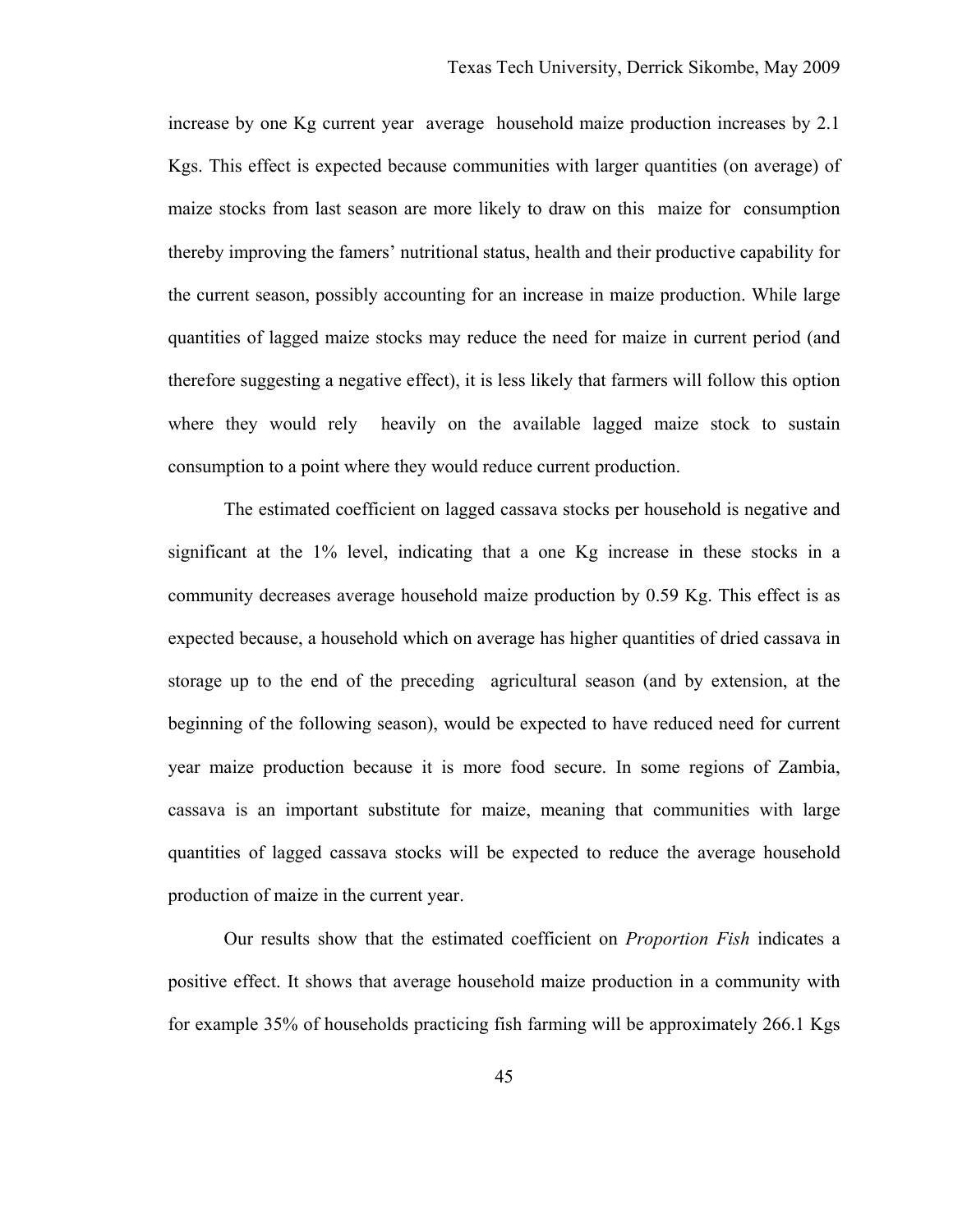increase by one Kg current year average household maize production increases by 2.1 Kgs. This effect is expected because communities with larger quantities (on average) of maize stocks from last season are more likely to draw on this maize for consumption thereby improving the famers' nutritional status, health and their productive capability for the current season, possibly accounting for an increase in maize production. While large quantities of lagged maize stocks may reduce the need for maize in current period (and therefore suggesting a negative effect), it is less likely that farmers will follow this option where they would rely heavily on the available lagged maize stock to sustain consumption to a point where they would reduce current production.

The estimated coefficient on lagged cassava stocks per household is negative and significant at the 1% level, indicating that a one Kg increase in these stocks in a community decreases average household maize production by 0.59 Kg. This effect is as expected because, a household which on average has higher quantities of dried cassava in storage up to the end of the preceding agricultural season (and by extension, at the beginning of the following season), would be expected to have reduced need for current year maize production because it is more food secure. In some regions of Zambia, cassava is an important substitute for maize, meaning that communities with large quantities of lagged cassava stocks will be expected to reduce the average household production of maize in the current year.

Our results show that the estimated coefficient on *Proportion Fish* indicates a positive effect. It shows that average household maize production in a community with for example 35% of households practicing fish farming will be approximately 266.1 Kgs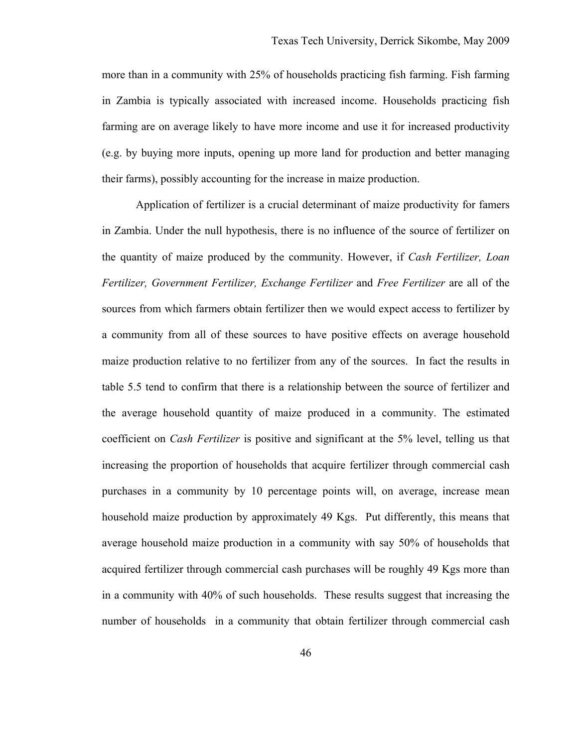more than in a community with 25% of households practicing fish farming. Fish farming in Zambia is typically associated with increased income. Households practicing fish farming are on average likely to have more income and use it for increased productivity (e.g. by buying more inputs, opening up more land for production and better managing their farms), possibly accounting for the increase in maize production.

Application of fertilizer is a crucial determinant of maize productivity for famers in Zambia. Under the null hypothesis, there is no influence of the source of fertilizer on the quantity of maize produced by the community. However, if *Cash Fertilizer, Loan Fertilizer, Government Fertilizer, Exchange Fertilizer* and *Free Fertilizer* are all of the sources from which farmers obtain fertilizer then we would expect access to fertilizer by a community from all of these sources to have positive effects on average household maize production relative to no fertilizer from any of the sources. In fact the results in table 5.5 tend to confirm that there is a relationship between the source of fertilizer and the average household quantity of maize produced in a community. The estimated coefficient on *Cash Fertilizer* is positive and significant at the 5% level, telling us that increasing the proportion of households that acquire fertilizer through commercial cash purchases in a community by 10 percentage points will, on average, increase mean household maize production by approximately 49 Kgs. Put differently, this means that average household maize production in a community with say 50% of households that acquired fertilizer through commercial cash purchases will be roughly 49 Kgs more than in a community with 40% of such households. These results suggest that increasing the number of households in a community that obtain fertilizer through commercial cash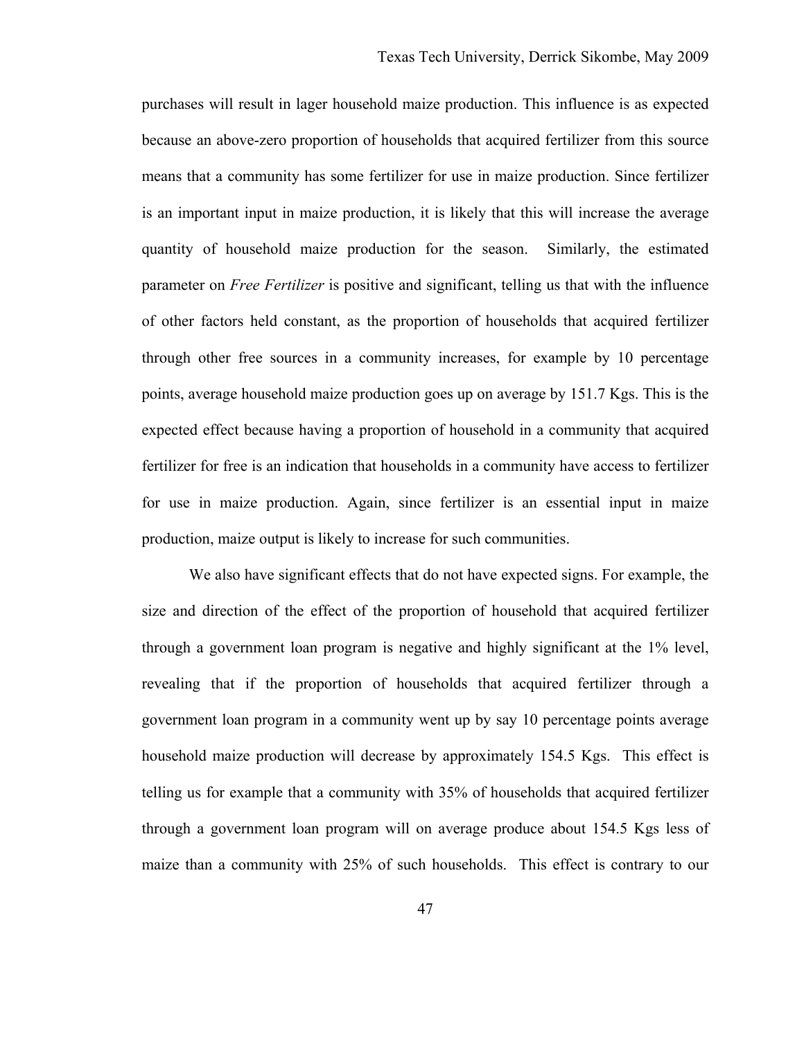purchases will result in lager household maize production. This influence is as expected because an above-zero proportion of households that acquired fertilizer from this source means that a community has some fertilizer for use in maize production. Since fertilizer is an important input in maize production, it is likely that this will increase the average quantity of household maize production for the season. Similarly, the estimated parameter on *Free Fertilizer* is positive and significant, telling us that with the influence of other factors held constant, as the proportion of households that acquired fertilizer through other free sources in a community increases, for example by 10 percentage points, average household maize production goes up on average by 151.7 Kgs. This is the expected effect because having a proportion of household in a community that acquired fertilizer for free is an indication that households in a community have access to fertilizer for use in maize production. Again, since fertilizer is an essential input in maize production, maize output is likely to increase for such communities.

We also have significant effects that do not have expected signs. For example, the size and direction of the effect of the proportion of household that acquired fertilizer through a government loan program is negative and highly significant at the 1% level, revealing that if the proportion of households that acquired fertilizer through a government loan program in a community went up by say 10 percentage points average household maize production will decrease by approximately 154.5 Kgs. This effect is telling us for example that a community with 35% of households that acquired fertilizer through a government loan program will on average produce about 154.5 Kgs less of maize than a community with 25% of such households. This effect is contrary to our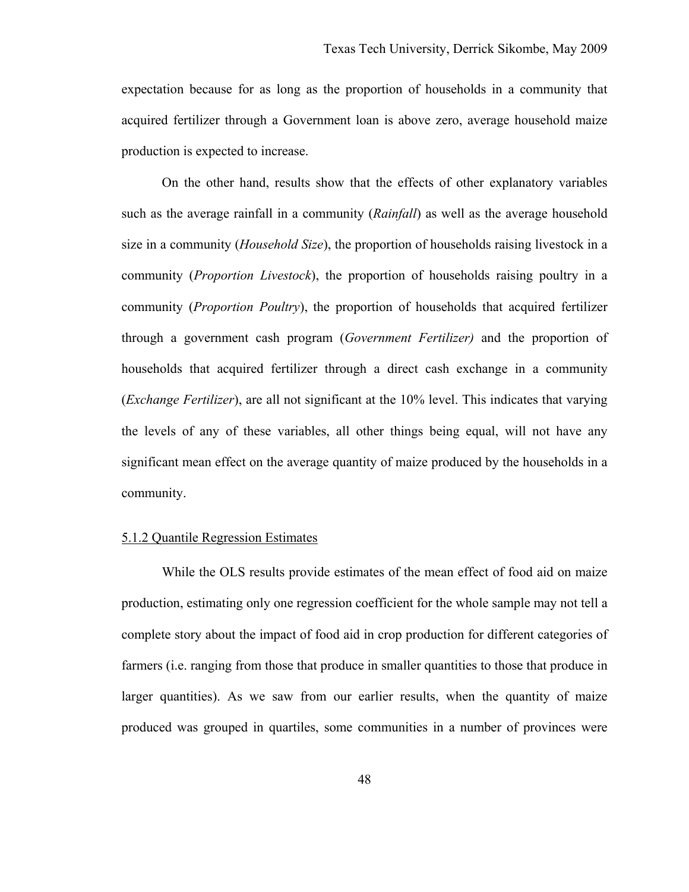expectation because for as long as the proportion of households in a community that acquired fertilizer through a Government loan is above zero, average household maize production is expected to increase.

On the other hand, results show that the effects of other explanatory variables such as the average rainfall in a community (*Rainfall*) as well as the average household size in a community (*Household Size*), the proportion of households raising livestock in a community (*Proportion Livestock*), the proportion of households raising poultry in a community (*Proportion Poultry*), the proportion of households that acquired fertilizer through a government cash program (*Government Fertilizer)* and the proportion of households that acquired fertilizer through a direct cash exchange in a community (*Exchange Fertilizer*), are all not significant at the 10% level. This indicates that varying the levels of any of these variables, all other things being equal, will not have any significant mean effect on the average quantity of maize produced by the households in a community.

### 5.1.2 Quantile Regression Estimates

While the OLS results provide estimates of the mean effect of food aid on maize production, estimating only one regression coefficient for the whole sample may not tell a complete story about the impact of food aid in crop production for different categories of farmers (i.e. ranging from those that produce in smaller quantities to those that produce in larger quantities). As we saw from our earlier results, when the quantity of maize produced was grouped in quartiles, some communities in a number of provinces were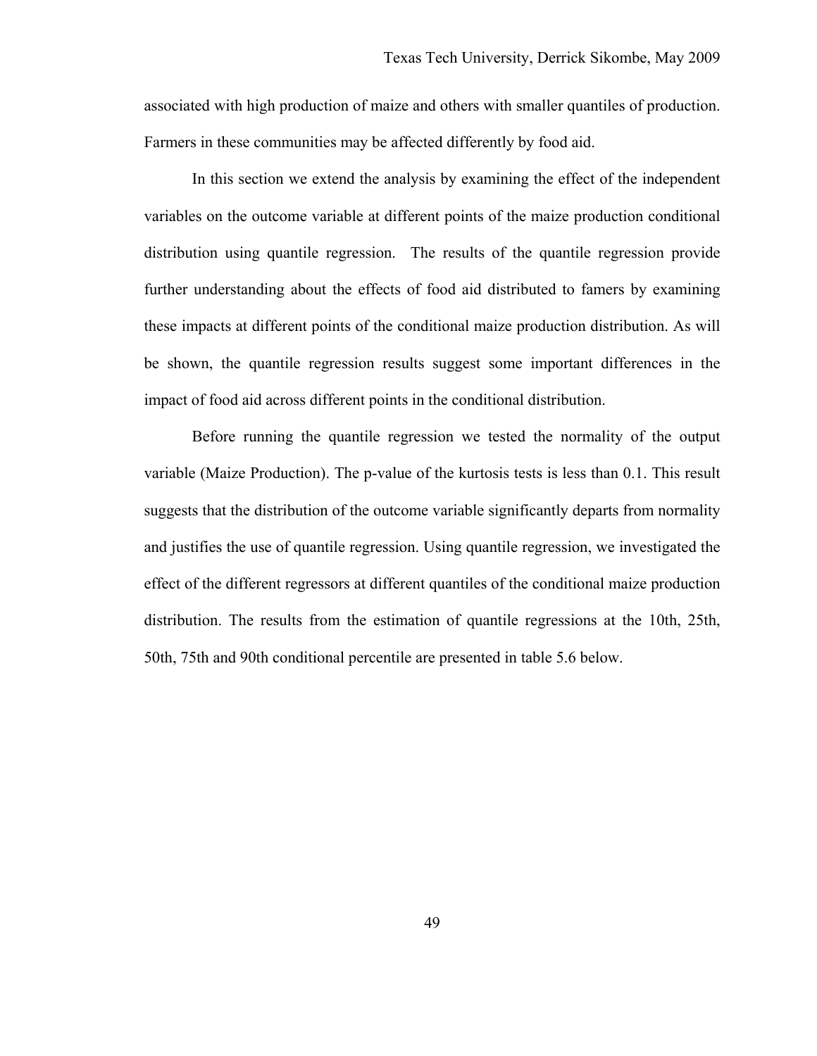associated with high production of maize and others with smaller quantiles of production. Farmers in these communities may be affected differently by food aid.

In this section we extend the analysis by examining the effect of the independent variables on the outcome variable at different points of the maize production conditional distribution using quantile regression. The results of the quantile regression provide further understanding about the effects of food aid distributed to famers by examining these impacts at different points of the conditional maize production distribution. As will be shown, the quantile regression results suggest some important differences in the impact of food aid across different points in the conditional distribution.

Before running the quantile regression we tested the normality of the output variable (Maize Production). The p-value of the kurtosis tests is less than 0.1. This result suggests that the distribution of the outcome variable significantly departs from normality and justifies the use of quantile regression. Using quantile regression, we investigated the effect of the different regressors at different quantiles of the conditional maize production distribution. The results from the estimation of quantile regressions at the 10th, 25th, 50th, 75th and 90th conditional percentile are presented in table 5.6 below.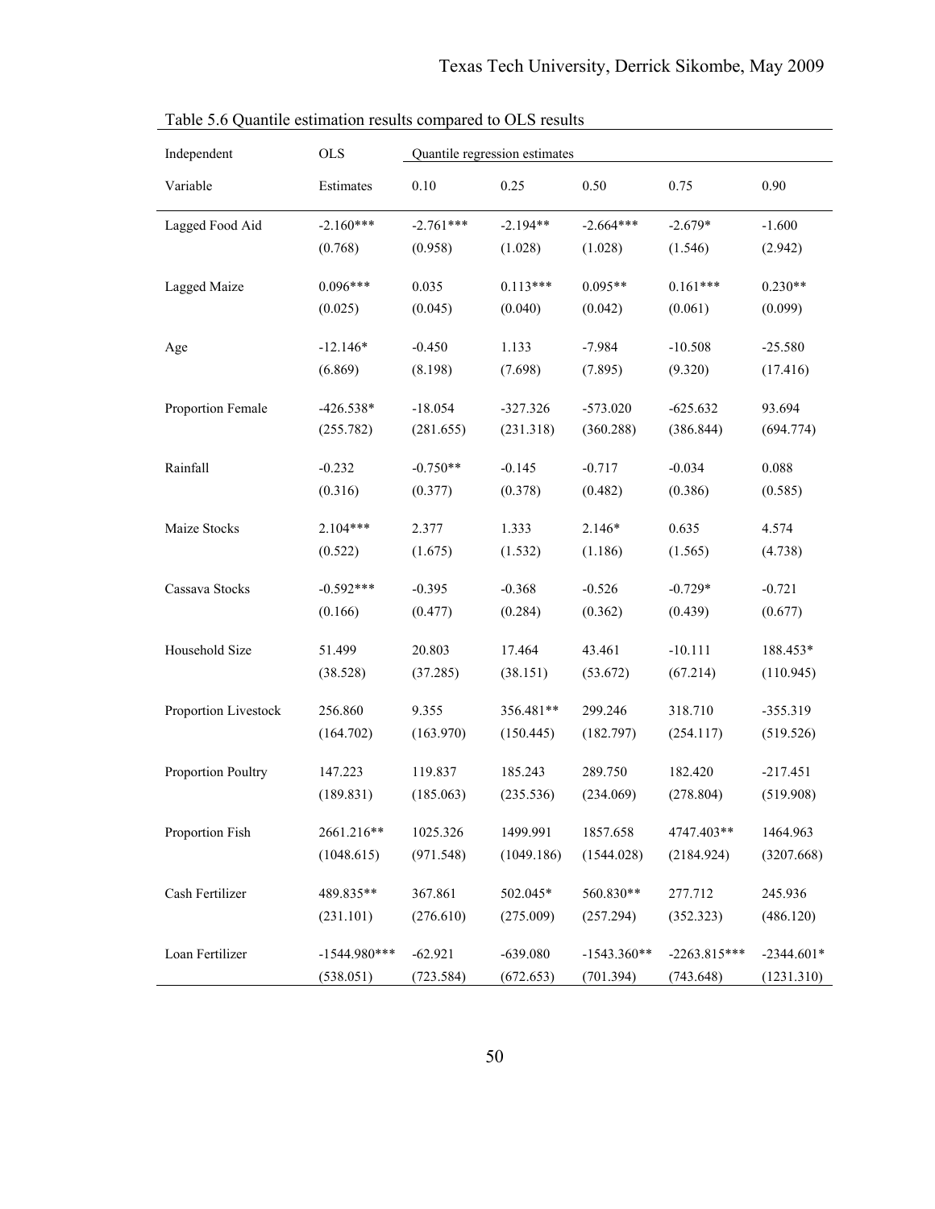Table 5.6 Quantile estimation results compared to OLS results

| Independent | OLS | Quantile regression estimates | | | | |
|---|---|---|---|---|---|---|
| Variable | Estimates | 0.10 | 0.25 | 0.50 | 0.75 | 0.90 |
| Lagged Food Aid | -2.160*** | -2.761*** | -2.194** | -2.664*** | -2.679* | -1.600 |
| | (0.768) | (0.958) | (1.028) | (1.028) | (1.546) | (2.942) |
| Lagged Maize | 0.096*** | 0.035 | 0.113*** | 0.095** | 0.161*** | 0.230** |
| | (0.025) | (0.045) | (0.040) | (0.042) | (0.061) | (0.099) |
| Age | -12.146* | -0.450 | 1.133 | -7.984 | -10.508 | -25.580 |
| | (6.869) | (8.198) | (7.698) | (7.895) | (9.320) | (17.416) |
| Proportion Female | -426.538* | -18.054 | -327.326 | -573.020 | -625.632 | 93.694 |
| | (255.782) | (281.655) | (231.318) | (360.288) | (386.844) | (694.774) |
| Rainfall | -0.232 | -0.750** | -0.145 | -0.717 | -0.034 | 0.088 |
| | (0.316) | (0.377) | (0.378) | (0.482) | (0.386) | (0.585) |
| Maize Stocks | 2.104*** | 2.377 | 1.333 | 2.146* | 0.635 | 4.574 |
| | (0.522) | (1.675) | (1.532) | (1.186) | (1.565) | (4.738) |
| Cassava Stocks | -0.592*** | -0.395 | -0.368 | -0.526 | -0.729* | -0.721 |
| | (0.166) | (0.477) | (0.284) | (0.362) | (0.439) | (0.677) |
| Household Size | 51.499 | 20.803 | 17.464 | 43.461 | -10.111 | 188.453* |
| | (38.528) | (37.285) | (38.151) | (53.672) | (67.214) | (110.945) |
| Proportion Livestock | 256.860 | 9.355 | 356.481** | 299.246 | 318.710 | -355.319 |
| | (164.702) | (163.970) | (150.445) | (182.797) | (254.117) | (519.526) |
| Proportion Poultry | 147.223 | 119.837 | 185.243 | 289.750 | 182.420 | -217.451 |
| | (189.831) | (185.063) | (235.536) | (234.069) | (278.804) | (519.908) |
| Proportion Fish | 2661.216** | 1025.326 | 1499.991 | 1857.658 | 4747.403** | 1464.963 |
| | (1048.615) | (971.548) | (1049.186) | (1544.028) | (2184.924) | (3207.668) |
| Cash Fertilizer | 489.835** | 367.861 | 502.045* | 560.830** | 277.712 | 245.936 |
| | (231.101) | (276.610) | (275.009) | (257.294) | (352.323) | (486.120) |
| Loan Fertilizer | -1544.980*** | -62.921 | -639.080 | -1543.360** | -2263.815*** | -2344.601* |
| | (538.051) | (723.584) | (672.653) | (701.394) | (743.648) | (1231.310) |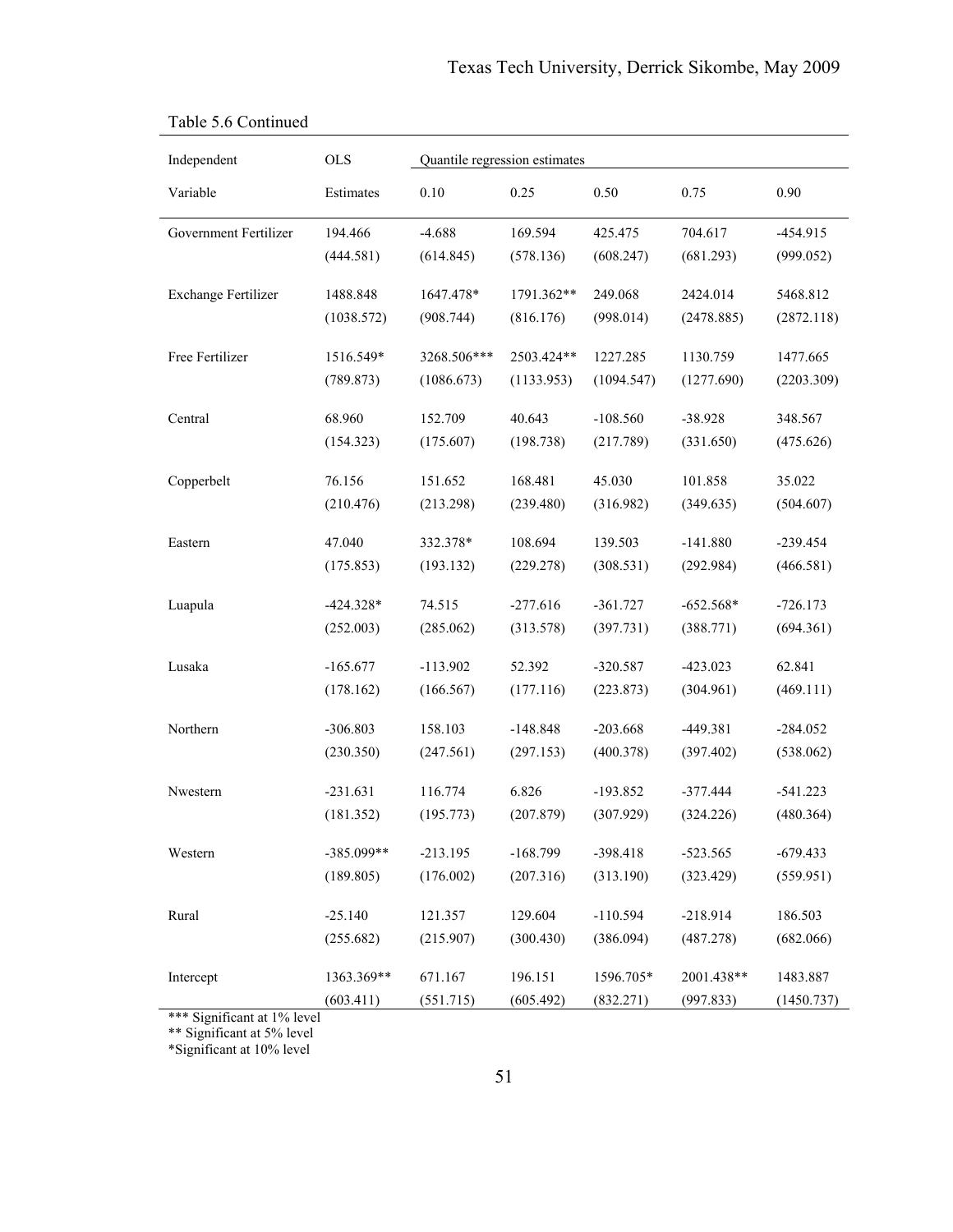Table 5.6 Continued

| Independent Variable | OLS Estimates | Quantile regression estimates 0.10 | 0.25 | 0.50 | 0.75 | 0.90 |
|---|---|---|---|---|---|---|
| Government Fertilizer | 194.466 | -4.688 | 169.594 | 425.475 | 704.617 | -454.915 |
| | (444.581) | (614.845) | (578.136) | (608.247) | (681.293) | (999.052) |
| Exchange Fertilizer | 1488.848 | 1647.478* | 1791.362** | 249.068 | 2424.014 | 5468.812 |
| | (1038.572) | (908.744) | (816.176) | (998.014) | (2478.885) | (2872.118) |
| Free Fertilizer | 1516.549* | 3268.506*** | 2503.424** | 1227.285 | 1130.759 | 1477.665 |
| | (789.873) | (1086.673) | (1133.953) | (1094.547) | (1277.690) | (2203.309) |
| Central | 68.960 | 152.709 | 40.643 | -108.560 | -38.928 | 348.567 |
| | (154.323) | (175.607) | (198.738) | (217.789) | (331.650) | (475.626) |
| Copperbelt | 76.156 | 151.652 | 168.481 | 45.030 | 101.858 | 35.022 |
| | (210.476) | (213.298) | (239.480) | (316.982) | (349.635) | (504.607) |
| Eastern | 47.040 | 332.378* | 108.694 | 139.503 | -141.880 | -239.454 |
| | (175.853) | (193.132) | (229.278) | (308.531) | (292.984) | (466.581) |
| Luapula | -424.328* | 74.515 | -277.616 | -361.727 | -652.568* | -726.173 |
| | (252.003) | (285.062) | (313.578) | (397.731) | (388.771) | (694.361) |
| Lusaka | -165.677 | -113.902 | 52.392 | -320.587 | -423.023 | 62.841 |
| | (178.162) | (166.567) | (177.116) | (223.873) | (304.961) | (469.111) |
| Northern | -306.803 | 158.103 | -148.848 | -203.668 | -449.381 | -284.052 |
| | (230.350) | (247.561) | (297.153) | (400.378) | (397.402) | (538.062) |
| Nwestern | -231.631 | 116.774 | 6.826 | -193.852 | -377.444 | -541.223 |
| | (181.352) | (195.773) | (207.879) | (307.929) | (324.226) | (480.364) |
| Western | -385.099** | -213.195 | -168.799 | -398.418 | -523.565 | -679.433 |
| | (189.805) | (176.002) | (207.316) | (313.190) | (323.429) | (559.951) |
| Rural | -25.140 | 121.357 | 129.604 | -110.594 | -218.914 | 186.503 |
| | (255.682) | (215.907) | (300.430) | (386.094) | (487.278) | (682.066) |
| Intercept | 1363.369** | 671.167 | 196.151 | 1596.705* | 2001.438** | 1483.887 |
| | (603.411) | (551.715) | (605.492) | (832.271) | (997.833) | (1450.737) |

*** Significant at 1% level
** Significant at 5% level
*Significant at 10% level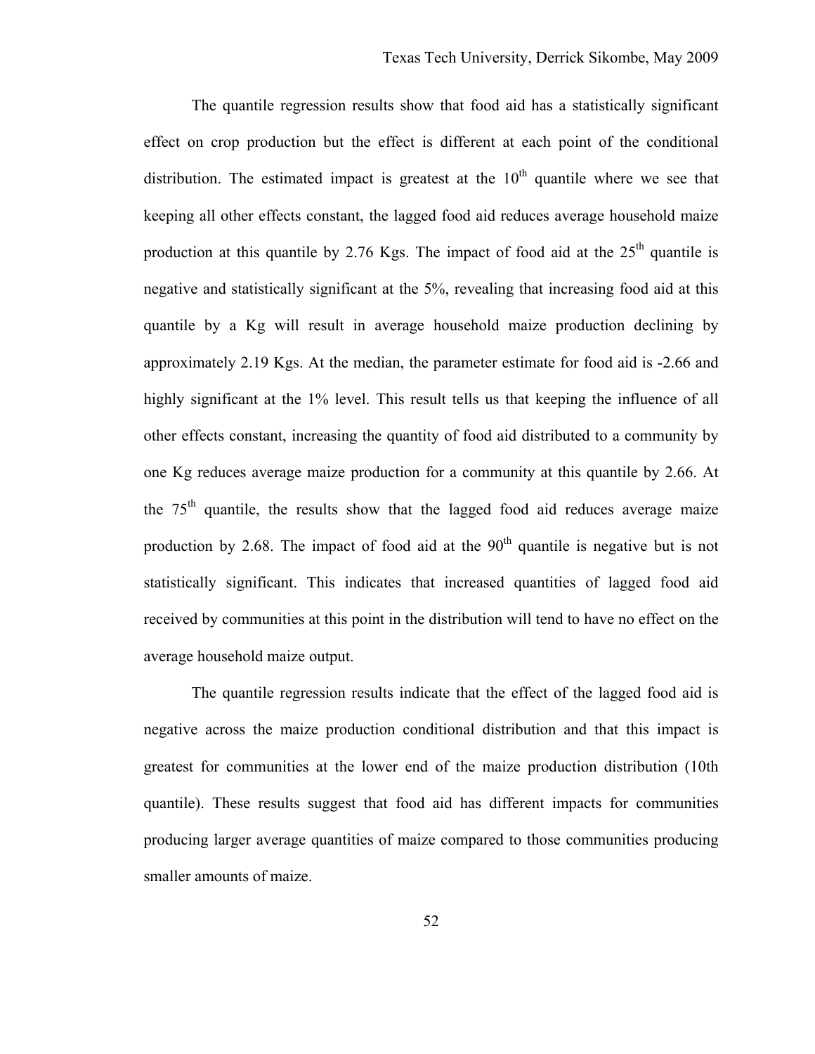The quantile regression results show that food aid has a statistically significant effect on crop production but the effect is different at each point of the conditional distribution. The estimated impact is greatest at the 10$^{th}$ quantile where we see that keeping all other effects constant, the lagged food aid reduces average household maize production at this quantile by 2.76 Kgs. The impact of food aid at the 25$^{th}$ quantile is negative and statistically significant at the 5%, revealing that increasing food aid at this quantile by a Kg will result in average household maize production declining by approximately 2.19 Kgs. At the median, the parameter estimate for food aid is -2.66 and highly significant at the 1% level. This result tells us that keeping the influence of all other effects constant, increasing the quantity of food aid distributed to a community by one Kg reduces average maize production for a community at this quantile by 2.66. At the 75$^{th}$ quantile, the results show that the lagged food aid reduces average maize production by 2.68. The impact of food aid at the 90$^{th}$ quantile is negative but is not statistically significant. This indicates that increased quantities of lagged food aid received by communities at this point in the distribution will tend to have no effect on the average household maize output.

The quantile regression results indicate that the effect of the lagged food aid is negative across the maize production conditional distribution and that this impact is greatest for communities at the lower end of the maize production distribution (10th quantile). These results suggest that food aid has different impacts for communities producing larger average quantities of maize compared to those communities producing smaller amounts of maize.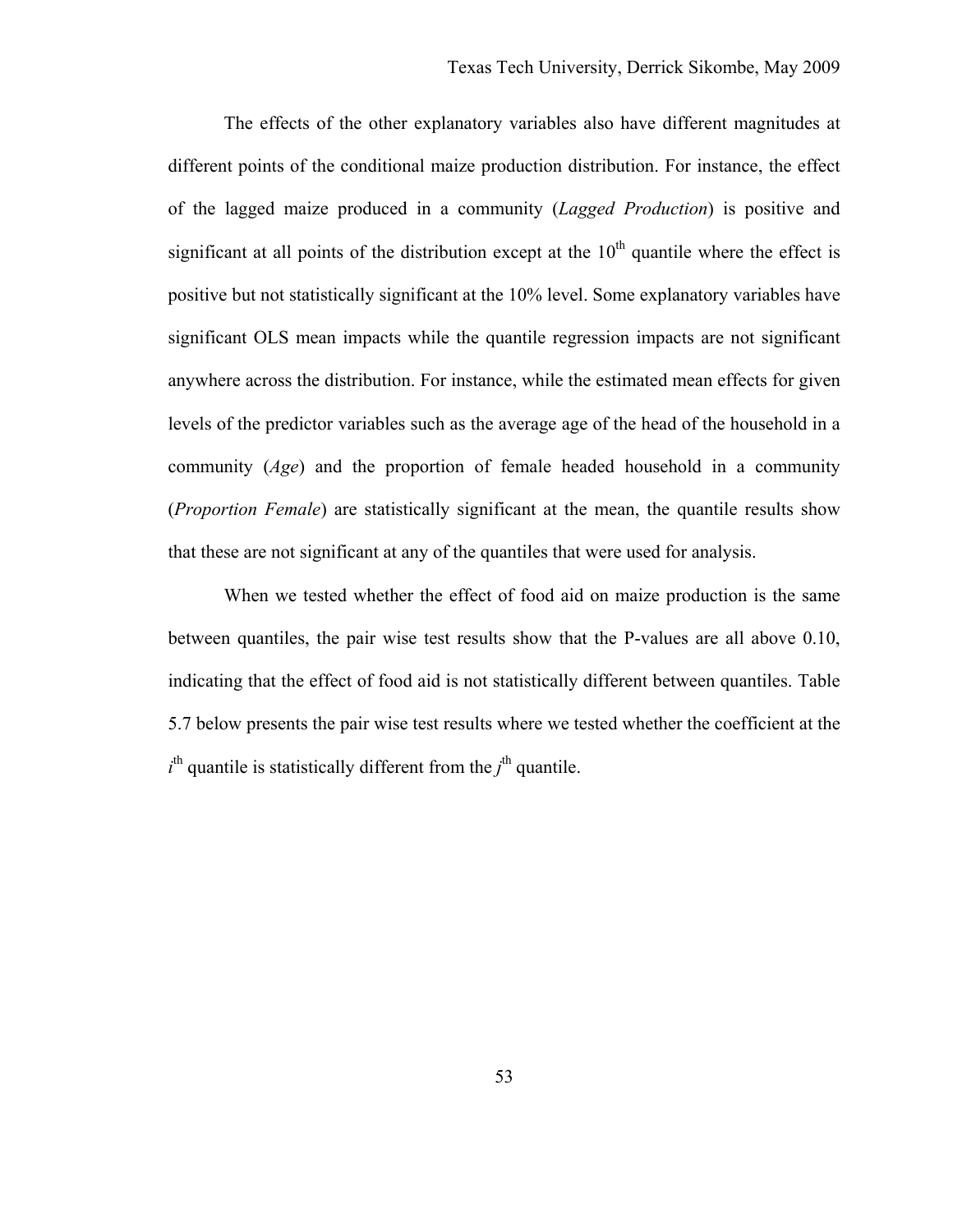The effects of the other explanatory variables also have different magnitudes at different points of the conditional maize production distribution. For instance, the effect of the lagged maize produced in a community (*Lagged Production*) is positive and significant at all points of the distribution except at the 10th quantile where the effect is positive but not statistically significant at the 10% level. Some explanatory variables have significant OLS mean impacts while the quantile regression impacts are not significant anywhere across the distribution. For instance, while the estimated mean effects for given levels of the predictor variables such as the average age of the head of the household in a community (*Age*) and the proportion of female headed household in a community (*Proportion Female*) are statistically significant at the mean, the quantile results show that these are not significant at any of the quantiles that were used for analysis.

When we tested whether the effect of food aid on maize production is the same between quantiles, the pair wise test results show that the P-values are all above 0.10, indicating that the effect of food aid is not statistically different between quantiles. Table 5.7 below presents the pair wise test results where we tested whether the coefficient at the *i*th quantile is statistically different from the *j*th quantile.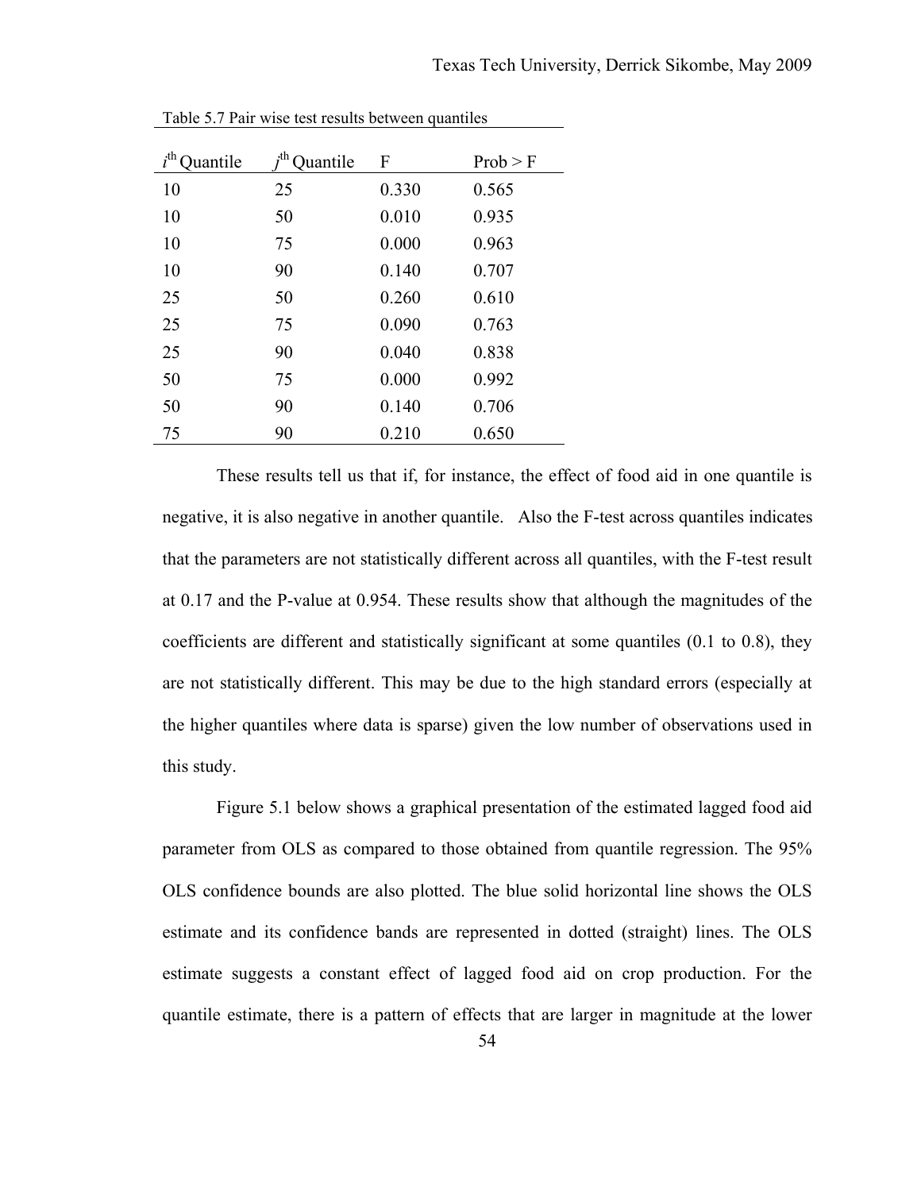Table 5.7 Pair wise test results between quantiles

| $i^{th}$ Quantile | $j^{th}$ Quantile | F | Prob > F |
|---|---|---|---|
| 10 | 25 | 0.330 | 0.565 |
| 10 | 50 | 0.010 | 0.935 |
| 10 | 75 | 0.000 | 0.963 |
| 10 | 90 | 0.140 | 0.707 |
| 25 | 50 | 0.260 | 0.610 |
| 25 | 75 | 0.090 | 0.763 |
| 25 | 90 | 0.040 | 0.838 |
| 50 | 75 | 0.000 | 0.992 |
| 50 | 90 | 0.140 | 0.706 |
| 75 | 90 | 0.210 | 0.650 |

These results tell us that if, for instance, the effect of food aid in one quantile is negative, it is also negative in another quantile. Also the F-test across quantiles indicates that the parameters are not statistically different across all quantiles, with the F-test result at 0.17 and the P-value at 0.954. These results show that although the magnitudes of the coefficients are different and statistically significant at some quantiles (0.1 to 0.8), they are not statistically different. This may be due to the high standard errors (especially at the higher quantiles where data is sparse) given the low number of observations used in this study.

Figure 5.1 below shows a graphical presentation of the estimated lagged food aid parameter from OLS as compared to those obtained from quantile regression. The 95% OLS confidence bounds are also plotted. The blue solid horizontal line shows the OLS estimate and its confidence bands are represented in dotted (straight) lines. The OLS estimate suggests a constant effect of lagged food aid on crop production. For the quantile estimate, there is a pattern of effects that are larger in magnitude at the lower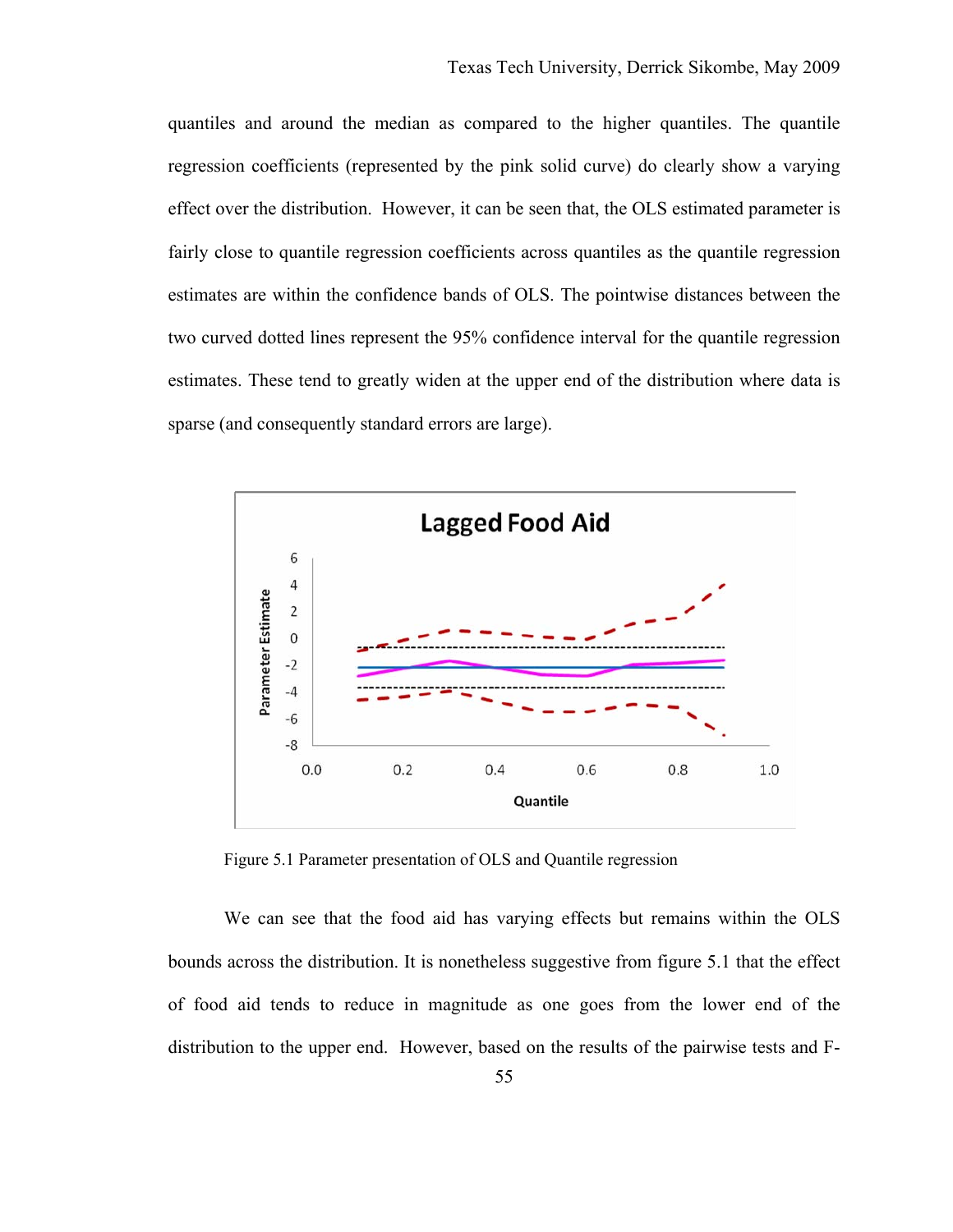quantiles and around the median as compared to the higher quantiles. The quantile regression coefficients (represented by the pink solid curve) do clearly show a varying effect over the distribution. However, it can be seen that, the OLS estimated parameter is fairly close to quantile regression coefficients across quantiles as the quantile regression estimates are within the confidence bands of OLS. The pointwise distances between the two curved dotted lines represent the 95% confidence interval for the quantile regression estimates. These tend to greatly widen at the upper end of the distribution where data is sparse (and consequently standard errors are large).

Figure 5.1 Parameter presentation of OLS and Quantile regression

We can see that the food aid has varying effects but remains within the OLS bounds across the distribution. It is nonetheless suggestive from figure 5.1 that the effect of food aid tends to reduce in magnitude as one goes from the lower end of the distribution to the upper end. However, based on the results of the pairwise tests and F-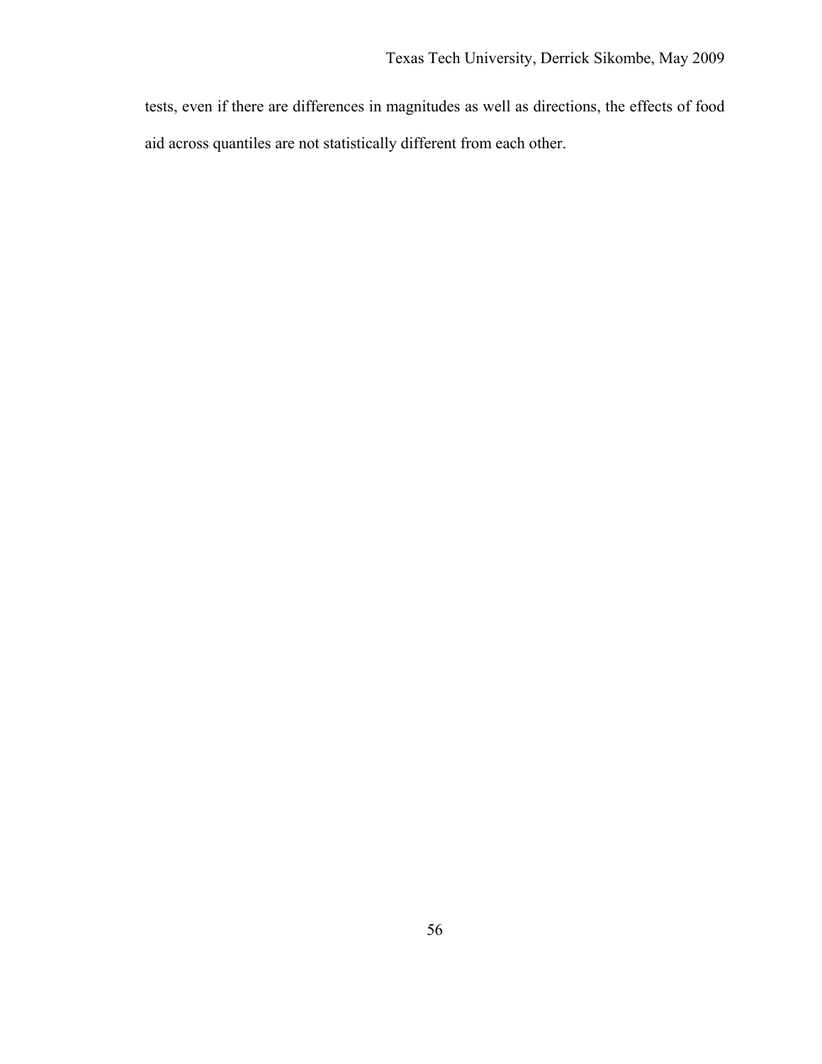tests, even if there are differences in magnitudes as well as directions, the effects of food aid across quantiles are not statistically different from each other.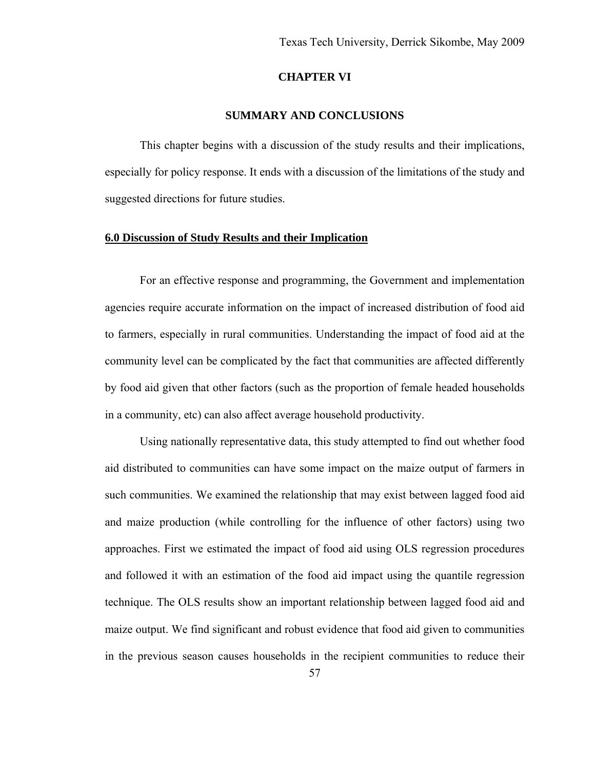# CHAPTER VI

## SUMMARY AND CONCLUSIONS

This chapter begins with a discussion of the study results and their implications, especially for policy response. It ends with a discussion of the limitations of the study and suggested directions for future studies.

### 6.0 Discussion of Study Results and their Implication

For an effective response and programming, the Government and implementation agencies require accurate information on the impact of increased distribution of food aid to farmers, especially in rural communities. Understanding the impact of food aid at the community level can be complicated by the fact that communities are affected differently by food aid given that other factors (such as the proportion of female headed households in a community, etc) can also affect average household productivity.

Using nationally representative data, this study attempted to find out whether food aid distributed to communities can have some impact on the maize output of farmers in such communities. We examined the relationship that may exist between lagged food aid and maize production (while controlling for the influence of other factors) using two approaches. First we estimated the impact of food aid using OLS regression procedures and followed it with an estimation of the food aid impact using the quantile regression technique. The OLS results show an important relationship between lagged food aid and maize output. We find significant and robust evidence that food aid given to communities in the previous season causes households in the recipient communities to reduce their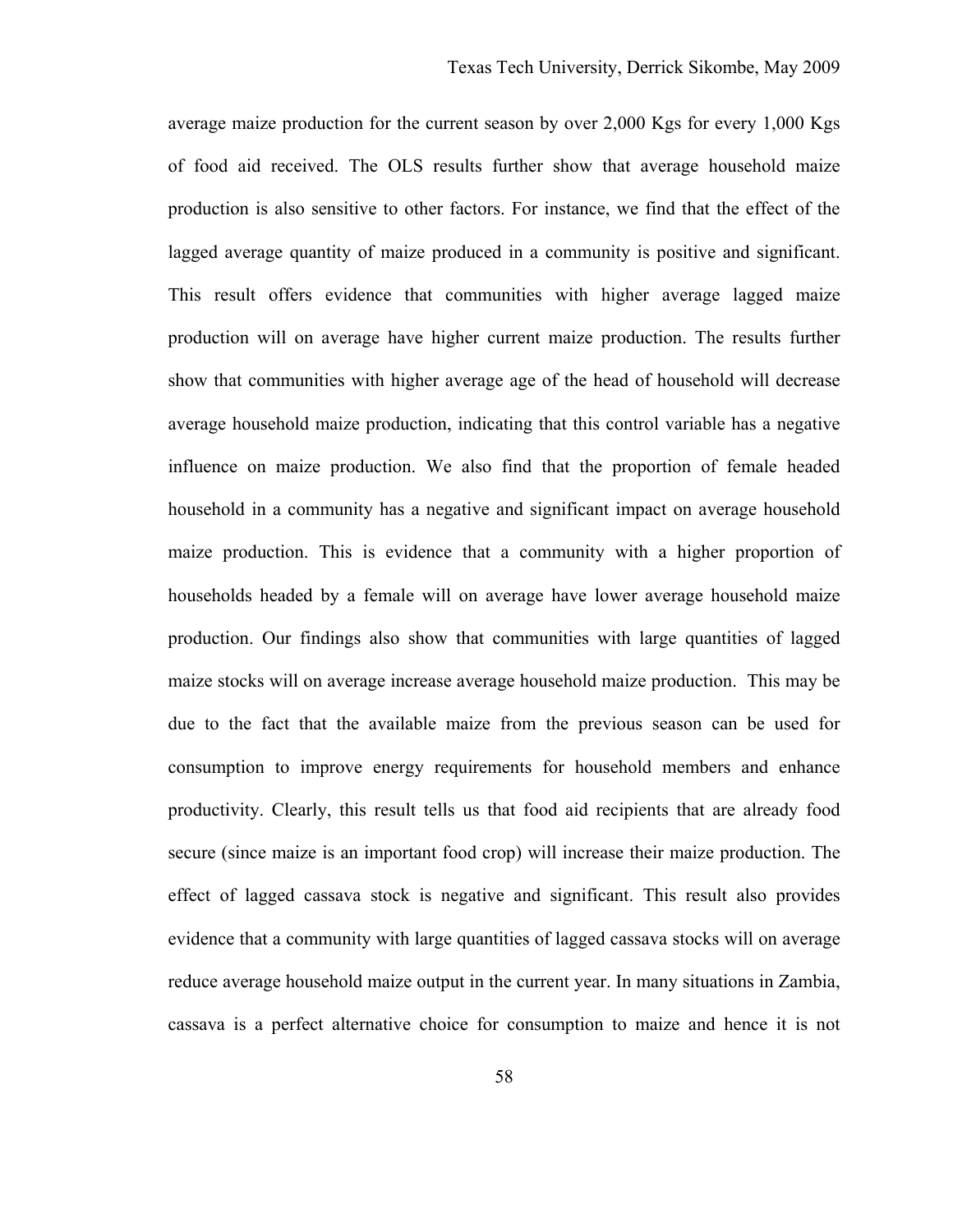average maize production for the current season by over 2,000 Kgs for every 1,000 Kgs of food aid received. The OLS results further show that average household maize production is also sensitive to other factors. For instance, we find that the effect of the lagged average quantity of maize produced in a community is positive and significant. This result offers evidence that communities with higher average lagged maize production will on average have higher current maize production. The results further show that communities with higher average age of the head of household will decrease average household maize production, indicating that this control variable has a negative influence on maize production. We also find that the proportion of female headed household in a community has a negative and significant impact on average household maize production. This is evidence that a community with a higher proportion of households headed by a female will on average have lower average household maize production. Our findings also show that communities with large quantities of lagged maize stocks will on average increase average household maize production. This may be due to the fact that the available maize from the previous season can be used for consumption to improve energy requirements for household members and enhance productivity. Clearly, this result tells us that food aid recipients that are already food secure (since maize is an important food crop) will increase their maize production. The effect of lagged cassava stock is negative and significant. This result also provides evidence that a community with large quantities of lagged cassava stocks will on average reduce average household maize output in the current year. In many situations in Zambia, cassava is a perfect alternative choice for consumption to maize and hence it is not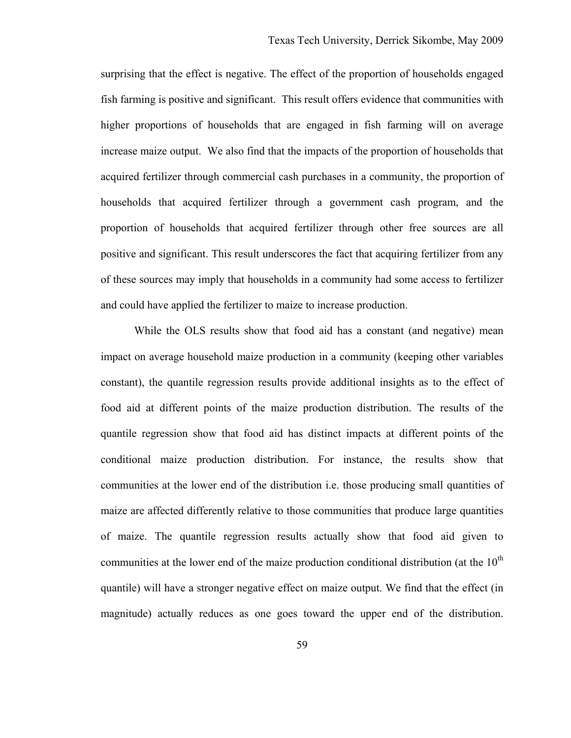surprising that the effect is negative. The effect of the proportion of households engaged fish farming is positive and significant. This result offers evidence that communities with higher proportions of households that are engaged in fish farming will on average increase maize output. We also find that the impacts of the proportion of households that acquired fertilizer through commercial cash purchases in a community, the proportion of households that acquired fertilizer through a government cash program, and the proportion of households that acquired fertilizer through other free sources are all positive and significant. This result underscores the fact that acquiring fertilizer from any of these sources may imply that households in a community had some access to fertilizer and could have applied the fertilizer to maize to increase production.

While the OLS results show that food aid has a constant (and negative) mean impact on average household maize production in a community (keeping other variables constant), the quantile regression results provide additional insights as to the effect of food aid at different points of the maize production distribution. The results of the quantile regression show that food aid has distinct impacts at different points of the conditional maize production distribution. For instance, the results show that communities at the lower end of the distribution i.e. those producing small quantities of maize are affected differently relative to those communities that produce large quantities of maize. The quantile regression results actually show that food aid given to communities at the lower end of the maize production conditional distribution (at the $10^{th}$ quantile) will have a stronger negative effect on maize output. We find that the effect (in magnitude) actually reduces as one goes toward the upper end of the distribution.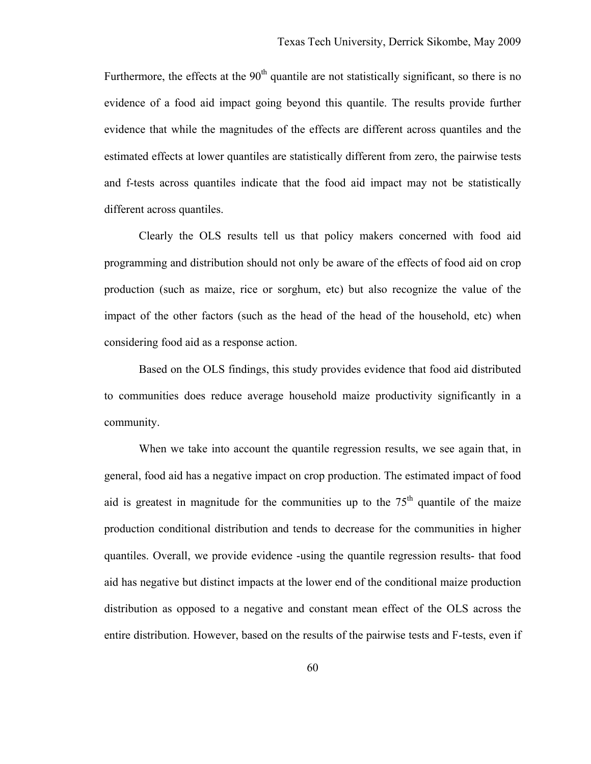Furthermore, the effects at the 90th quantile are not statistically significant, so there is no evidence of a food aid impact going beyond this quantile. The results provide further evidence that while the magnitudes of the effects are different across quantiles and the estimated effects at lower quantiles are statistically different from zero, the pairwise tests and f-tests across quantiles indicate that the food aid impact may not be statistically different across quantiles.

Clearly the OLS results tell us that policy makers concerned with food aid programming and distribution should not only be aware of the effects of food aid on crop production (such as maize, rice or sorghum, etc) but also recognize the value of the impact of the other factors (such as the head of the head of the household, etc) when considering food aid as a response action.

Based on the OLS findings, this study provides evidence that food aid distributed to communities does reduce average household maize productivity significantly in a community.

When we take into account the quantile regression results, we see again that, in general, food aid has a negative impact on crop production. The estimated impact of food aid is greatest in magnitude for the communities up to the 75th quantile of the maize production conditional distribution and tends to decrease for the communities in higher quantiles. Overall, we provide evidence -using the quantile regression results- that food aid has negative but distinct impacts at the lower end of the conditional maize production distribution as opposed to a negative and constant mean effect of the OLS across the entire distribution. However, based on the results of the pairwise tests and F-tests, even if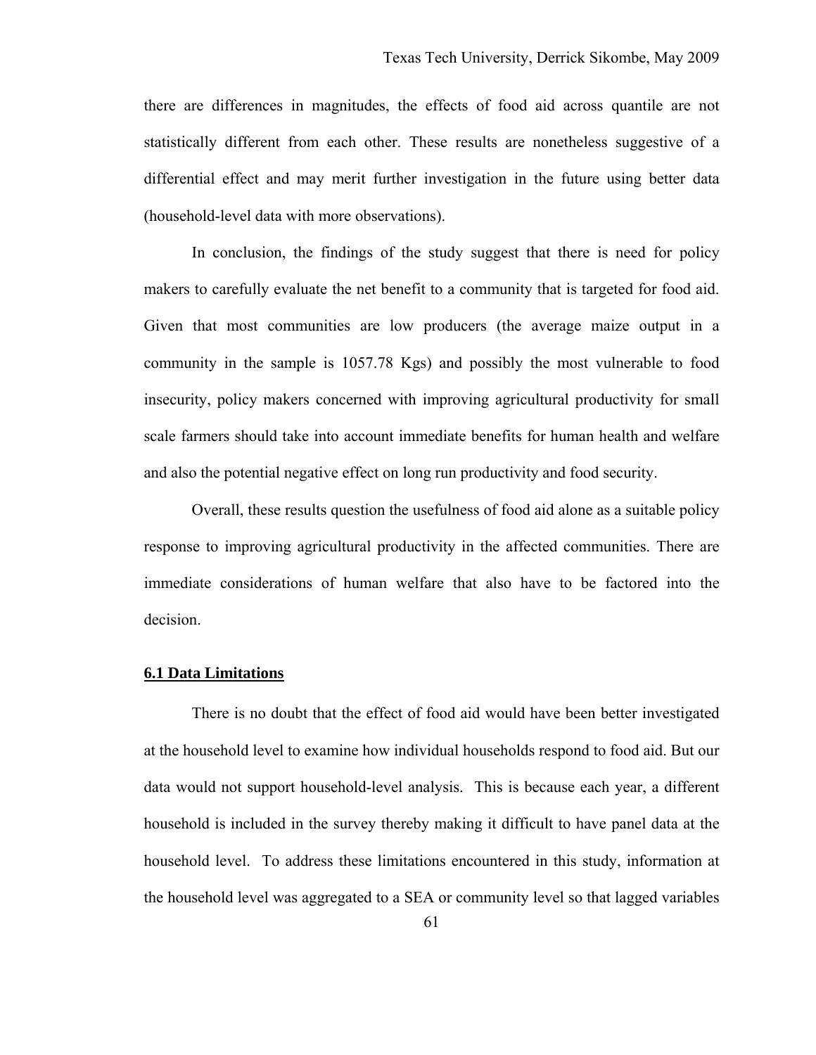there are differences in magnitudes, the effects of food aid across quantile are not statistically different from each other. These results are nonetheless suggestive of a differential effect and may merit further investigation in the future using better data (household-level data with more observations).

In conclusion, the findings of the study suggest that there is need for policy makers to carefully evaluate the net benefit to a community that is targeted for food aid. Given that most communities are low producers (the average maize output in a community in the sample is 1057.78 Kgs) and possibly the most vulnerable to food insecurity, policy makers concerned with improving agricultural productivity for small scale farmers should take into account immediate benefits for human health and welfare and also the potential negative effect on long run productivity and food security.

Overall, these results question the usefulness of food aid alone as a suitable policy response to improving agricultural productivity in the affected communities. There are immediate considerations of human welfare that also have to be factored into the decision.

## 6.1 Data Limitations

There is no doubt that the effect of food aid would have been better investigated at the household level to examine how individual households respond to food aid. But our data would not support household-level analysis. This is because each year, a different household is included in the survey thereby making it difficult to have panel data at the household level. To address these limitations encountered in this study, information at the household level was aggregated to a SEA or community level so that lagged variables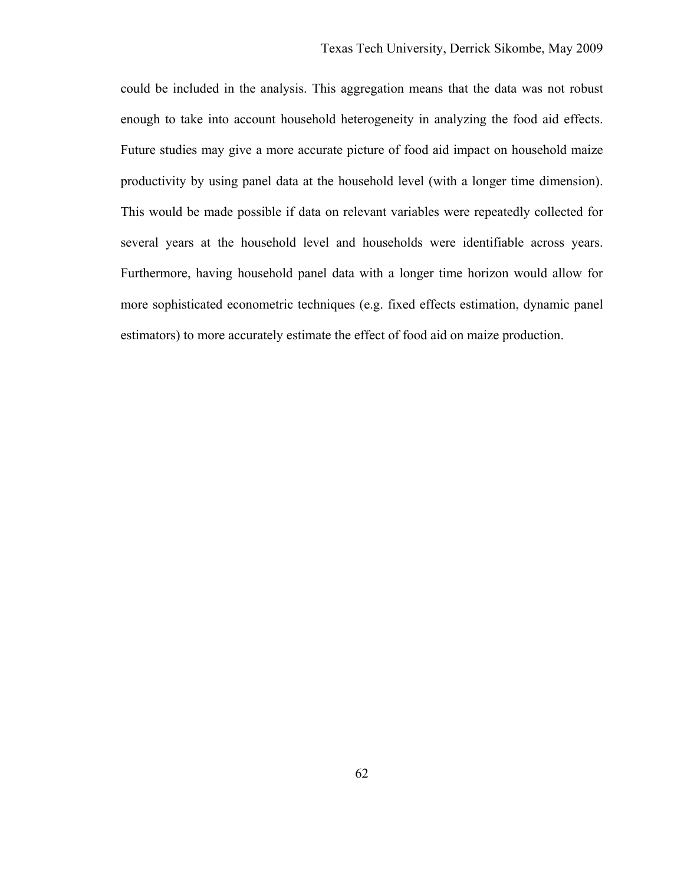could be included in the analysis. This aggregation means that the data was not robust enough to take into account household heterogeneity in analyzing the food aid effects. Future studies may give a more accurate picture of food aid impact on household maize productivity by using panel data at the household level (with a longer time dimension). This would be made possible if data on relevant variables were repeatedly collected for several years at the household level and households were identifiable across years. Furthermore, having household panel data with a longer time horizon would allow for more sophisticated econometric techniques (e.g. fixed effects estimation, dynamic panel estimators) to more accurately estimate the effect of food aid on maize production.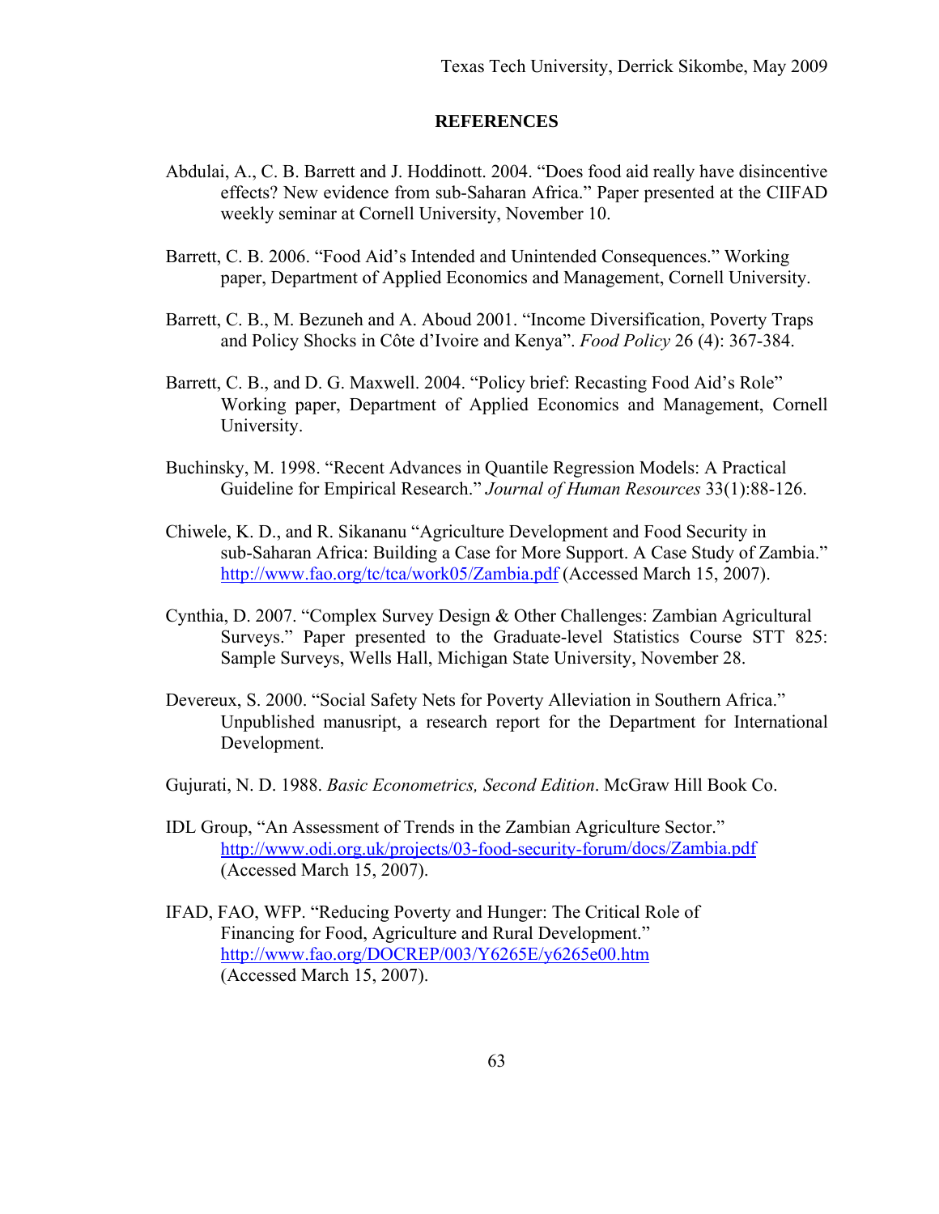# REFERENCES

Abdulai, A., C. B. Barrett and J. Hoddinott. 2004. "Does food aid really have disincentive effects? New evidence from sub-Saharan Africa." Paper presented at the CIIFAD weekly seminar at Cornell University, November 10.

Barrett, C. B. 2006. "Food Aid's Intended and Unintended Consequences." Working paper, Department of Applied Economics and Management, Cornell University.

Barrett, C. B., M. Bezuneh and A. Aboud 2001. "Income Diversification, Poverty Traps and Policy Shocks in Côte d'Ivoire and Kenya". *Food Policy* 26 (4): 367-384.

Barrett, C. B., and D. G. Maxwell. 2004. "Policy brief: Recasting Food Aid's Role" Working paper, Department of Applied Economics and Management, Cornell University.

Buchinsky, M. 1998. "Recent Advances in Quantile Regression Models: A Practical Guideline for Empirical Research." *Journal of Human Resources* 33(1):88-126.

Chiwele, K. D., and R. Sikananu "Agriculture Development and Food Security in sub-Saharan Africa: Building a Case for More Support. A Case Study of Zambia." http://www.fao.org/tc/tca/work05/Zambia.pdf (Accessed March 15, 2007).

Cynthia, D. 2007. "Complex Survey Design & Other Challenges: Zambian Agricultural Surveys." Paper presented to the Graduate-level Statistics Course STT 825: Sample Surveys, Wells Hall, Michigan State University, November 28.

Devereux, S. 2000. "Social Safety Nets for Poverty Alleviation in Southern Africa." Unpublished manusript, a research report for the Department for International Development.

Gujurati, N. D. 1988. *Basic Econometrics, Second Edition*. McGraw Hill Book Co.

IDL Group, "An Assessment of Trends in the Zambian Agriculture Sector." http://www.odi.org.uk/projects/03-food-security-forum/docs/Zambia.pdf (Accessed March 15, 2007).

IFAD, FAO, WFP. "Reducing Poverty and Hunger: The Critical Role of Financing for Food, Agriculture and Rural Development." http://www.fao.org/DOCREP/003/Y6265E/y6265e00.htm (Accessed March 15, 2007).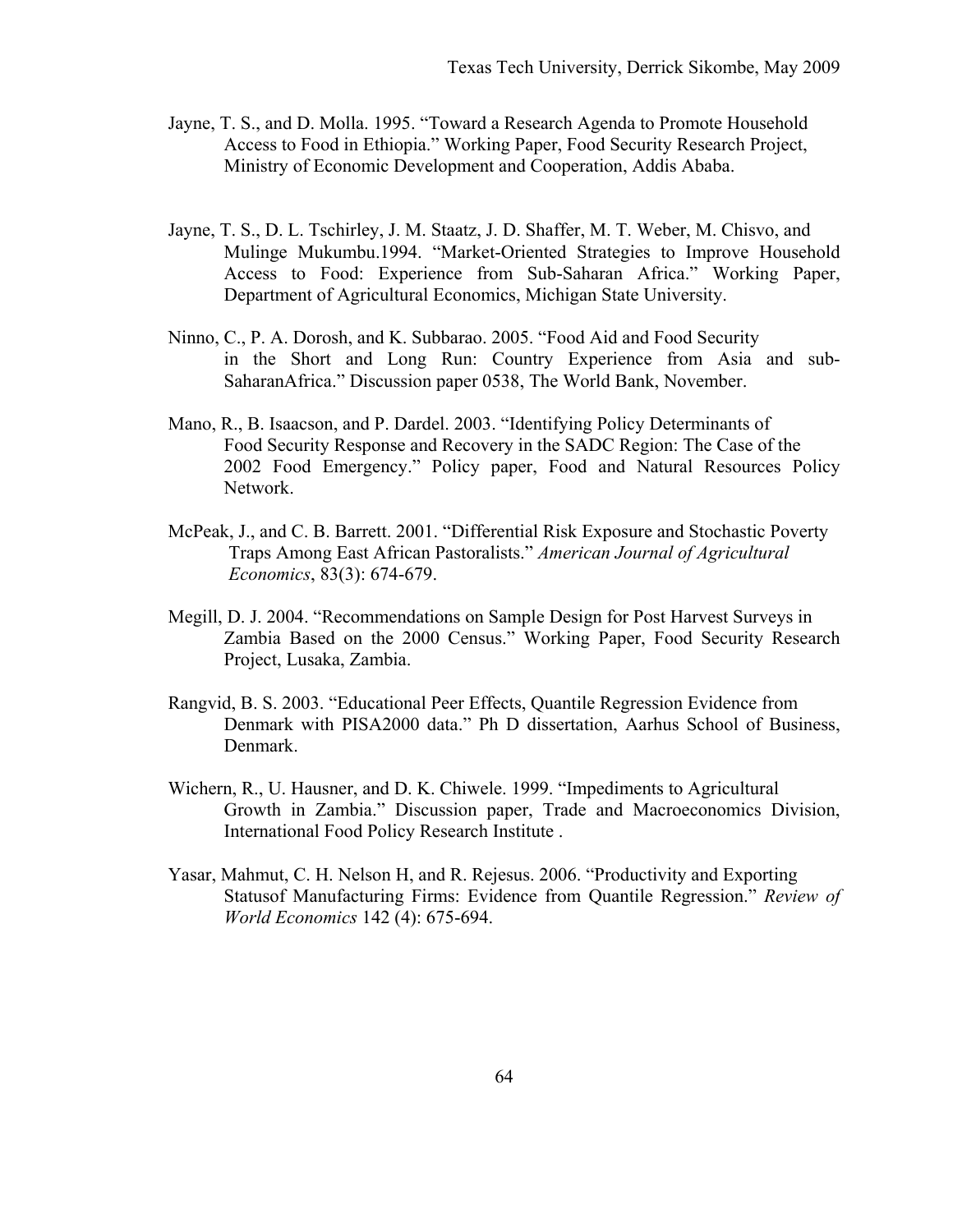Jayne, T. S., and D. Molla. 1995. "Toward a Research Agenda to Promote Household Access to Food in Ethiopia." Working Paper, Food Security Research Project, Ministry of Economic Development and Cooperation, Addis Ababa.

Jayne, T. S., D. L. Tschirley, J. M. Staatz, J. D. Shaffer, M. T. Weber, M. Chisvo, and Mulinge Mukumbu.1994. "Market-Oriented Strategies to Improve Household Access to Food: Experience from Sub-Saharan Africa." Working Paper, Department of Agricultural Economics, Michigan State University.

Ninno, C., P. A. Dorosh, and K. Subbarao. 2005. "Food Aid and Food Security in the Short and Long Run: Country Experience from Asia and sub-SaharanAfrica." Discussion paper 0538, The World Bank, November.

Mano, R., B. Isaacson, and P. Dardel. 2003. "Identifying Policy Determinants of Food Security Response and Recovery in the SADC Region: The Case of the 2002 Food Emergency." Policy paper, Food and Natural Resources Policy Network.

McPeak, J., and C. B. Barrett. 2001. "Differential Risk Exposure and Stochastic Poverty Traps Among East African Pastoralists." *American Journal of Agricultural Economics*, 83(3): 674-679.

Megill, D. J. 2004. "Recommendations on Sample Design for Post Harvest Surveys in Zambia Based on the 2000 Census." Working Paper, Food Security Research Project, Lusaka, Zambia.

Rangvid, B. S. 2003. "Educational Peer Effects, Quantile Regression Evidence from Denmark with PISA2000 data." Ph D dissertation, Aarhus School of Business, Denmark.

Wichern, R., U. Hausner, and D. K. Chiwele. 1999. "Impediments to Agricultural Growth in Zambia." Discussion paper, Trade and Macroeconomics Division, International Food Policy Research Institute .

Yasar, Mahmut, C. H. Nelson H, and R. Rejesus. 2006. "Productivity and Exporting Statusof Manufacturing Firms: Evidence from Quantile Regression." *Review of World Economics* 142 (4): 675-694.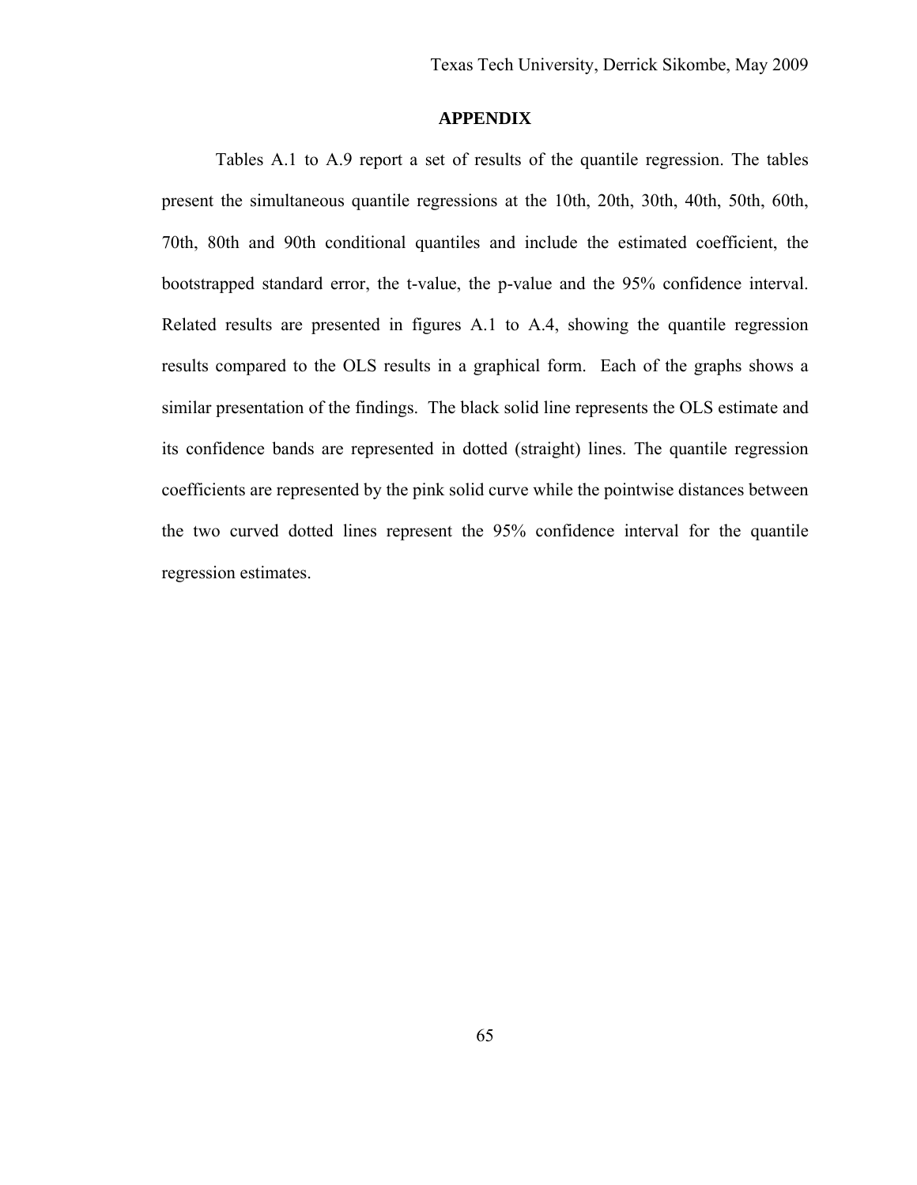# APPENDIX

Tables A.1 to A.9 report a set of results of the quantile regression. The tables present the simultaneous quantile regressions at the 10th, 20th, 30th, 40th, 50th, 60th, 70th, 80th and 90th conditional quantiles and include the estimated coefficient, the bootstrapped standard error, the t-value, the p-value and the 95% confidence interval. Related results are presented in figures A.1 to A.4, showing the quantile regression results compared to the OLS results in a graphical form. Each of the graphs shows a similar presentation of the findings. The black solid line represents the OLS estimate and its confidence bands are represented in dotted (straight) lines. The quantile regression coefficients are represented by the pink solid curve while the pointwise distances between the two curved dotted lines represent the 95% confidence interval for the quantile regression estimates.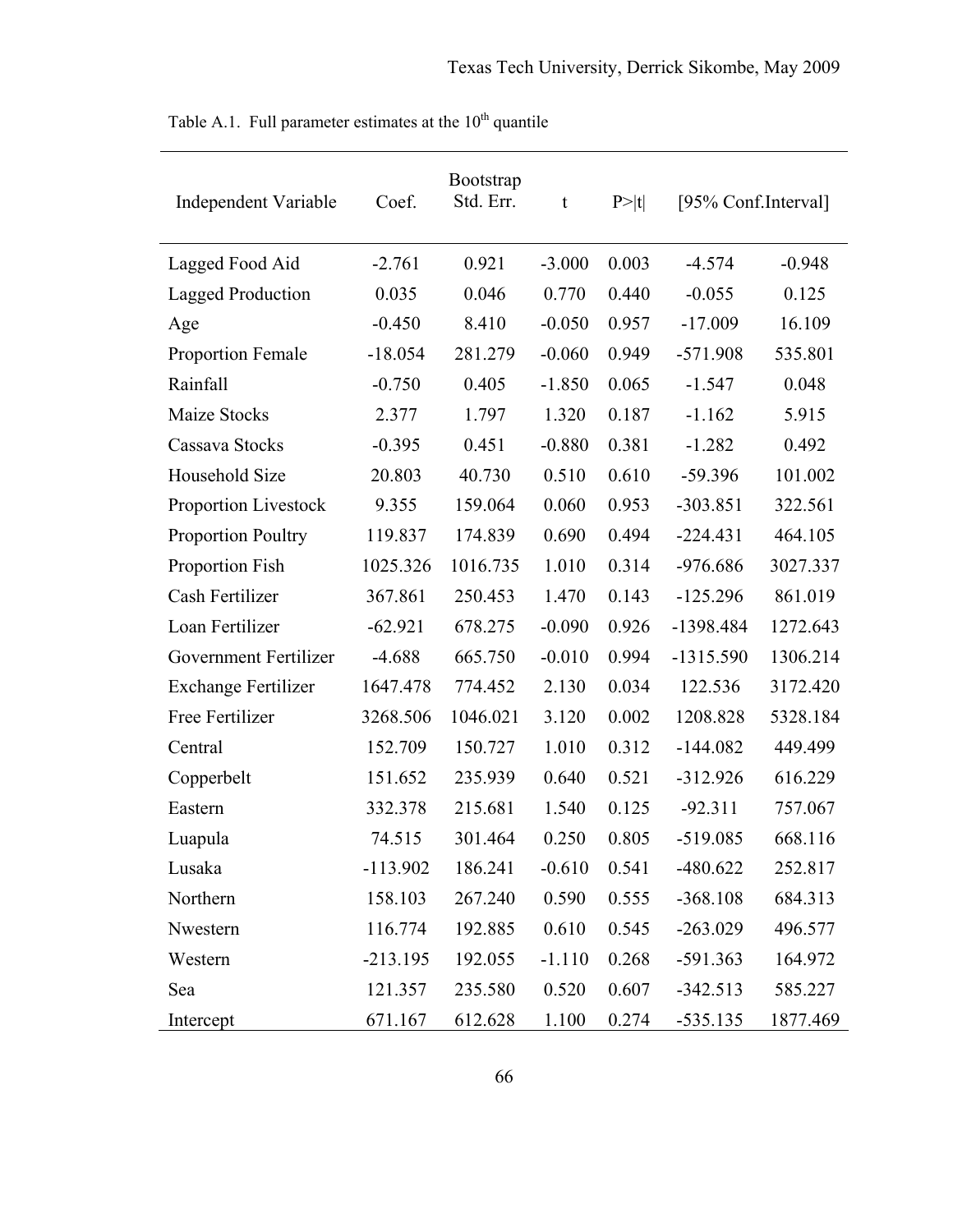Table A.1. Full parameter estimates at the 10th quantile

| Independent Variable | Coef. | Bootstrap Std. Err. | t | P>\|t\| | [95% Conf.Interval] | |
|---|---|---|---|---|---|---|
| Lagged Food Aid | -2.761 | 0.921 | -3.000 | 0.003 | -4.574 | -0.948 |
| Lagged Production | 0.035 | 0.046 | 0.770 | 0.440 | -0.055 | 0.125 |
| Age | -0.450 | 8.410 | -0.050 | 0.957 | -17.009 | 16.109 |
| Proportion Female | -18.054 | 281.279 | -0.060 | 0.949 | -571.908 | 535.801 |
| Rainfall | -0.750 | 0.405 | -1.850 | 0.065 | -1.547 | 0.048 |
| Maize Stocks | 2.377 | 1.797 | 1.320 | 0.187 | -1.162 | 5.915 |
| Cassava Stocks | -0.395 | 0.451 | -0.880 | 0.381 | -1.282 | 0.492 |
| Household Size | 20.803 | 40.730 | 0.510 | 0.610 | -59.396 | 101.002 |
| Proportion Livestock | 9.355 | 159.064 | 0.060 | 0.953 | -303.851 | 322.561 |
| Proportion Poultry | 119.837 | 174.839 | 0.690 | 0.494 | -224.431 | 464.105 |
| Proportion Fish | 1025.326 | 1016.735 | 1.010 | 0.314 | -976.686 | 3027.337 |
| Cash Fertilizer | 367.861 | 250.453 | 1.470 | 0.143 | -125.296 | 861.019 |
| Loan Fertilizer | -62.921 | 678.275 | -0.090 | 0.926 | -1398.484 | 1272.643 |
| Government Fertilizer | -4.688 | 665.750 | -0.010 | 0.994 | -1315.590 | 1306.214 |
| Exchange Fertilizer | 1647.478 | 774.452 | 2.130 | 0.034 | 122.536 | 3172.420 |
| Free Fertilizer | 3268.506 | 1046.021 | 3.120 | 0.002 | 1208.828 | 5328.184 |
| Central | 152.709 | 150.727 | 1.010 | 0.312 | -144.082 | 449.499 |
| Copperbelt | 151.652 | 235.939 | 0.640 | 0.521 | -312.926 | 616.229 |
| Eastern | 332.378 | 215.681 | 1.540 | 0.125 | -92.311 | 757.067 |
| Luapula | 74.515 | 301.464 | 0.250 | 0.805 | -519.085 | 668.116 |
| Lusaka | -113.902 | 186.241 | -0.610 | 0.541 | -480.622 | 252.817 |
| Northern | 158.103 | 267.240 | 0.590 | 0.555 | -368.108 | 684.313 |
| Nwestern | 116.774 | 192.885 | 0.610 | 0.545 | -263.029 | 496.577 |
| Western | -213.195 | 192.055 | -1.110 | 0.268 | -591.363 | 164.972 |
| Sea | 121.357 | 235.580 | 0.520 | 0.607 | -342.513 | 585.227 |
| Intercept | 671.167 | 612.628 | 1.100 | 0.274 | -535.135 | 1877.469 |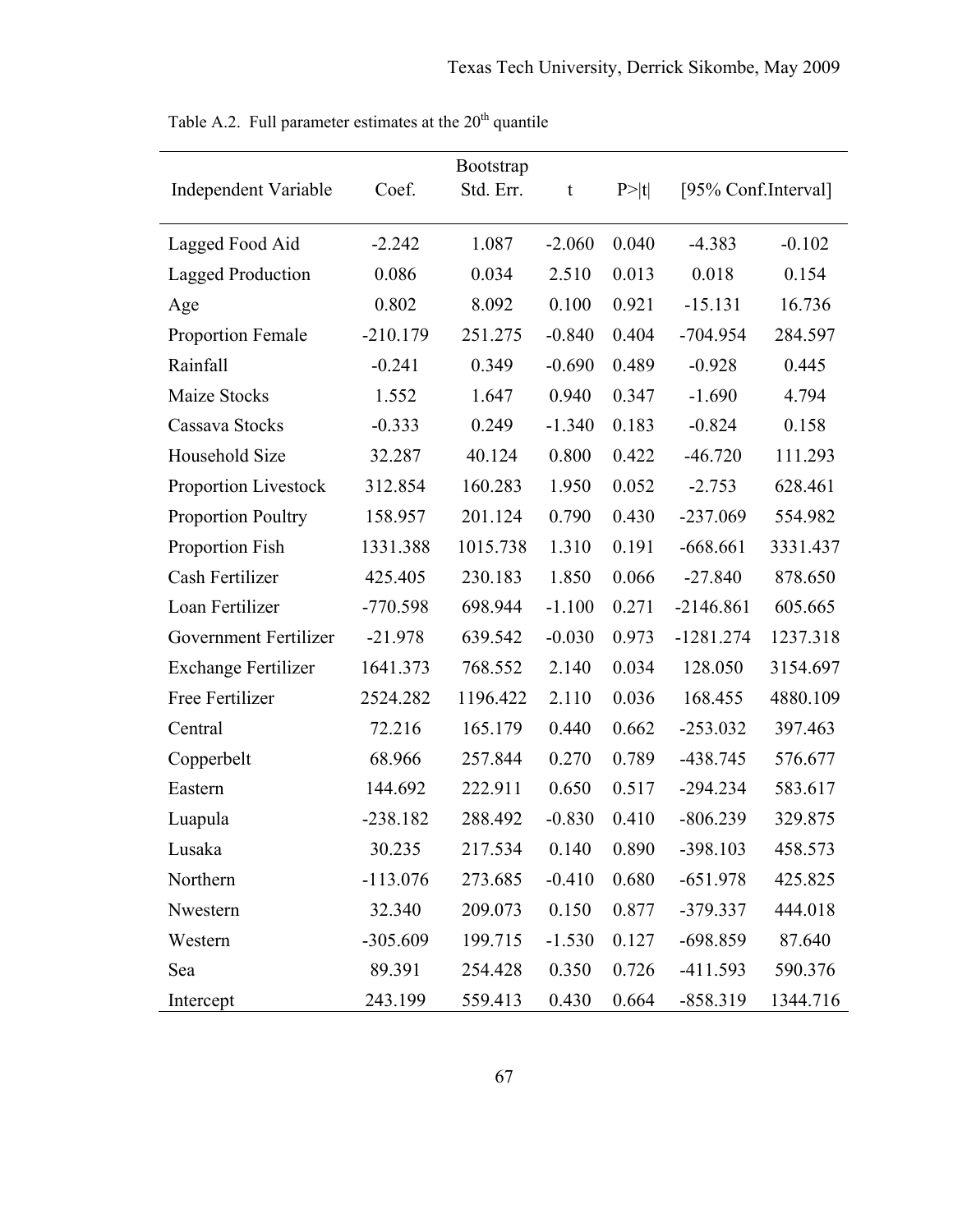Table A.2. Full parameter estimates at the 20[th] quantile

| Independent Variable | Coef. | Bootstrap Std. Err. | t | P>\|t\| | [95% Conf.Interval] | |
|---|---|---|---|---|---|---|
| Lagged Food Aid | -2.242 | 1.087 | -2.060 | 0.040 | -4.383 | -0.102 |
| Lagged Production | 0.086 | 0.034 | 2.510 | 0.013 | 0.018 | 0.154 |
| Age | 0.802 | 8.092 | 0.100 | 0.921 | -15.131 | 16.736 |
| Proportion Female | -210.179 | 251.275 | -0.840 | 0.404 | -704.954 | 284.597 |
| Rainfall | -0.241 | 0.349 | -0.690 | 0.489 | -0.928 | 0.445 |
| Maize Stocks | 1.552 | 1.647 | 0.940 | 0.347 | -1.690 | 4.794 |
| Cassava Stocks | -0.333 | 0.249 | -1.340 | 0.183 | -0.824 | 0.158 |
| Household Size | 32.287 | 40.124 | 0.800 | 0.422 | -46.720 | 111.293 |
| Proportion Livestock | 312.854 | 160.283 | 1.950 | 0.052 | -2.753 | 628.461 |
| Proportion Poultry | 158.957 | 201.124 | 0.790 | 0.430 | -237.069 | 554.982 |
| Proportion Fish | 1331.388 | 1015.738 | 1.310 | 0.191 | -668.661 | 3331.437 |
| Cash Fertilizer | 425.405 | 230.183 | 1.850 | 0.066 | -27.840 | 878.650 |
| Loan Fertilizer | -770.598 | 698.944 | -1.100 | 0.271 | -2146.861 | 605.665 |
| Government Fertilizer | -21.978 | 639.542 | -0.030 | 0.973 | -1281.274 | 1237.318 |
| Exchange Fertilizer | 1641.373 | 768.552 | 2.140 | 0.034 | 128.050 | 3154.697 |
| Free Fertilizer | 2524.282 | 1196.422 | 2.110 | 0.036 | 168.455 | 4880.109 |
| Central | 72.216 | 165.179 | 0.440 | 0.662 | -253.032 | 397.463 |
| Copperbelt | 68.966 | 257.844 | 0.270 | 0.789 | -438.745 | 576.677 |
| Eastern | 144.692 | 222.911 | 0.650 | 0.517 | -294.234 | 583.617 |
| Luapula | -238.182 | 288.492 | -0.830 | 0.410 | -806.239 | 329.875 |
| Lusaka | 30.235 | 217.534 | 0.140 | 0.890 | -398.103 | 458.573 |
| Northern | -113.076 | 273.685 | -0.410 | 0.680 | -651.978 | 425.825 |
| Nwestern | 32.340 | 209.073 | 0.150 | 0.877 | -379.337 | 444.018 |
| Western | -305.609 | 199.715 | -1.530 | 0.127 | -698.859 | 87.640 |
| Sea | 89.391 | 254.428 | 0.350 | 0.726 | -411.593 | 590.376 |
| Intercept | 243.199 | 559.413 | 0.430 | 0.664 | -858.319 | 1344.716 |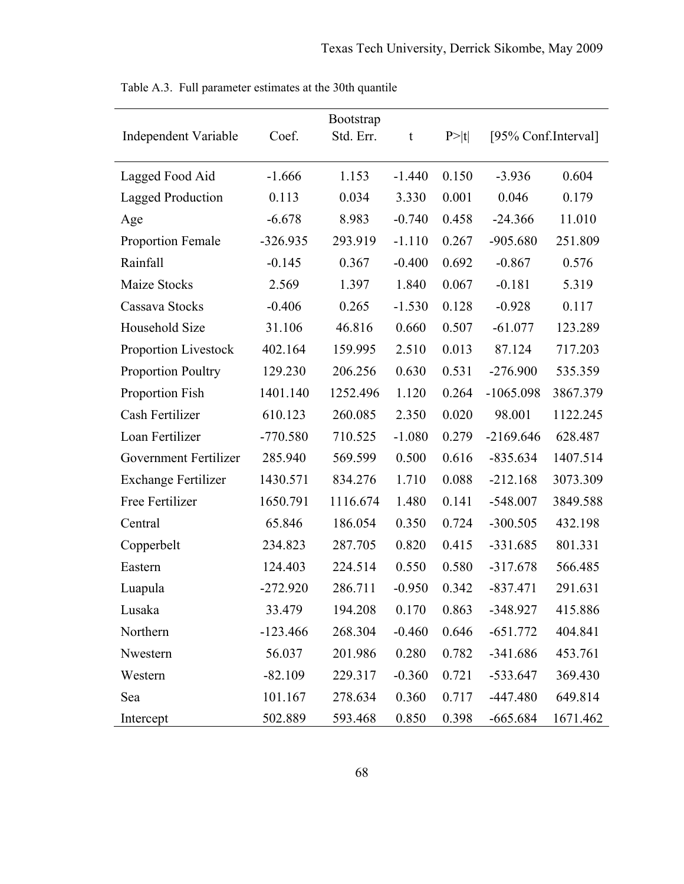Table A.3. Full parameter estimates at the 30th quantile

| Independent Variable | Coef. | Bootstrap Std. Err. | t | P>\|t\| | [95% Conf.Interval] | |
|---|---|---|---|---|---|---|
| Lagged Food Aid | -1.666 | 1.153 | -1.440 | 0.150 | -3.936 | 0.604 |
| Lagged Production | 0.113 | 0.034 | 3.330 | 0.001 | 0.046 | 0.179 |
| Age | -6.678 | 8.983 | -0.740 | 0.458 | -24.366 | 11.010 |
| Proportion Female | -326.935 | 293.919 | -1.110 | 0.267 | -905.680 | 251.809 |
| Rainfall | -0.145 | 0.367 | -0.400 | 0.692 | -0.867 | 0.576 |
| Maize Stocks | 2.569 | 1.397 | 1.840 | 0.067 | -0.181 | 5.319 |
| Cassava Stocks | -0.406 | 0.265 | -1.530 | 0.128 | -0.928 | 0.117 |
| Household Size | 31.106 | 46.816 | 0.660 | 0.507 | -61.077 | 123.289 |
| Proportion Livestock | 402.164 | 159.995 | 2.510 | 0.013 | 87.124 | 717.203 |
| Proportion Poultry | 129.230 | 206.256 | 0.630 | 0.531 | -276.900 | 535.359 |
| Proportion Fish | 1401.140 | 1252.496 | 1.120 | 0.264 | -1065.098 | 3867.379 |
| Cash Fertilizer | 610.123 | 260.085 | 2.350 | 0.020 | 98.001 | 1122.245 |
| Loan Fertilizer | -770.580 | 710.525 | -1.080 | 0.279 | -2169.646 | 628.487 |
| Government Fertilizer | 285.940 | 569.599 | 0.500 | 0.616 | -835.634 | 1407.514 |
| Exchange Fertilizer | 1430.571 | 834.276 | 1.710 | 0.088 | -212.168 | 3073.309 |
| Free Fertilizer | 1650.791 | 1116.674 | 1.480 | 0.141 | -548.007 | 3849.588 |
| Central | 65.846 | 186.054 | 0.350 | 0.724 | -300.505 | 432.198 |
| Copperbelt | 234.823 | 287.705 | 0.820 | 0.415 | -331.685 | 801.331 |
| Eastern | 124.403 | 224.514 | 0.550 | 0.580 | -317.678 | 566.485 |
| Luapula | -272.920 | 286.711 | -0.950 | 0.342 | -837.471 | 291.631 |
| Lusaka | 33.479 | 194.208 | 0.170 | 0.863 | -348.927 | 415.886 |
| Northern | -123.466 | 268.304 | -0.460 | 0.646 | -651.772 | 404.841 |
| Nwestern | 56.037 | 201.986 | 0.280 | 0.782 | -341.686 | 453.761 |
| Western | -82.109 | 229.317 | -0.360 | 0.721 | -533.647 | 369.430 |
| Sea | 101.167 | 278.634 | 0.360 | 0.717 | -447.480 | 649.814 |
| Intercept | 502.889 | 593.468 | 0.850 | 0.398 | -665.684 | 1671.462 |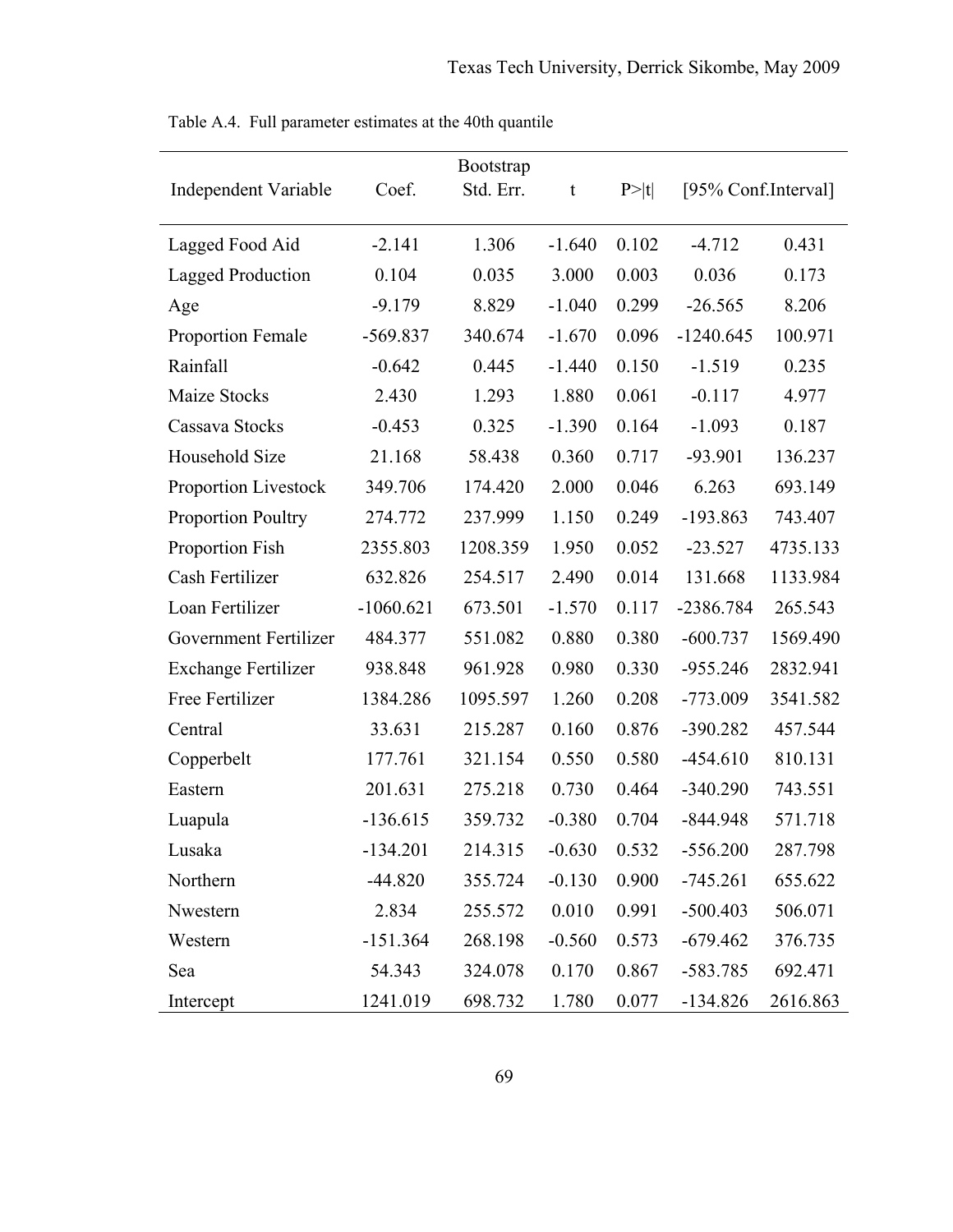Table A.4. Full parameter estimates at the 40th quantile

| Independent Variable | Coef. | Bootstrap Std. Err. | t | P>\|t\| | [95% Conf.Interval] | |
|---|---|---|---|---|---|---|
| Lagged Food Aid | -2.141 | 1.306 | -1.640 | 0.102 | -4.712 | 0.431 |
| Lagged Production | 0.104 | 0.035 | 3.000 | 0.003 | 0.036 | 0.173 |
| Age | -9.179 | 8.829 | -1.040 | 0.299 | -26.565 | 8.206 |
| Proportion Female | -569.837 | 340.674 | -1.670 | 0.096 | -1240.645 | 100.971 |
| Rainfall | -0.642 | 0.445 | -1.440 | 0.150 | -1.519 | 0.235 |
| Maize Stocks | 2.430 | 1.293 | 1.880 | 0.061 | -0.117 | 4.977 |
| Cassava Stocks | -0.453 | 0.325 | -1.390 | 0.164 | -1.093 | 0.187 |
| Household Size | 21.168 | 58.438 | 0.360 | 0.717 | -93.901 | 136.237 |
| Proportion Livestock | 349.706 | 174.420 | 2.000 | 0.046 | 6.263 | 693.149 |
| Proportion Poultry | 274.772 | 237.999 | 1.150 | 0.249 | -193.863 | 743.407 |
| Proportion Fish | 2355.803 | 1208.359 | 1.950 | 0.052 | -23.527 | 4735.133 |
| Cash Fertilizer | 632.826 | 254.517 | 2.490 | 0.014 | 131.668 | 1133.984 |
| Loan Fertilizer | -1060.621 | 673.501 | -1.570 | 0.117 | -2386.784 | 265.543 |
| Government Fertilizer | 484.377 | 551.082 | 0.880 | 0.380 | -600.737 | 1569.490 |
| Exchange Fertilizer | 938.848 | 961.928 | 0.980 | 0.330 | -955.246 | 2832.941 |
| Free Fertilizer | 1384.286 | 1095.597 | 1.260 | 0.208 | -773.009 | 3541.582 |
| Central | 33.631 | 215.287 | 0.160 | 0.876 | -390.282 | 457.544 |
| Copperbelt | 177.761 | 321.154 | 0.550 | 0.580 | -454.610 | 810.131 |
| Eastern | 201.631 | 275.218 | 0.730 | 0.464 | -340.290 | 743.551 |
| Luapula | -136.615 | 359.732 | -0.380 | 0.704 | -844.948 | 571.718 |
| Lusaka | -134.201 | 214.315 | -0.630 | 0.532 | -556.200 | 287.798 |
| Northern | -44.820 | 355.724 | -0.130 | 0.900 | -745.261 | 655.622 |
| Nwestern | 2.834 | 255.572 | 0.010 | 0.991 | -500.403 | 506.071 |
| Western | -151.364 | 268.198 | -0.560 | 0.573 | -679.462 | 376.735 |
| Sea | 54.343 | 324.078 | 0.170 | 0.867 | -583.785 | 692.471 |
| Intercept | 1241.019 | 698.732 | 1.780 | 0.077 | -134.826 | 2616.863 |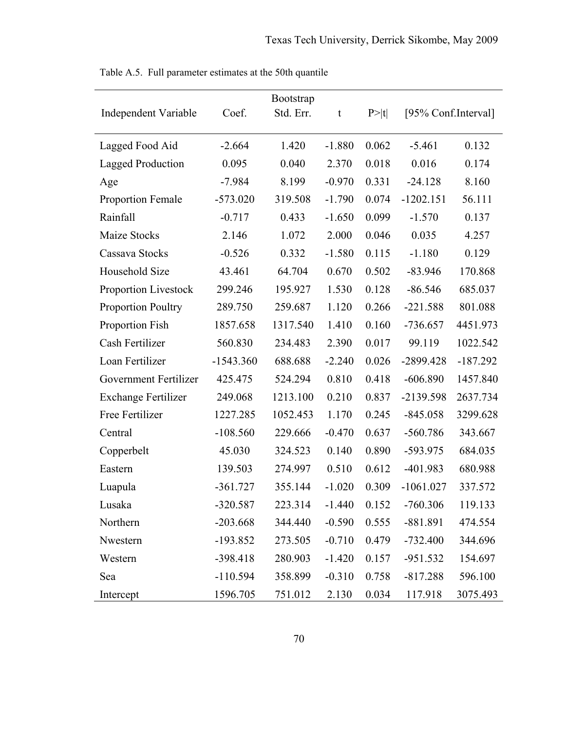Table A.5. Full parameter estimates at the 50th quantile

| Independent Variable | Coef. | Bootstrap Std. Err. | t | P>\|t\| | [95% Conf.Interval] | |
|---|---|---|---|---|---|---|
| Lagged Food Aid | -2.664 | 1.420 | -1.880 | 0.062 | -5.461 | 0.132 |
| Lagged Production | 0.095 | 0.040 | 2.370 | 0.018 | 0.016 | 0.174 |
| Age | -7.984 | 8.199 | -0.970 | 0.331 | -24.128 | 8.160 |
| Proportion Female | -573.020 | 319.508 | -1.790 | 0.074 | -1202.151 | 56.111 |
| Rainfall | -0.717 | 0.433 | -1.650 | 0.099 | -1.570 | 0.137 |
| Maize Stocks | 2.146 | 1.072 | 2.000 | 0.046 | 0.035 | 4.257 |
| Cassava Stocks | -0.526 | 0.332 | -1.580 | 0.115 | -1.180 | 0.129 |
| Household Size | 43.461 | 64.704 | 0.670 | 0.502 | -83.946 | 170.868 |
| Proportion Livestock | 299.246 | 195.927 | 1.530 | 0.128 | -86.546 | 685.037 |
| Proportion Poultry | 289.750 | 259.687 | 1.120 | 0.266 | -221.588 | 801.088 |
| Proportion Fish | 1857.658 | 1317.540 | 1.410 | 0.160 | -736.657 | 4451.973 |
| Cash Fertilizer | 560.830 | 234.483 | 2.390 | 0.017 | 99.119 | 1022.542 |
| Loan Fertilizer | -1543.360 | 688.688 | -2.240 | 0.026 | -2899.428 | -187.292 |
| Government Fertilizer | 425.475 | 524.294 | 0.810 | 0.418 | -606.890 | 1457.840 |
| Exchange Fertilizer | 249.068 | 1213.100 | 0.210 | 0.837 | -2139.598 | 2637.734 |
| Free Fertilizer | 1227.285 | 1052.453 | 1.170 | 0.245 | -845.058 | 3299.628 |
| Central | -108.560 | 229.666 | -0.470 | 0.637 | -560.786 | 343.667 |
| Copperbelt | 45.030 | 324.523 | 0.140 | 0.890 | -593.975 | 684.035 |
| Eastern | 139.503 | 274.997 | 0.510 | 0.612 | -401.983 | 680.988 |
| Luapula | -361.727 | 355.144 | -1.020 | 0.309 | -1061.027 | 337.572 |
| Lusaka | -320.587 | 223.314 | -1.440 | 0.152 | -760.306 | 119.133 |
| Northern | -203.668 | 344.440 | -0.590 | 0.555 | -881.891 | 474.554 |
| Nwestern | -193.852 | 273.505 | -0.710 | 0.479 | -732.400 | 344.696 |
| Western | -398.418 | 280.903 | -1.420 | 0.157 | -951.532 | 154.697 |
| Sea | -110.594 | 358.899 | -0.310 | 0.758 | -817.288 | 596.100 |
| Intercept | 1596.705 | 751.012 | 2.130 | 0.034 | 117.918 | 3075.493 |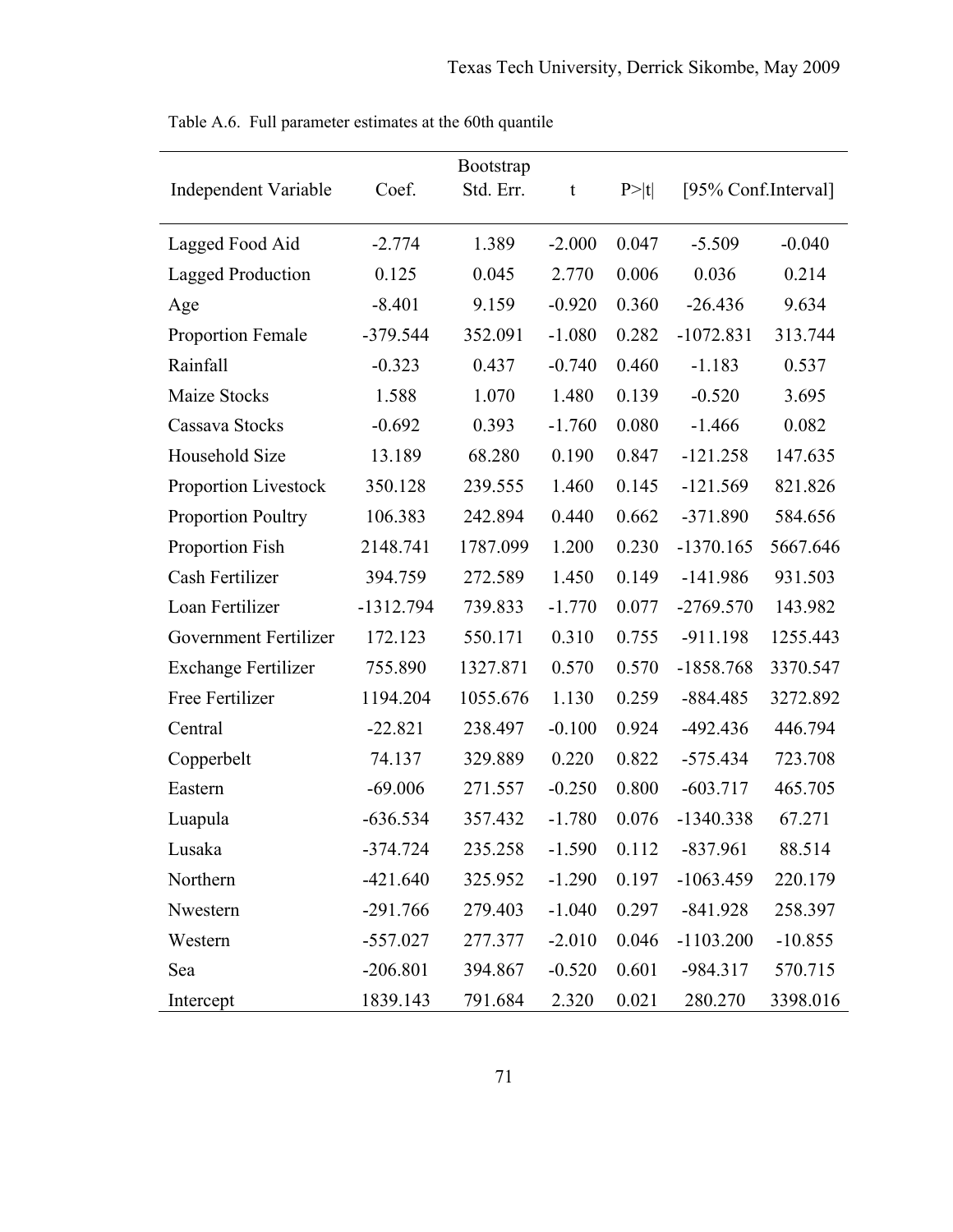Table A.6. Full parameter estimates at the 60th quantile

| Independent Variable | Coef. | Bootstrap Std. Err. | t | P>\|t\| | [95% Conf.Interval] | |
|---|---|---|---|---|---|---|
| Lagged Food Aid | -2.774 | 1.389 | -2.000 | 0.047 | -5.509 | -0.040 |
| Lagged Production | 0.125 | 0.045 | 2.770 | 0.006 | 0.036 | 0.214 |
| Age | -8.401 | 9.159 | -0.920 | 0.360 | -26.436 | 9.634 |
| Proportion Female | -379.544 | 352.091 | -1.080 | 0.282 | -1072.831 | 313.744 |
| Rainfall | -0.323 | 0.437 | -0.740 | 0.460 | -1.183 | 0.537 |
| Maize Stocks | 1.588 | 1.070 | 1.480 | 0.139 | -0.520 | 3.695 |
| Cassava Stocks | -0.692 | 0.393 | -1.760 | 0.080 | -1.466 | 0.082 |
| Household Size | 13.189 | 68.280 | 0.190 | 0.847 | -121.258 | 147.635 |
| Proportion Livestock | 350.128 | 239.555 | 1.460 | 0.145 | -121.569 | 821.826 |
| Proportion Poultry | 106.383 | 242.894 | 0.440 | 0.662 | -371.890 | 584.656 |
| Proportion Fish | 2148.741 | 1787.099 | 1.200 | 0.230 | -1370.165 | 5667.646 |
| Cash Fertilizer | 394.759 | 272.589 | 1.450 | 0.149 | -141.986 | 931.503 |
| Loan Fertilizer | -1312.794 | 739.833 | -1.770 | 0.077 | -2769.570 | 143.982 |
| Government Fertilizer | 172.123 | 550.171 | 0.310 | 0.755 | -911.198 | 1255.443 |
| Exchange Fertilizer | 755.890 | 1327.871 | 0.570 | 0.570 | -1858.768 | 3370.547 |
| Free Fertilizer | 1194.204 | 1055.676 | 1.130 | 0.259 | -884.485 | 3272.892 |
| Central | -22.821 | 238.497 | -0.100 | 0.924 | -492.436 | 446.794 |
| Copperbelt | 74.137 | 329.889 | 0.220 | 0.822 | -575.434 | 723.708 |
| Eastern | -69.006 | 271.557 | -0.250 | 0.800 | -603.717 | 465.705 |
| Luapula | -636.534 | 357.432 | -1.780 | 0.076 | -1340.338 | 67.271 |
| Lusaka | -374.724 | 235.258 | -1.590 | 0.112 | -837.961 | 88.514 |
| Northern | -421.640 | 325.952 | -1.290 | 0.197 | -1063.459 | 220.179 |
| Nwestern | -291.766 | 279.403 | -1.040 | 0.297 | -841.928 | 258.397 |
| Western | -557.027 | 277.377 | -2.010 | 0.046 | -1103.200 | -10.855 |
| Sea | -206.801 | 394.867 | -0.520 | 0.601 | -984.317 | 570.715 |
| Intercept | 1839.143 | 791.684 | 2.320 | 0.021 | 280.270 | 3398.016 |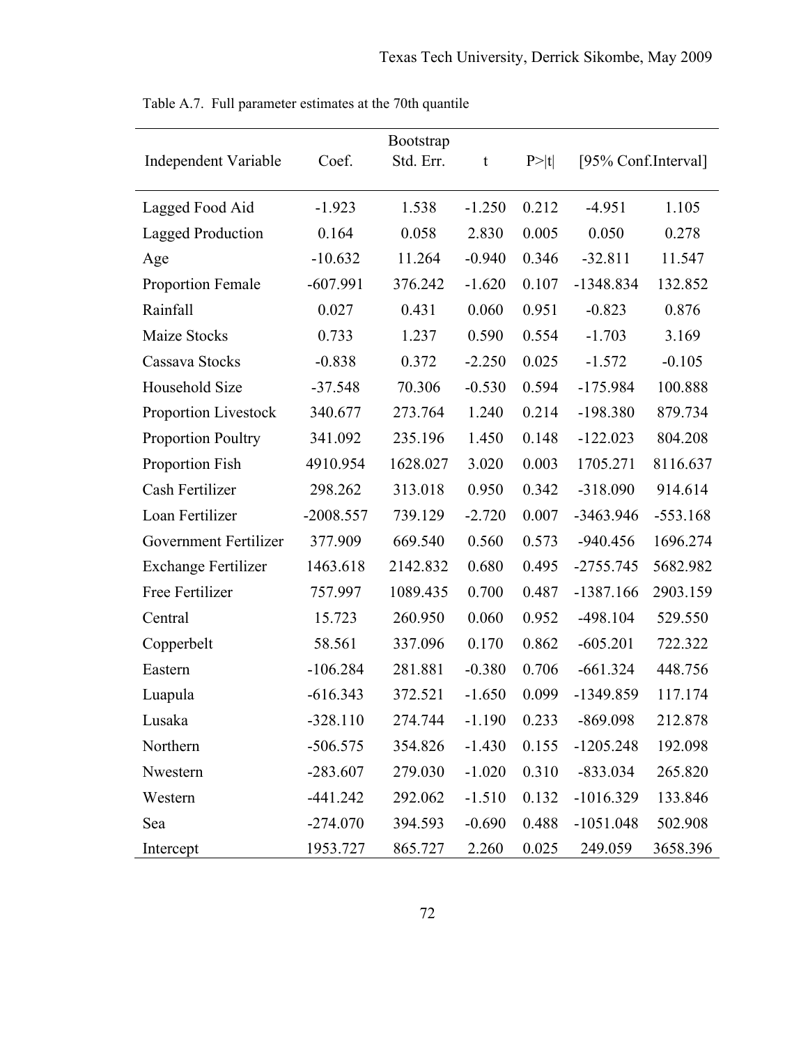Table A.7. Full parameter estimates at the 70th quantile

| Independent Variable | Coef. | Bootstrap Std. Err. | t | P>\|t\| | [95% Conf.Interval] | |
|---|---|---|---|---|---|---|
| Lagged Food Aid | -1.923 | 1.538 | -1.250 | 0.212 | -4.951 | 1.105 |
| Lagged Production | 0.164 | 0.058 | 2.830 | 0.005 | 0.050 | 0.278 |
| Age | -10.632 | 11.264 | -0.940 | 0.346 | -32.811 | 11.547 |
| Proportion Female | -607.991 | 376.242 | -1.620 | 0.107 | -1348.834 | 132.852 |
| Rainfall | 0.027 | 0.431 | 0.060 | 0.951 | -0.823 | 0.876 |
| Maize Stocks | 0.733 | 1.237 | 0.590 | 0.554 | -1.703 | 3.169 |
| Cassava Stocks | -0.838 | 0.372 | -2.250 | 0.025 | -1.572 | -0.105 |
| Household Size | -37.548 | 70.306 | -0.530 | 0.594 | -175.984 | 100.888 |
| Proportion Livestock | 340.677 | 273.764 | 1.240 | 0.214 | -198.380 | 879.734 |
| Proportion Poultry | 341.092 | 235.196 | 1.450 | 0.148 | -122.023 | 804.208 |
| Proportion Fish | 4910.954 | 1628.027 | 3.020 | 0.003 | 1705.271 | 8116.637 |
| Cash Fertilizer | 298.262 | 313.018 | 0.950 | 0.342 | -318.090 | 914.614 |
| Loan Fertilizer | -2008.557 | 739.129 | -2.720 | 0.007 | -3463.946 | -553.168 |
| Government Fertilizer | 377.909 | 669.540 | 0.560 | 0.573 | -940.456 | 1696.274 |
| Exchange Fertilizer | 1463.618 | 2142.832 | 0.680 | 0.495 | -2755.745 | 5682.982 |
| Free Fertilizer | 757.997 | 1089.435 | 0.700 | 0.487 | -1387.166 | 2903.159 |
| Central | 15.723 | 260.950 | 0.060 | 0.952 | -498.104 | 529.550 |
| Copperbelt | 58.561 | 337.096 | 0.170 | 0.862 | -605.201 | 722.322 |
| Eastern | -106.284 | 281.881 | -0.380 | 0.706 | -661.324 | 448.756 |
| Luapula | -616.343 | 372.521 | -1.650 | 0.099 | -1349.859 | 117.174 |
| Lusaka | -328.110 | 274.744 | -1.190 | 0.233 | -869.098 | 212.878 |
| Northern | -506.575 | 354.826 | -1.430 | 0.155 | -1205.248 | 192.098 |
| Nwestern | -283.607 | 279.030 | -1.020 | 0.310 | -833.034 | 265.820 |
| Western | -441.242 | 292.062 | -1.510 | 0.132 | -1016.329 | 133.846 |
| Sea | -274.070 | 394.593 | -0.690 | 0.488 | -1051.048 | 502.908 |
| Intercept | 1953.727 | 865.727 | 2.260 | 0.025 | 249.059 | 3658.396 |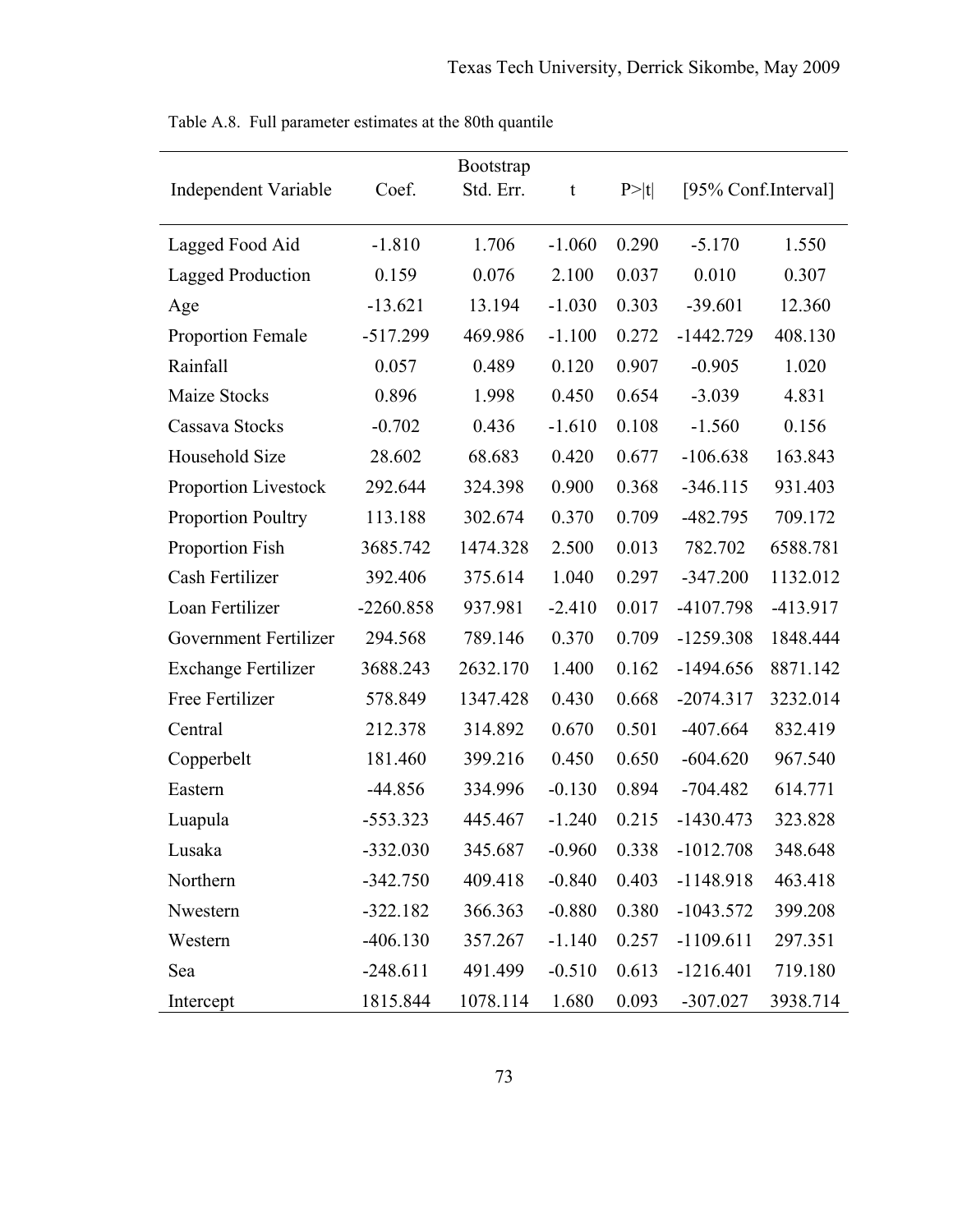Table A.8. Full parameter estimates at the 80th quantile

| Independent Variable | Coef. | Bootstrap Std. Err. | t | P>\|t\| | [95% Conf.Interval] | |
|---|---|---|---|---|---|---|
| Lagged Food Aid | -1.810 | 1.706 | -1.060 | 0.290 | -5.170 | 1.550 |
| Lagged Production | 0.159 | 0.076 | 2.100 | 0.037 | 0.010 | 0.307 |
| Age | -13.621 | 13.194 | -1.030 | 0.303 | -39.601 | 12.360 |
| Proportion Female | -517.299 | 469.986 | -1.100 | 0.272 | -1442.729 | 408.130 |
| Rainfall | 0.057 | 0.489 | 0.120 | 0.907 | -0.905 | 1.020 |
| Maize Stocks | 0.896 | 1.998 | 0.450 | 0.654 | -3.039 | 4.831 |
| Cassava Stocks | -0.702 | 0.436 | -1.610 | 0.108 | -1.560 | 0.156 |
| Household Size | 28.602 | 68.683 | 0.420 | 0.677 | -106.638 | 163.843 |
| Proportion Livestock | 292.644 | 324.398 | 0.900 | 0.368 | -346.115 | 931.403 |
| Proportion Poultry | 113.188 | 302.674 | 0.370 | 0.709 | -482.795 | 709.172 |
| Proportion Fish | 3685.742 | 1474.328 | 2.500 | 0.013 | 782.702 | 6588.781 |
| Cash Fertilizer | 392.406 | 375.614 | 1.040 | 0.297 | -347.200 | 1132.012 |
| Loan Fertilizer | -2260.858 | 937.981 | -2.410 | 0.017 | -4107.798 | -413.917 |
| Government Fertilizer | 294.568 | 789.146 | 0.370 | 0.709 | -1259.308 | 1848.444 |
| Exchange Fertilizer | 3688.243 | 2632.170 | 1.400 | 0.162 | -1494.656 | 8871.142 |
| Free Fertilizer | 578.849 | 1347.428 | 0.430 | 0.668 | -2074.317 | 3232.014 |
| Central | 212.378 | 314.892 | 0.670 | 0.501 | -407.664 | 832.419 |
| Copperbelt | 181.460 | 399.216 | 0.450 | 0.650 | -604.620 | 967.540 |
| Eastern | -44.856 | 334.996 | -0.130 | 0.894 | -704.482 | 614.771 |
| Luapula | -553.323 | 445.467 | -1.240 | 0.215 | -1430.473 | 323.828 |
| Lusaka | -332.030 | 345.687 | -0.960 | 0.338 | -1012.708 | 348.648 |
| Northern | -342.750 | 409.418 | -0.840 | 0.403 | -1148.918 | 463.418 |
| Nwestern | -322.182 | 366.363 | -0.880 | 0.380 | -1043.572 | 399.208 |
| Western | -406.130 | 357.267 | -1.140 | 0.257 | -1109.611 | 297.351 |
| Sea | -248.611 | 491.499 | -0.510 | 0.613 | -1216.401 | 719.180 |
| Intercept | 1815.844 | 1078.114 | 1.680 | 0.093 | -307.027 | 3938.714 |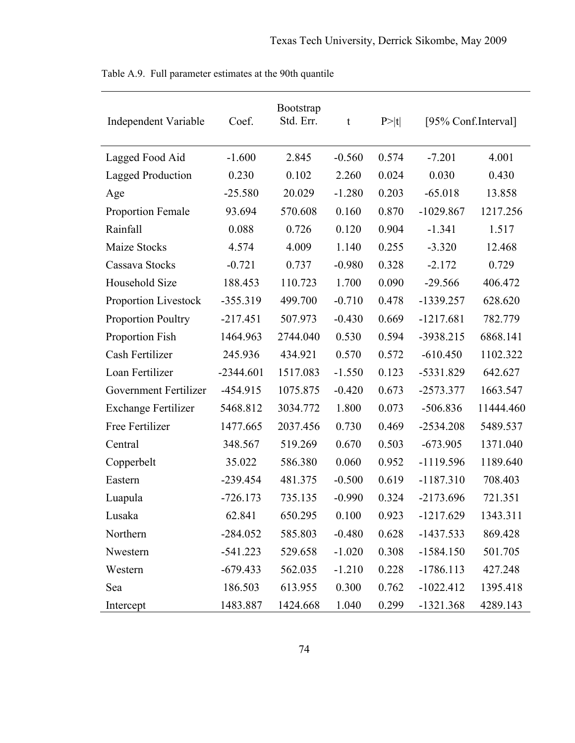Table A.9. Full parameter estimates at the 90th quantile

| Independent Variable | Coef. | Bootstrap Std. Err. | t | P>\|t\| | [95% Conf.Interval] | |
|---|---|---|---|---|---|---|
| Lagged Food Aid | -1.600 | 2.845 | -0.560 | 0.574 | -7.201 | 4.001 |
| Lagged Production | 0.230 | 0.102 | 2.260 | 0.024 | 0.030 | 0.430 |
| Age | -25.580 | 20.029 | -1.280 | 0.203 | -65.018 | 13.858 |
| Proportion Female | 93.694 | 570.608 | 0.160 | 0.870 | -1029.867 | 1217.256 |
| Rainfall | 0.088 | 0.726 | 0.120 | 0.904 | -1.341 | 1.517 |
| Maize Stocks | 4.574 | 4.009 | 1.140 | 0.255 | -3.320 | 12.468 |
| Cassava Stocks | -0.721 | 0.737 | -0.980 | 0.328 | -2.172 | 0.729 |
| Household Size | 188.453 | 110.723 | 1.700 | 0.090 | -29.566 | 406.472 |
| Proportion Livestock | -355.319 | 499.700 | -0.710 | 0.478 | -1339.257 | 628.620 |
| Proportion Poultry | -217.451 | 507.973 | -0.430 | 0.669 | -1217.681 | 782.779 |
| Proportion Fish | 1464.963 | 2744.040 | 0.530 | 0.594 | -3938.215 | 6868.141 |
| Cash Fertilizer | 245.936 | 434.921 | 0.570 | 0.572 | -610.450 | 1102.322 |
| Loan Fertilizer | -2344.601 | 1517.083 | -1.550 | 0.123 | -5331.829 | 642.627 |
| Government Fertilizer | -454.915 | 1075.875 | -0.420 | 0.673 | -2573.377 | 1663.547 |
| Exchange Fertilizer | 5468.812 | 3034.772 | 1.800 | 0.073 | -506.836 | 11444.460 |
| Free Fertilizer | 1477.665 | 2037.456 | 0.730 | 0.469 | -2534.208 | 5489.537 |
| Central | 348.567 | 519.269 | 0.670 | 0.503 | -673.905 | 1371.040 |
| Copperbelt | 35.022 | 586.380 | 0.060 | 0.952 | -1119.596 | 1189.640 |
| Eastern | -239.454 | 481.375 | -0.500 | 0.619 | -1187.310 | 708.403 |
| Luapula | -726.173 | 735.135 | -0.990 | 0.324 | -2173.696 | 721.351 |
| Lusaka | 62.841 | 650.295 | 0.100 | 0.923 | -1217.629 | 1343.311 |
| Northern | -284.052 | 585.803 | -0.480 | 0.628 | -1437.533 | 869.428 |
| Nwestern | -541.223 | 529.658 | -1.020 | 0.308 | -1584.150 | 501.705 |
| Western | -679.433 | 562.035 | -1.210 | 0.228 | -1786.113 | 427.248 |
| Sea | 186.503 | 613.955 | 0.300 | 0.762 | -1022.412 | 1395.418 |
| Intercept | 1483.887 | 1424.668 | 1.040 | 0.299 | -1321.368 | 4289.143 |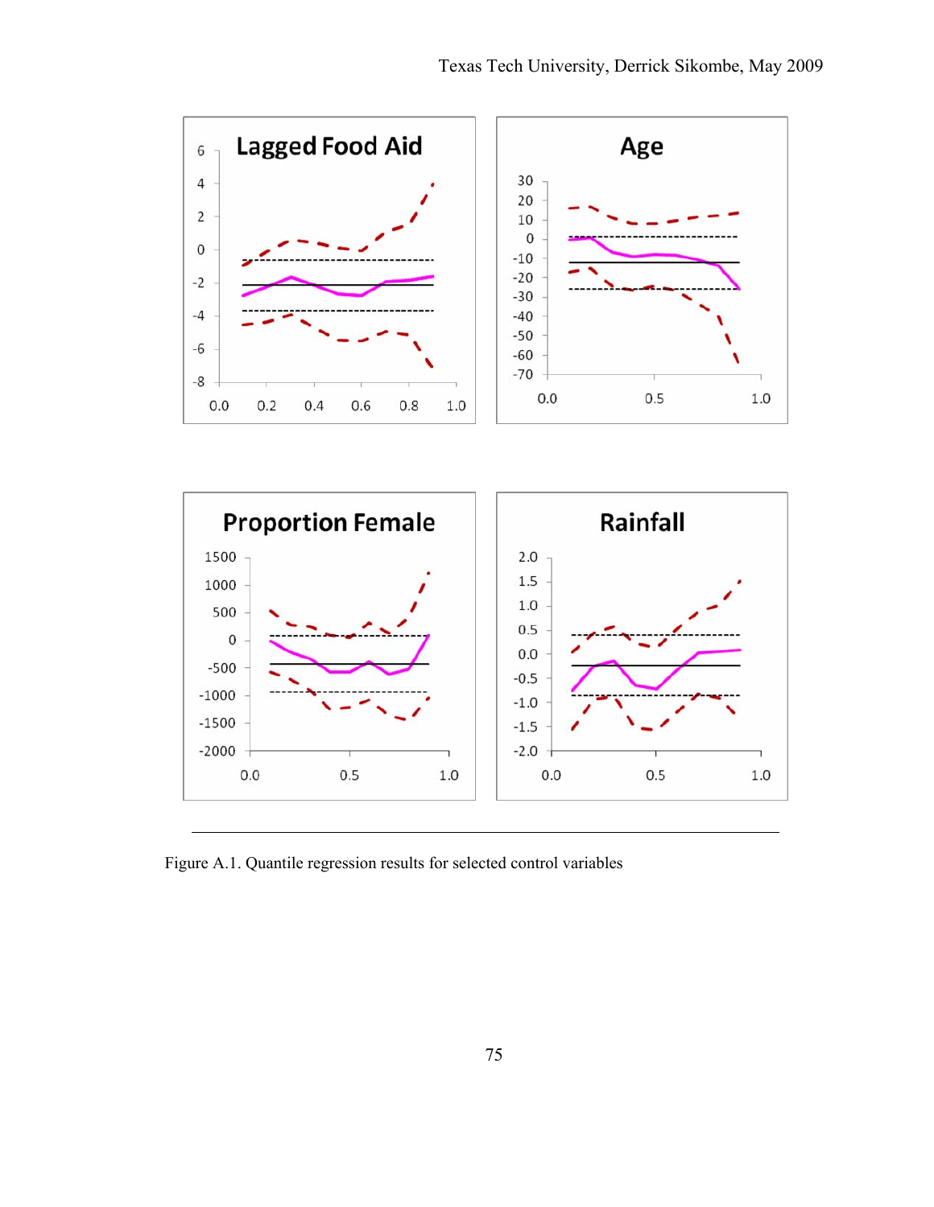Figure A.1. Quantile regression results for selected control variables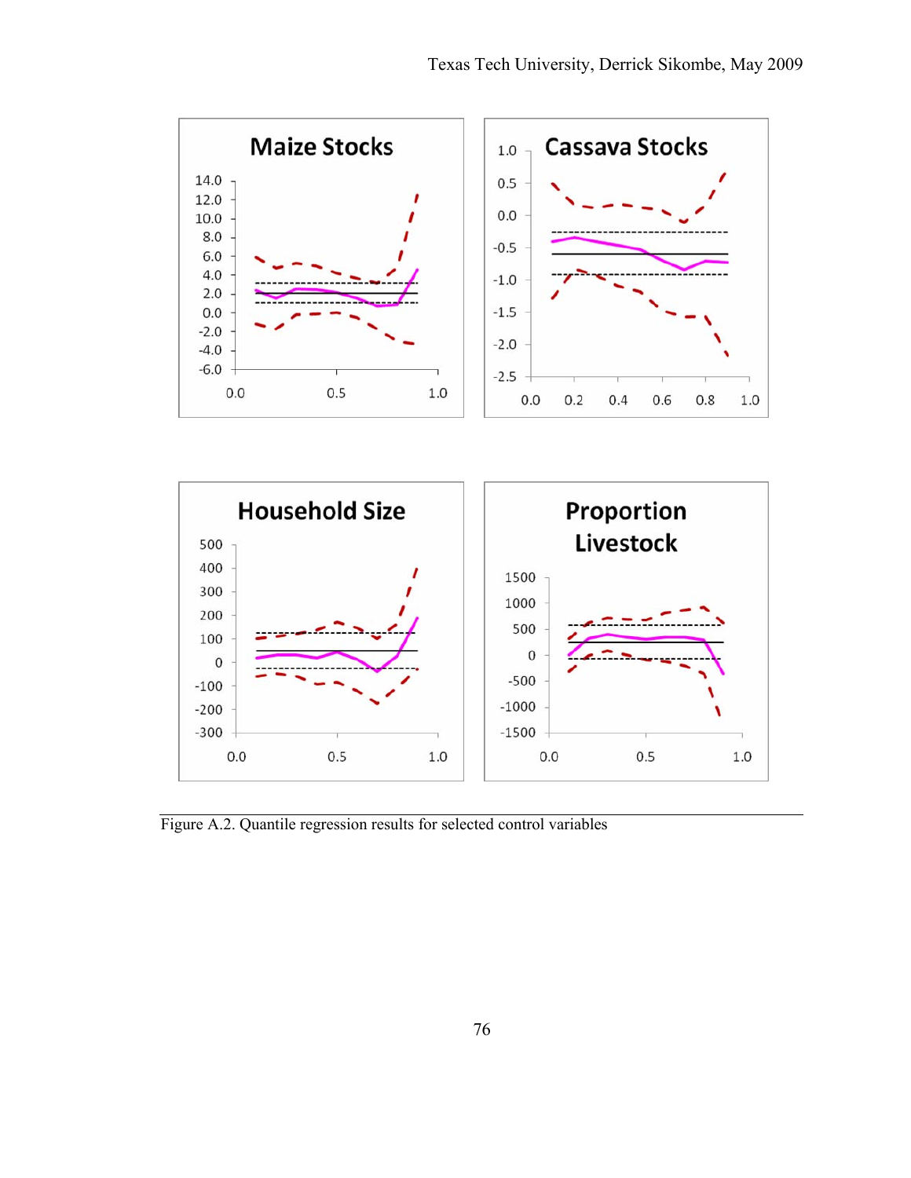Figure A.2. Quantile regression results for selected control variables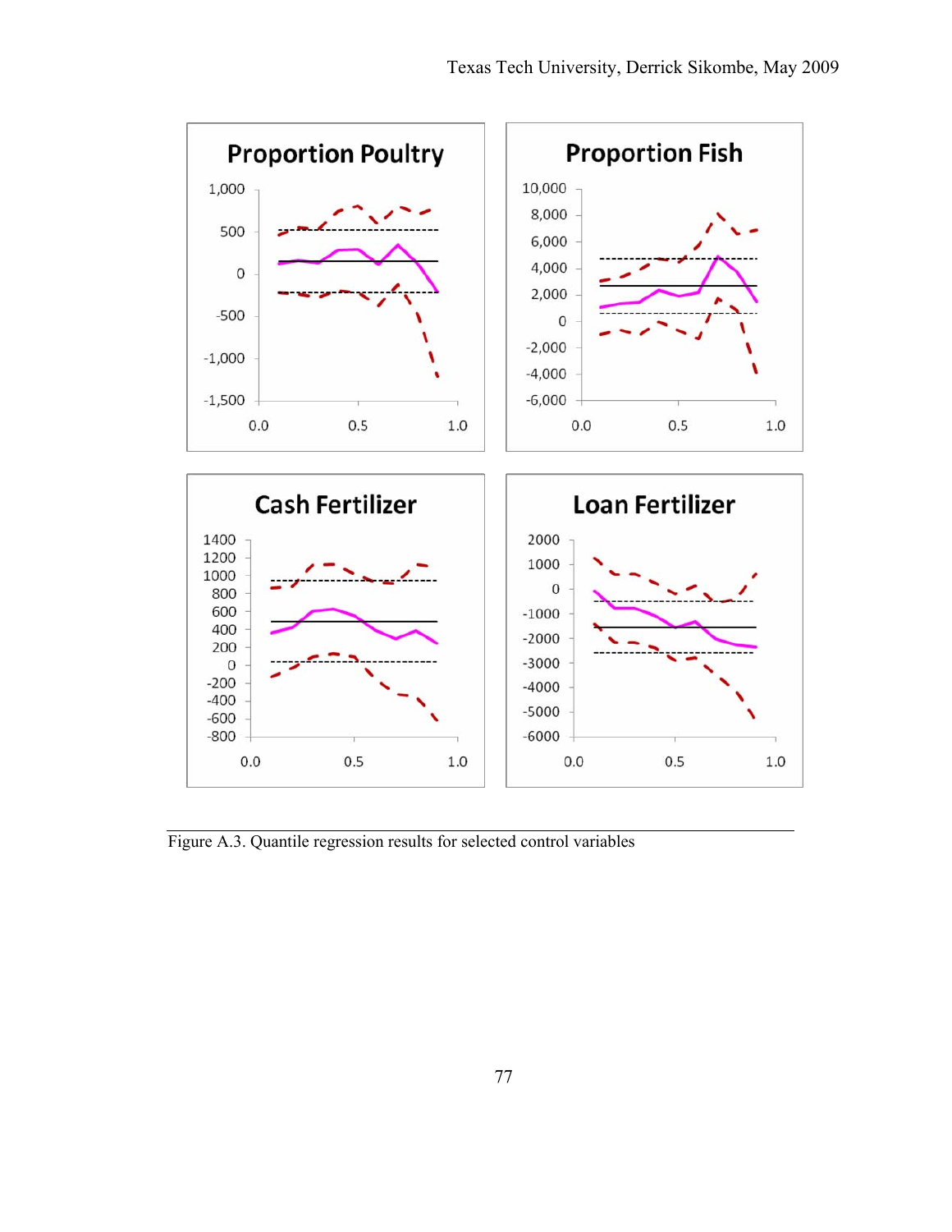Figure A.3. Quantile regression results for selected control variables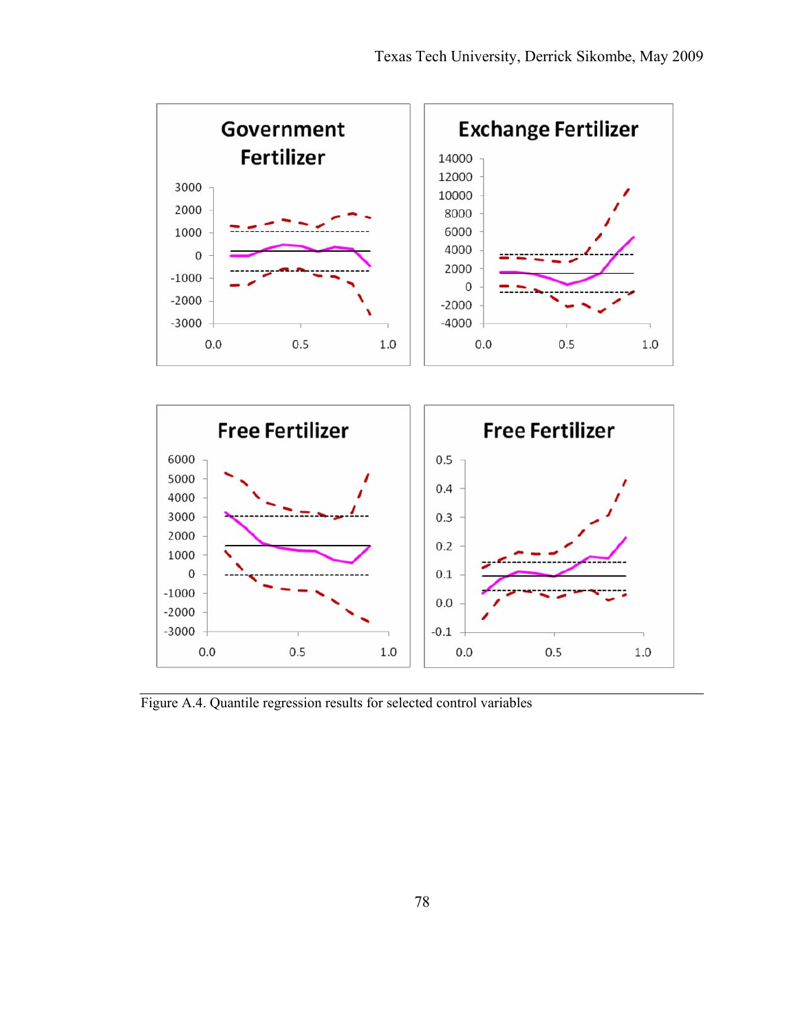Figure A.4. Quantile regression results for selected control variables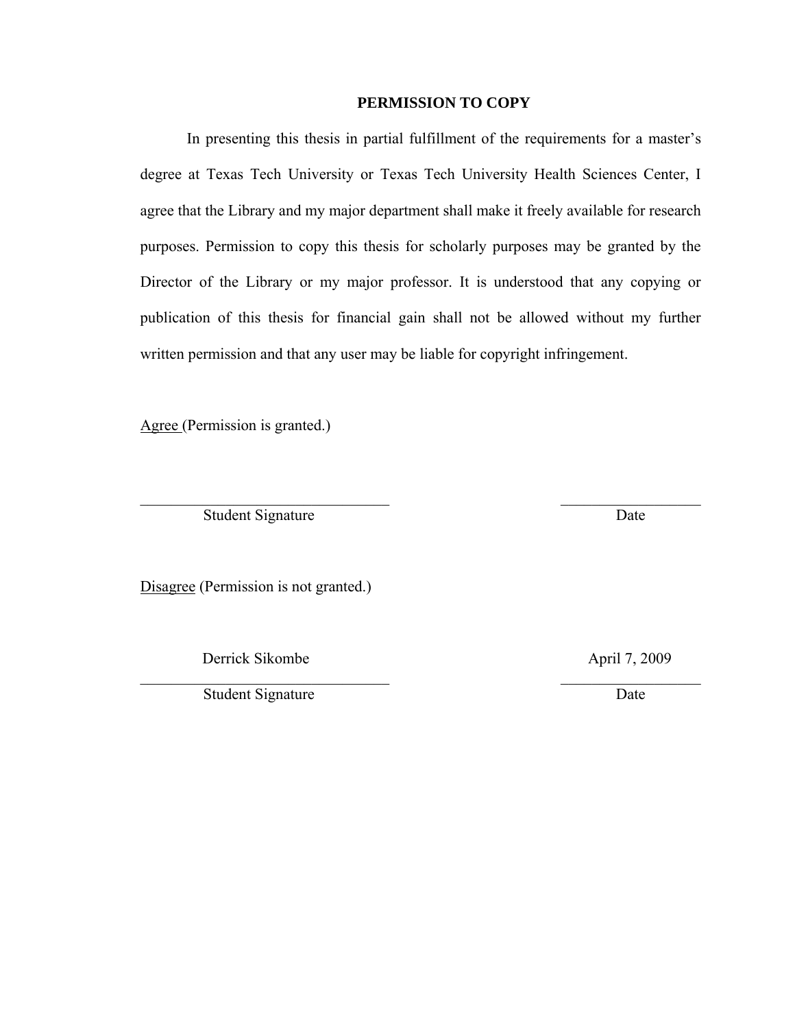**PERMISSION TO COPY**

In presenting this thesis in partial fulfillment of the requirements for a master's degree at Texas Tech University or Texas Tech University Health Sciences Center, I agree that the Library and my major department shall make it freely available for research purposes. Permission to copy this thesis for scholarly purposes may be granted by the Director of the Library or my major professor. It is understood that any copying or publication of this thesis for financial gain shall not be allowed without my further written permission and that any user may be liable for copyright infringement.

<u>Agree</u> (Permission is granted.)

_________________________________ __________________

Student Signature Date

<u>Disagree</u> (Permission is not granted.)

Derrick Sikombe April 7, 2009

_________________________________ __________________

Student Signature Date